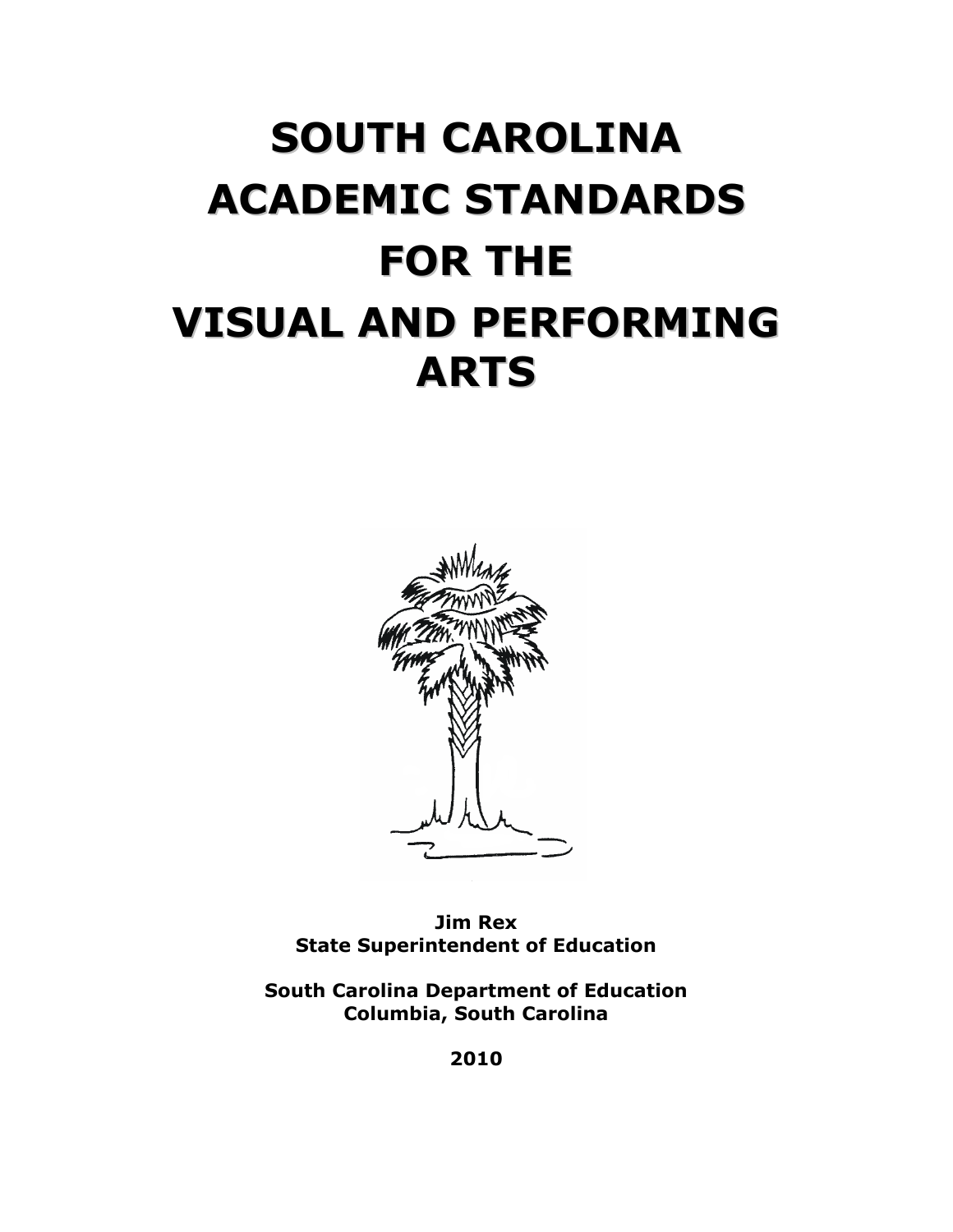# SOUTH CAROLINA ACADEMIC STANDARDS FOR THE VISUAL AND PERFORMING ARTS

**Jim Rex**
**State Superintendent of Education**

**South Carolina Department of Education**
**Columbia, South Carolina**

**2010**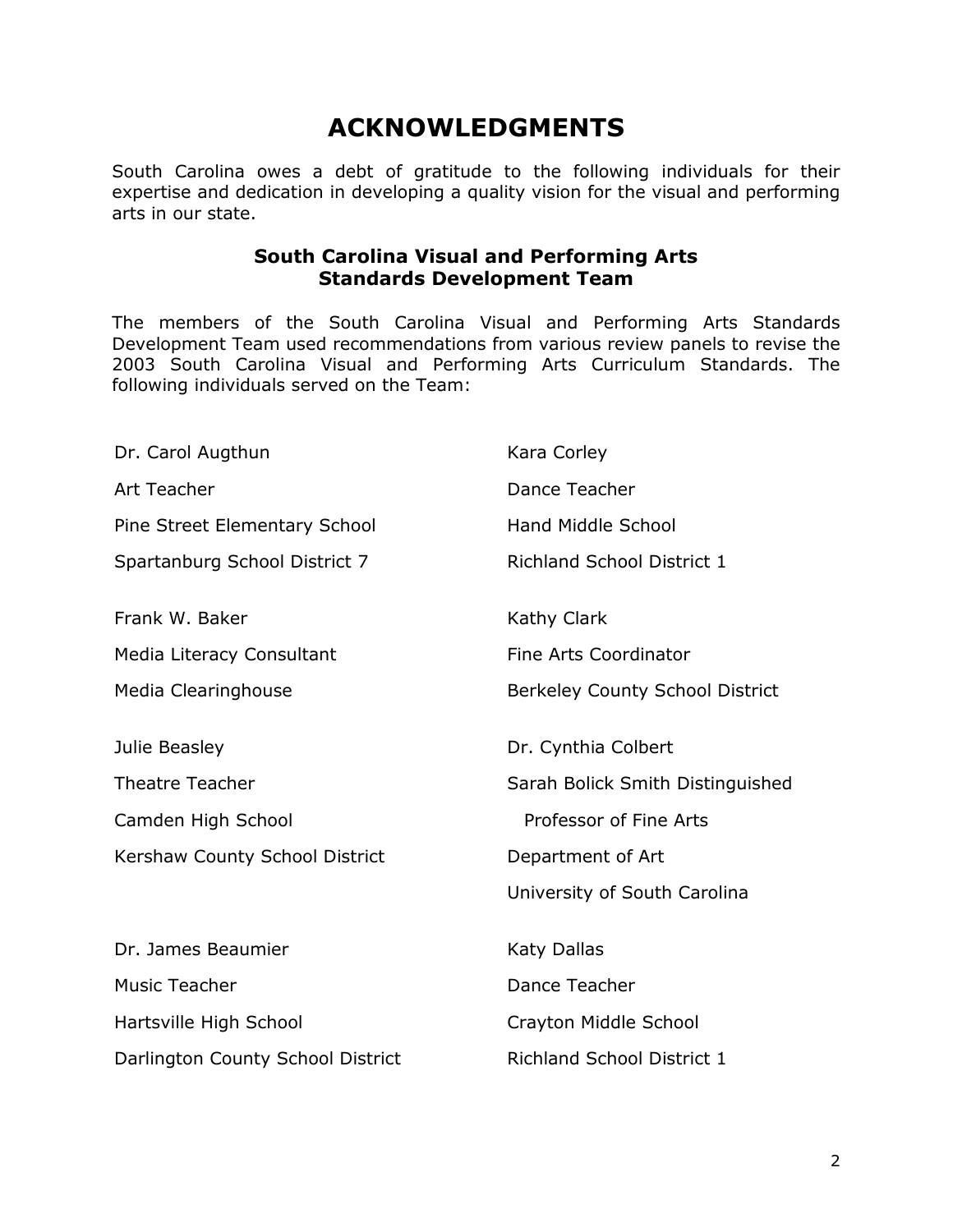# ACKNOWLEDGMENTS

South Carolina owes a debt of gratitude to the following individuals for their expertise and dedication in developing a quality vision for the visual and performing arts in our state.

### South Carolina Visual and Performing Arts Standards Development Team

The members of the South Carolina Visual and Performing Arts Standards Development Team used recommendations from various review panels to revise the 2003 South Carolina Visual and Performing Arts Curriculum Standards. The following individuals served on the Team:

Dr. Carol Augthun
Art Teacher
Pine Street Elementary School
Spartanburg School District 7

Frank W. Baker
Media Literacy Consultant
Media Clearinghouse

Julie Beasley
Theatre Teacher
Camden High School
Kershaw County School District

Dr. James Beaumier
Music Teacher
Hartsville High School
Darlington County School District

Kara Corley
Dance Teacher
Hand Middle School
Richland School District 1

Kathy Clark
Fine Arts Coordinator
Berkeley County School District

Dr. Cynthia Colbert
Sarah Bolick Smith Distinguished
Professor of Fine Arts
Department of Art
University of South Carolina

Katy Dallas
Dance Teacher
Crayton Middle School
Richland School District 1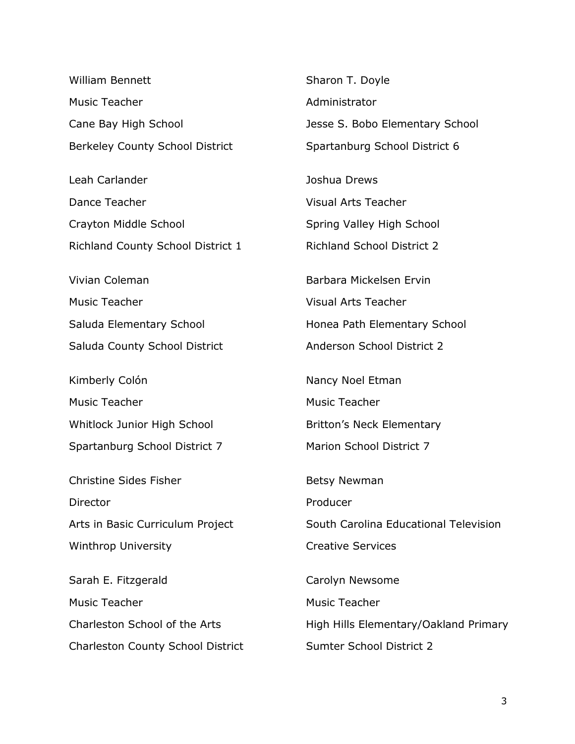William Bennett  
Music Teacher  
Cane Bay High School  
Berkeley County School District

Leah Carlander  
Dance Teacher  
Crayton Middle School  
Richland County School District 1

Vivian Coleman  
Music Teacher  
Saluda Elementary School  
Saluda County School District

Kimberly Colón  
Music Teacher  
Whitlock Junior High School  
Spartanburg School District 7

Christine Sides Fisher  
Director  
Arts in Basic Curriculum Project  
Winthrop University

Sarah E. Fitzgerald  
Music Teacher  
Charleston School of the Arts  
Charleston County School District

Sharon T. Doyle  
Administrator  
Jesse S. Bobo Elementary School  
Spartanburg School District 6

Joshua Drews  
Visual Arts Teacher  
Spring Valley High School  
Richland School District 2

Barbara Mickelsen Ervin  
Visual Arts Teacher  
Honea Path Elementary School  
Anderson School District 2

Nancy Noel Etman  
Music Teacher  
Britton's Neck Elementary  
Marion School District 7

Betsy Newman  
Producer  
South Carolina Educational Television  
Creative Services

Carolyn Newsome  
Music Teacher  
High Hills Elementary/Oakland Primary  
Sumter School District 2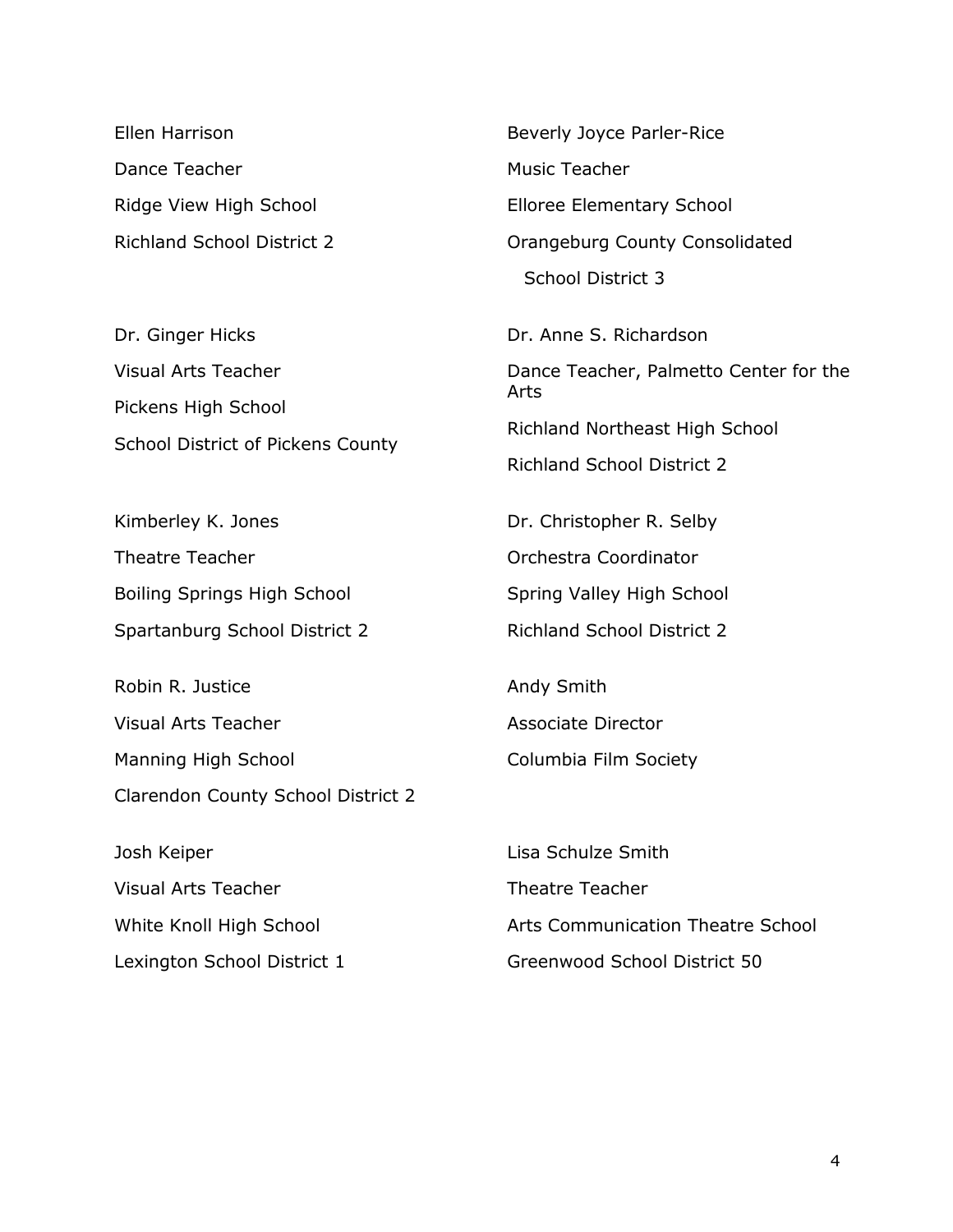Ellen Harrison
Dance Teacher
Ridge View High School
Richland School District 2

Dr. Ginger Hicks
Visual Arts Teacher
Pickens High School
School District of Pickens County

Kimberley K. Jones
Theatre Teacher
Boiling Springs High School
Spartanburg School District 2

Robin R. Justice
Visual Arts Teacher
Manning High School
Clarendon County School District 2

Josh Keiper
Visual Arts Teacher
White Knoll High School
Lexington School District 1

Beverly Joyce Parler-Rice
Music Teacher
Elloree Elementary School
Orangeburg County Consolidated School District 3

Dr. Anne S. Richardson
Dance Teacher, Palmetto Center for the Arts
Richland Northeast High School
Richland School District 2

Dr. Christopher R. Selby
Orchestra Coordinator
Spring Valley High School
Richland School District 2

Andy Smith
Associate Director
Columbia Film Society

Lisa Schulze Smith
Theatre Teacher
Arts Communication Theatre School
Greenwood School District 50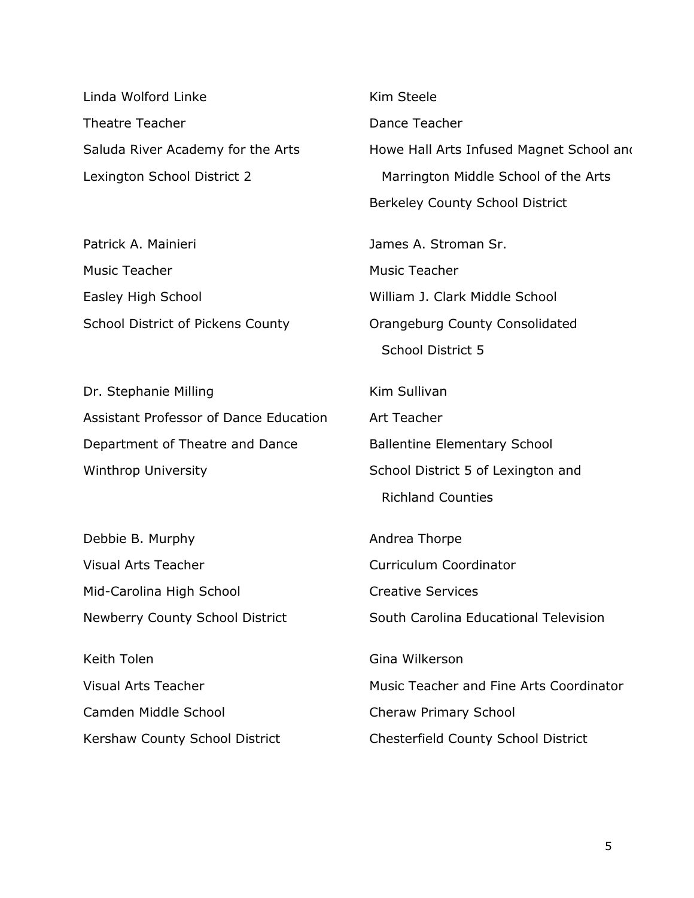Linda Wolford Linke
Theatre Teacher
Saluda River Academy for the Arts
Lexington School District 2

Patrick A. Mainieri
Music Teacher
Easley High School
School District of Pickens County

Dr. Stephanie Milling
Assistant Professor of Dance Education
Department of Theatre and Dance
Winthrop University

Debbie B. Murphy
Visual Arts Teacher
Mid-Carolina High School
Newberry County School District

Keith Tolen
Visual Arts Teacher
Camden Middle School
Kershaw County School District

Kim Steele
Dance Teacher
Howe Hall Arts Infused Magnet School and
Marrington Middle School of the Arts
Berkeley County School District

James A. Stroman Sr.
Music Teacher
William J. Clark Middle School
Orangeburg County Consolidated
School District 5

Kim Sullivan
Art Teacher
Ballentine Elementary School
School District 5 of Lexington and
Richland Counties

Andrea Thorpe
Curriculum Coordinator
Creative Services
South Carolina Educational Television

Gina Wilkerson
Music Teacher and Fine Arts Coordinator
Cheraw Primary School
Chesterfield County School District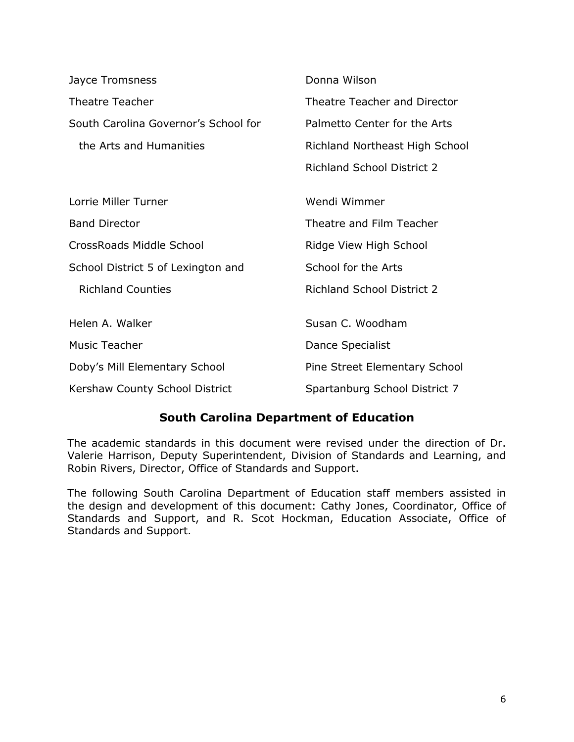Jayce Tromsness
Theatre Teacher
South Carolina Governor's School for the Arts and Humanities

Donna Wilson
Theatre Teacher and Director
Palmetto Center for the Arts
Richland Northeast High School
Richland School District 2

Lorrie Miller Turner
Band Director
CrossRoads Middle School
School District 5 of Lexington and Richland Counties

Wendi Wimmer
Theatre and Film Teacher
Ridge View High School
School for the Arts
Richland School District 2

Helen A. Walker
Music Teacher
Doby's Mill Elementary School
Kershaw County School District

Susan C. Woodham
Dance Specialist
Pine Street Elementary School
Spartanburg School District 7

## South Carolina Department of Education

The academic standards in this document were revised under the direction of Dr. Valerie Harrison, Deputy Superintendent, Division of Standards and Learning, and Robin Rivers, Director, Office of Standards and Support.

The following South Carolina Department of Education staff members assisted in the design and development of this document: Cathy Jones, Coordinator, Office of Standards and Support, and R. Scot Hockman, Education Associate, Office of Standards and Support.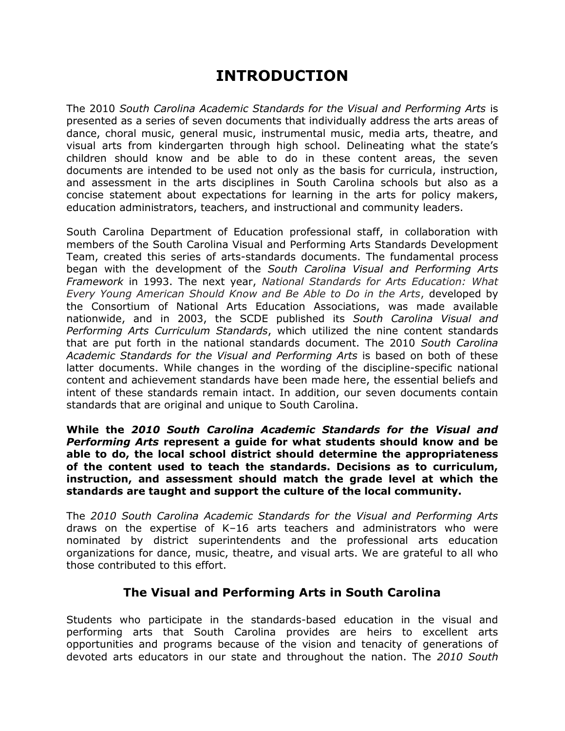# INTRODUCTION

The 2010 *South Carolina Academic Standards for the Visual and Performing Arts* is presented as a series of seven documents that individually address the arts areas of dance, choral music, general music, instrumental music, media arts, theatre, and visual arts from kindergarten through high school. Delineating what the state's children should know and be able to do in these content areas, the seven documents are intended to be used not only as the basis for curricula, instruction, and assessment in the arts disciplines in South Carolina schools but also as a concise statement about expectations for learning in the arts for policy makers, education administrators, teachers, and instructional and community leaders.

South Carolina Department of Education professional staff, in collaboration with members of the South Carolina Visual and Performing Arts Standards Development Team, created this series of arts-standards documents. The fundamental process began with the development of the *South Carolina Visual and Performing Arts Framework* in 1993. The next year, *National Standards for Arts Education: What Every Young American Should Know and Be Able to Do in the Arts*, developed by the Consortium of National Arts Education Associations, was made available nationwide, and in 2003, the SCDE published its *South Carolina Visual and Performing Arts Curriculum Standards*, which utilized the nine content standards that are put forth in the national standards document. The 2010 *South Carolina Academic Standards for the Visual and Performing Arts* is based on both of these latter documents. While changes in the wording of the discipline-specific national content and achievement standards have been made here, the essential beliefs and intent of these standards remain intact. In addition, our seven documents contain standards that are original and unique to South Carolina.

**While the *2010 South Carolina Academic Standards for the Visual and Performing Arts* represent a guide for what students should know and be able to do, the local school district should determine the appropriateness of the content used to teach the standards. Decisions as to curriculum, instruction, and assessment should match the grade level at which the standards are taught and support the culture of the local community.**

The *2010 South Carolina Academic Standards for the Visual and Performing Arts* draws on the expertise of K–16 arts teachers and administrators who were nominated by district superintendents and the professional arts education organizations for dance, music, theatre, and visual arts. We are grateful to all who those contributed to this effort.

## The Visual and Performing Arts in South Carolina

Students who participate in the standards-based education in the visual and performing arts that South Carolina provides are heirs to excellent arts opportunities and programs because of the vision and tenacity of generations of devoted arts educators in our state and throughout the nation. The *2010 South*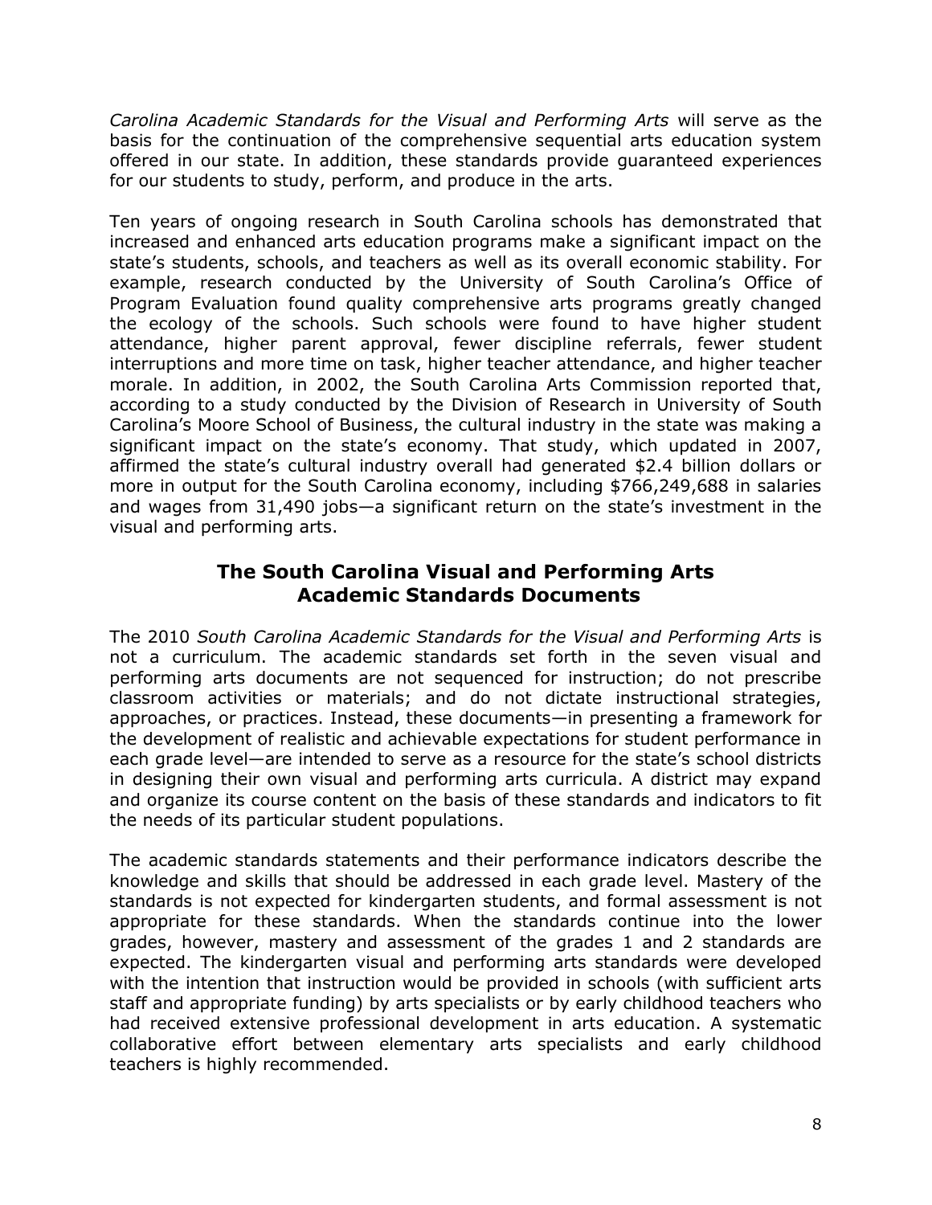*Carolina Academic Standards for the Visual and Performing Arts* will serve as the basis for the continuation of the comprehensive sequential arts education system offered in our state. In addition, these standards provide guaranteed experiences for our students to study, perform, and produce in the arts.

Ten years of ongoing research in South Carolina schools has demonstrated that increased and enhanced arts education programs make a significant impact on the state's students, schools, and teachers as well as its overall economic stability. For example, research conducted by the University of South Carolina's Office of Program Evaluation found quality comprehensive arts programs greatly changed the ecology of the schools. Such schools were found to have higher student attendance, higher parent approval, fewer discipline referrals, fewer student interruptions and more time on task, higher teacher attendance, and higher teacher morale. In addition, in 2002, the South Carolina Arts Commission reported that, according to a study conducted by the Division of Research in University of South Carolina's Moore School of Business, the cultural industry in the state was making a significant impact on the state's economy. That study, which updated in 2007, affirmed the state's cultural industry overall had generated $2.4 billion dollars or more in output for the South Carolina economy, including $766,249,688 in salaries and wages from 31,490 jobs—a significant return on the state's investment in the visual and performing arts.

## The South Carolina Visual and Performing Arts Academic Standards Documents

The 2010 *South Carolina Academic Standards for the Visual and Performing Arts* is not a curriculum. The academic standards set forth in the seven visual and performing arts documents are not sequenced for instruction; do not prescribe classroom activities or materials; and do not dictate instructional strategies, approaches, or practices. Instead, these documents—in presenting a framework for the development of realistic and achievable expectations for student performance in each grade level—are intended to serve as a resource for the state's school districts in designing their own visual and performing arts curricula. A district may expand and organize its course content on the basis of these standards and indicators to fit the needs of its particular student populations.

The academic standards statements and their performance indicators describe the knowledge and skills that should be addressed in each grade level. Mastery of the standards is not expected for kindergarten students, and formal assessment is not appropriate for these standards. When the standards continue into the lower grades, however, mastery and assessment of the grades 1 and 2 standards are expected. The kindergarten visual and performing arts standards were developed with the intention that instruction would be provided in schools (with sufficient arts staff and appropriate funding) by arts specialists or by early childhood teachers who had received extensive professional development in arts education. A systematic collaborative effort between elementary arts specialists and early childhood teachers is highly recommended.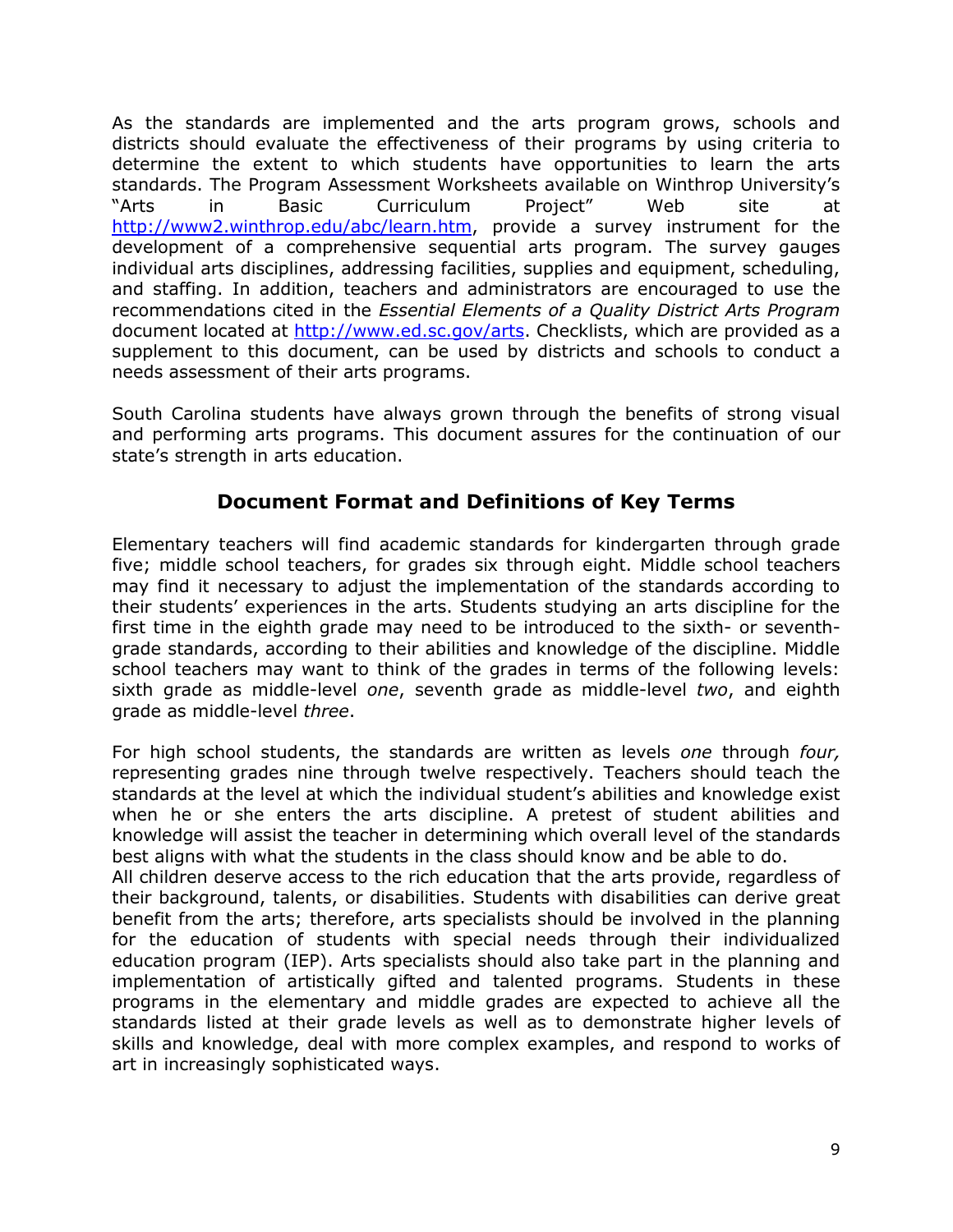As the standards are implemented and the arts program grows, schools and districts should evaluate the effectiveness of their programs by using criteria to determine the extent to which students have opportunities to learn the arts standards. The Program Assessment Worksheets available on Winthrop University's "Arts in Basic Curriculum Project" Web site at http://www2.winthrop.edu/abc/learn.htm, provide a survey instrument for the development of a comprehensive sequential arts program. The survey gauges individual arts disciplines, addressing facilities, supplies and equipment, scheduling, and staffing. In addition, teachers and administrators are encouraged to use the recommendations cited in the *Essential Elements of a Quality District Arts Program* document located at http://www.ed.sc.gov/arts. Checklists, which are provided as a supplement to this document, can be used by districts and schools to conduct a needs assessment of their arts programs.

South Carolina students have always grown through the benefits of strong visual and performing arts programs. This document assures for the continuation of our state's strength in arts education.

## Document Format and Definitions of Key Terms

Elementary teachers will find academic standards for kindergarten through grade five; middle school teachers, for grades six through eight. Middle school teachers may find it necessary to adjust the implementation of the standards according to their students' experiences in the arts. Students studying an arts discipline for the first time in the eighth grade may need to be introduced to the sixth- or seventh-grade standards, according to their abilities and knowledge of the discipline. Middle school teachers may want to think of the grades in terms of the following levels: sixth grade as middle-level *one*, seventh grade as middle-level *two*, and eighth grade as middle-level *three*.

For high school students, the standards are written as levels *one* through *four,* representing grades nine through twelve respectively. Teachers should teach the standards at the level at which the individual student's abilities and knowledge exist when he or she enters the arts discipline. A pretest of student abilities and knowledge will assist the teacher in determining which overall level of the standards best aligns with what the students in the class should know and be able to do.

All children deserve access to the rich education that the arts provide, regardless of their background, talents, or disabilities. Students with disabilities can derive great benefit from the arts; therefore, arts specialists should be involved in the planning for the education of students with special needs through their individualized education program (IEP). Arts specialists should also take part in the planning and implementation of artistically gifted and talented programs. Students in these programs in the elementary and middle grades are expected to achieve all the standards listed at their grade levels as well as to demonstrate higher levels of skills and knowledge, deal with more complex examples, and respond to works of art in increasingly sophisticated ways.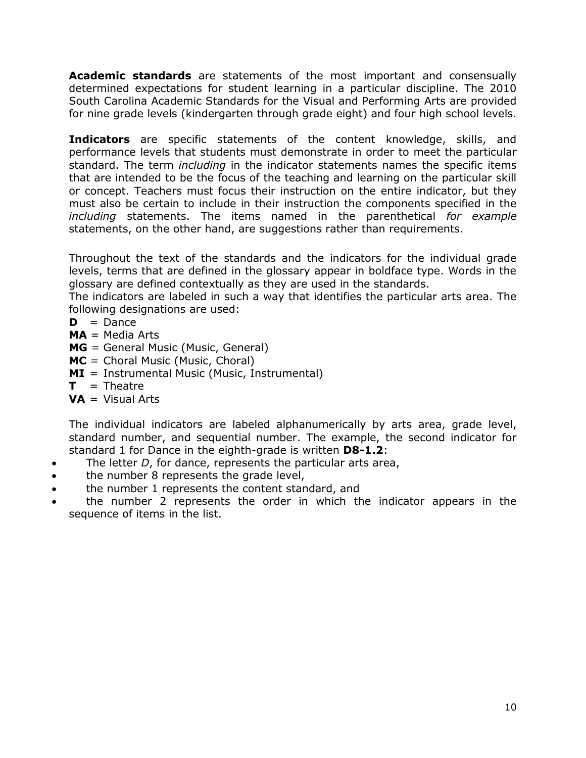**Academic standards** are statements of the most important and consensually determined expectations for student learning in a particular discipline. The 2010 South Carolina Academic Standards for the Visual and Performing Arts are provided for nine grade levels (kindergarten through grade eight) and four high school levels.

**Indicators** are specific statements of the content knowledge, skills, and performance levels that students must demonstrate in order to meet the particular standard. The term *including* in the indicator statements names the specific items that are intended to be the focus of the teaching and learning on the particular skill or concept. Teachers must focus their instruction on the entire indicator, but they must also be certain to include in their instruction the components specified in the *including* statements. The items named in the parenthetical *for example* statements, on the other hand, are suggestions rather than requirements.

Throughout the text of the standards and the indicators for the individual grade levels, terms that are defined in the glossary appear in boldface type. Words in the glossary are defined contextually as they are used in the standards.
The indicators are labeled in such a way that identifies the particular arts area. The following designations are used:

**D** = Dance
**MA** = Media Arts
**MG** = General Music (Music, General)
**MC** = Choral Music (Music, Choral)
**MI** = Instrumental Music (Music, Instrumental)
**T** = Theatre
**VA** = Visual Arts

The individual indicators are labeled alphanumerically by arts area, grade level, standard number, and sequential number. The example, the second indicator for standard 1 for Dance in the eighth-grade is written **D8-1.2**:

- The letter *D*, for dance, represents the particular arts area,
- the number 8 represents the grade level,
- the number 1 represents the content standard, and
- the number 2 represents the order in which the indicator appears in the sequence of items in the list.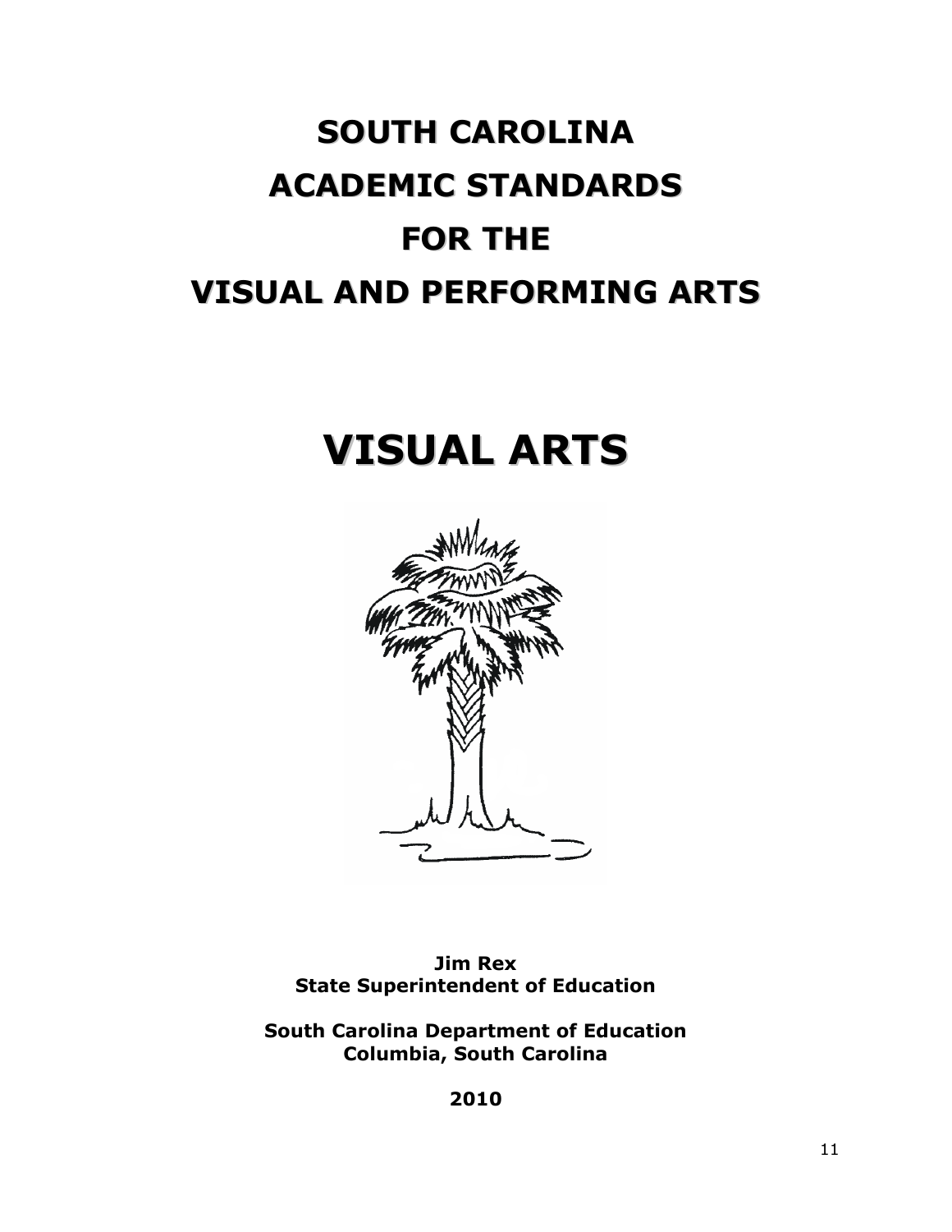# SOUTH CAROLINA ACADEMIC STANDARDS FOR THE VISUAL AND PERFORMING ARTS

# VISUAL ARTS

**Jim Rex**
**State Superintendent of Education**

**South Carolina Department of Education**
**Columbia, South Carolina**

**2010**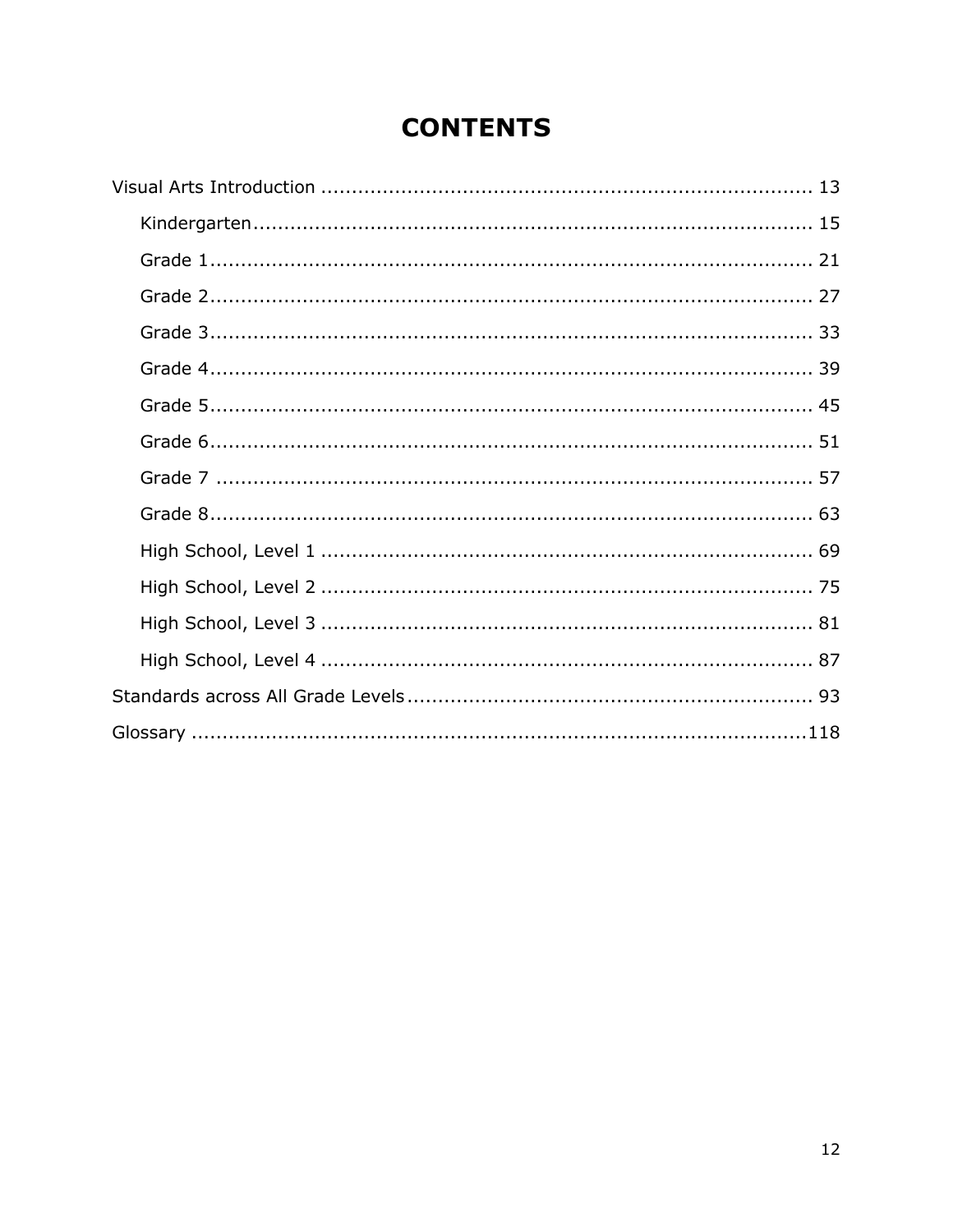# CONTENTS

Visual Arts Introduction ................................................................................ 13

- Kindergarten.......................................................................................... 15
- Grade 1.................................................................................................. 21
- Grade 2.................................................................................................. 27
- Grade 3.................................................................................................. 33
- Grade 4.................................................................................................. 39
- Grade 5.................................................................................................. 45
- Grade 6.................................................................................................. 51
- Grade 7 ................................................................................................. 57
- Grade 8.................................................................................................. 63
- High School, Level 1 ................................................................................ 69
- High School, Level 2 ................................................................................ 75
- High School, Level 3 ................................................................................ 81
- High School, Level 4 ................................................................................ 87

Standards across All Grade Levels.................................................................. 93

Glossary ......................................................................................................118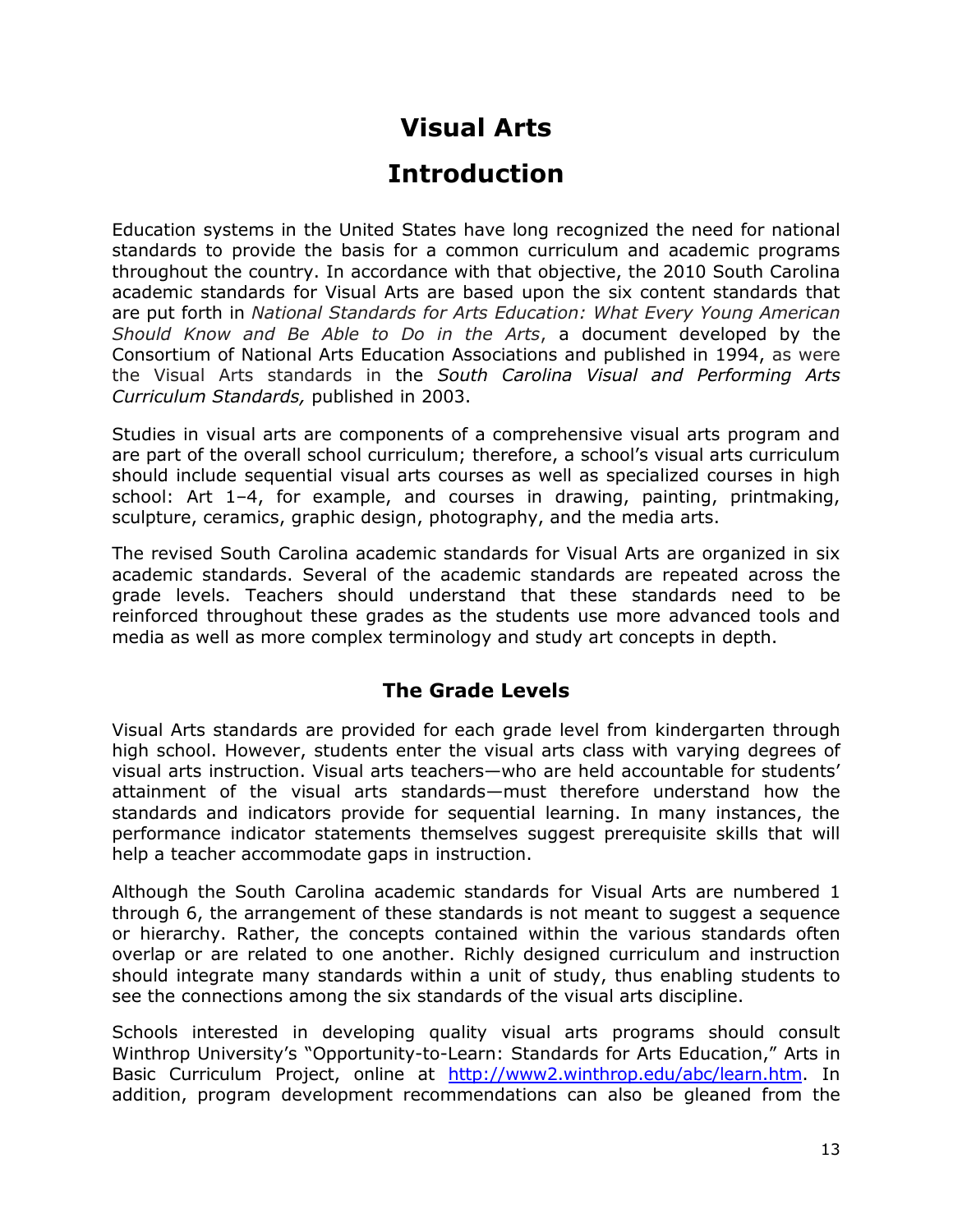# Visual Arts

# Introduction

Education systems in the United States have long recognized the need for national standards to provide the basis for a common curriculum and academic programs throughout the country. In accordance with that objective, the 2010 South Carolina academic standards for Visual Arts are based upon the six content standards that are put forth in *National Standards for Arts Education: What Every Young American Should Know and Be Able to Do in the Arts*, a document developed by the Consortium of National Arts Education Associations and published in 1994, as were the Visual Arts standards in the *South Carolina Visual and Performing Arts Curriculum Standards,* published in 2003.

Studies in visual arts are components of a comprehensive visual arts program and are part of the overall school curriculum; therefore, a school's visual arts curriculum should include sequential visual arts courses as well as specialized courses in high school: Art 1–4, for example, and courses in drawing, painting, printmaking, sculpture, ceramics, graphic design, photography, and the media arts.

The revised South Carolina academic standards for Visual Arts are organized in six academic standards. Several of the academic standards are repeated across the grade levels. Teachers should understand that these standards need to be reinforced throughout these grades as the students use more advanced tools and media as well as more complex terminology and study art concepts in depth.

## The Grade Levels

Visual Arts standards are provided for each grade level from kindergarten through high school. However, students enter the visual arts class with varying degrees of visual arts instruction. Visual arts teachers—who are held accountable for students' attainment of the visual arts standards—must therefore understand how the standards and indicators provide for sequential learning. In many instances, the performance indicator statements themselves suggest prerequisite skills that will help a teacher accommodate gaps in instruction.

Although the South Carolina academic standards for Visual Arts are numbered 1 through 6, the arrangement of these standards is not meant to suggest a sequence or hierarchy. Rather, the concepts contained within the various standards often overlap or are related to one another. Richly designed curriculum and instruction should integrate many standards within a unit of study, thus enabling students to see the connections among the six standards of the visual arts discipline.

Schools interested in developing quality visual arts programs should consult Winthrop University's "Opportunity-to-Learn: Standards for Arts Education," Arts in Basic Curriculum Project, online at http://www2.winthrop.edu/abc/learn.htm. In addition, program development recommendations can also be gleaned from the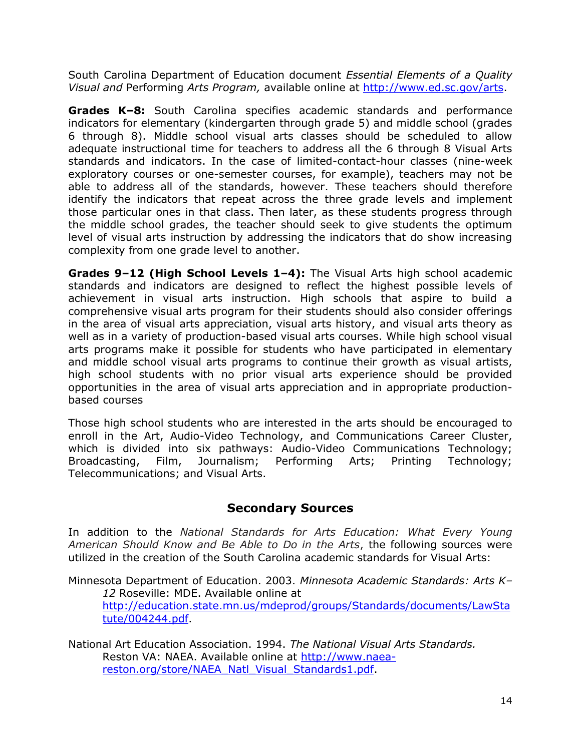South Carolina Department of Education document *Essential Elements of a Quality Visual and* Performing *Arts Program,* available online at http://www.ed.sc.gov/arts.

**Grades K–8:** South Carolina specifies academic standards and performance indicators for elementary (kindergarten through grade 5) and middle school (grades 6 through 8). Middle school visual arts classes should be scheduled to allow adequate instructional time for teachers to address all the 6 through 8 Visual Arts standards and indicators. In the case of limited-contact-hour classes (nine-week exploratory courses or one-semester courses, for example), teachers may not be able to address all of the standards, however. These teachers should therefore identify the indicators that repeat across the three grade levels and implement those particular ones in that class. Then later, as these students progress through the middle school grades, the teacher should seek to give students the optimum level of visual arts instruction by addressing the indicators that do show increasing complexity from one grade level to another.

**Grades 9–12 (High School Levels 1–4):** The Visual Arts high school academic standards and indicators are designed to reflect the highest possible levels of achievement in visual arts instruction. High schools that aspire to build a comprehensive visual arts program for their students should also consider offerings in the area of visual arts appreciation, visual arts history, and visual arts theory as well as in a variety of production-based visual arts courses. While high school visual arts programs make it possible for students who have participated in elementary and middle school visual arts programs to continue their growth as visual artists, high school students with no prior visual arts experience should be provided opportunities in the area of visual arts appreciation and in appropriate production-based courses

Those high school students who are interested in the arts should be encouraged to enroll in the Art, Audio-Video Technology, and Communications Career Cluster, which is divided into six pathways: Audio-Video Communications Technology; Broadcasting, Film, Journalism; Performing Arts; Printing Technology; Telecommunications; and Visual Arts.

## Secondary Sources

In addition to the *National Standards for Arts Education: What Every Young American Should Know and Be Able to Do in the Arts*, the following sources were utilized in the creation of the South Carolina academic standards for Visual Arts:

Minnesota Department of Education. 2003. *Minnesota Academic Standards: Arts K–12* Roseville: MDE. Available online at http://education.state.mn.us/mdeprod/groups/Standards/documents/LawStatute/004244.pdf.

National Art Education Association. 1994. *The National Visual Arts Standards.* Reston VA: NAEA. Available online at http://www.naea-reston.org/store/NAEA_Natl_Visual_Standards1.pdf.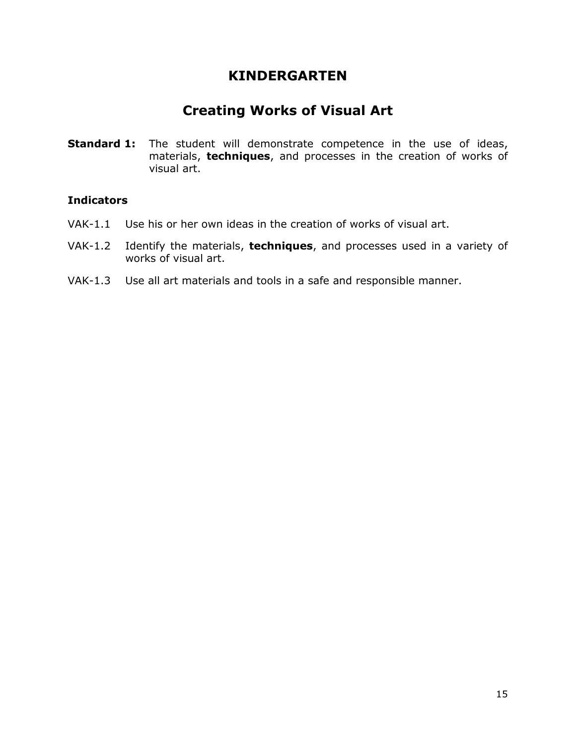# KINDERGARTEN

## Creating Works of Visual Art

**Standard 1:** The student will demonstrate competence in the use of ideas, materials, **techniques**, and processes in the creation of works of visual art.

**Indicators**

VAK-1.1 Use his or her own ideas in the creation of works of visual art.

VAK-1.2 Identify the materials, **techniques**, and processes used in a variety of works of visual art.

VAK-1.3 Use all art materials and tools in a safe and responsible manner.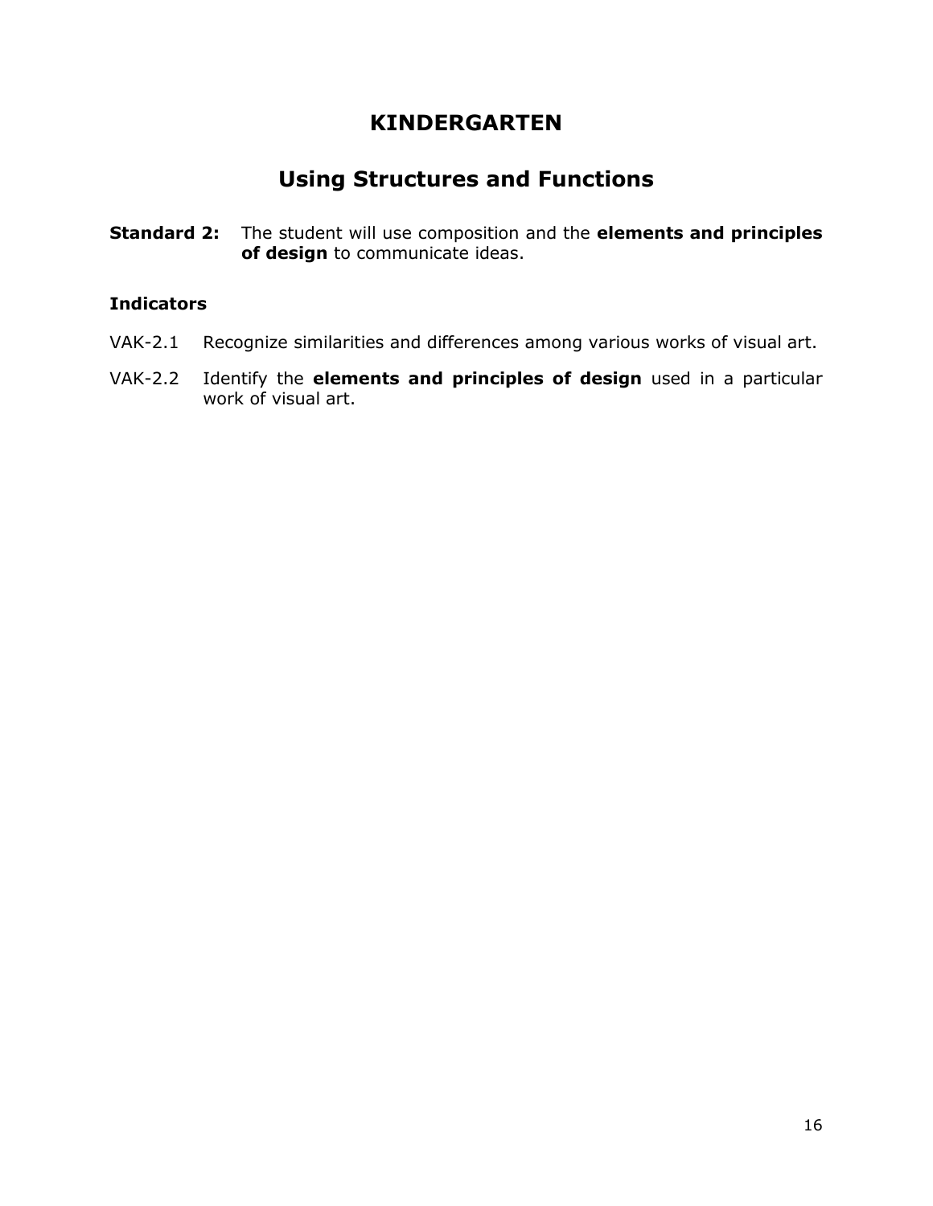# KINDERGARTEN

## Using Structures and Functions

**Standard 2:** The student will use composition and the **elements and principles of design** to communicate ideas.

**Indicators**

VAK-2.1 Recognize similarities and differences among various works of visual art.

VAK-2.2 Identify the **elements and principles of design** used in a particular work of visual art.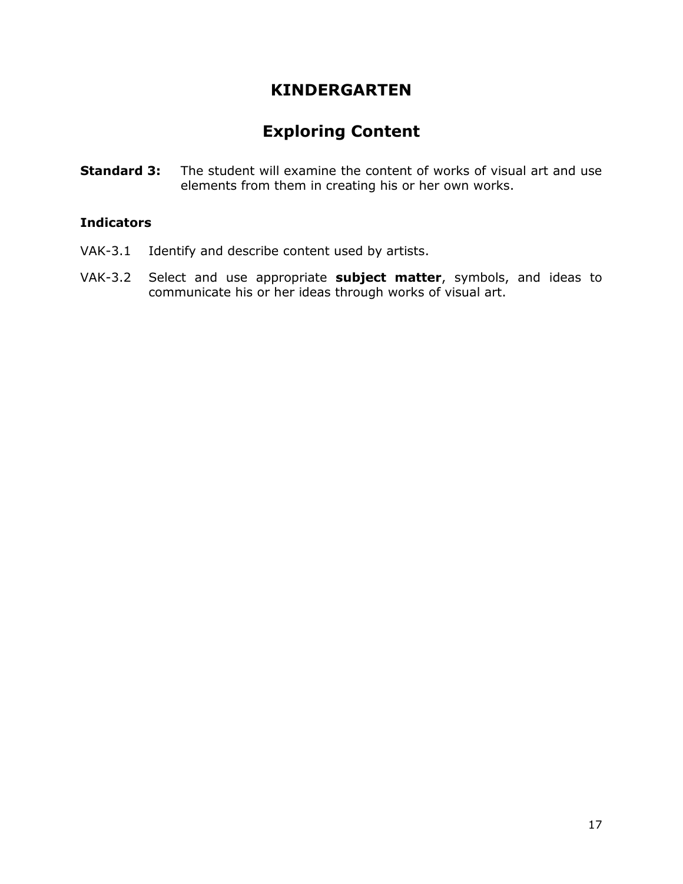# KINDERGARTEN

## Exploring Content

**Standard 3:** The student will examine the content of works of visual art and use elements from them in creating his or her own works.

**Indicators**

VAK-3.1 Identify and describe content used by artists.

VAK-3.2 Select and use appropriate **subject matter**, symbols, and ideas to communicate his or her ideas through works of visual art.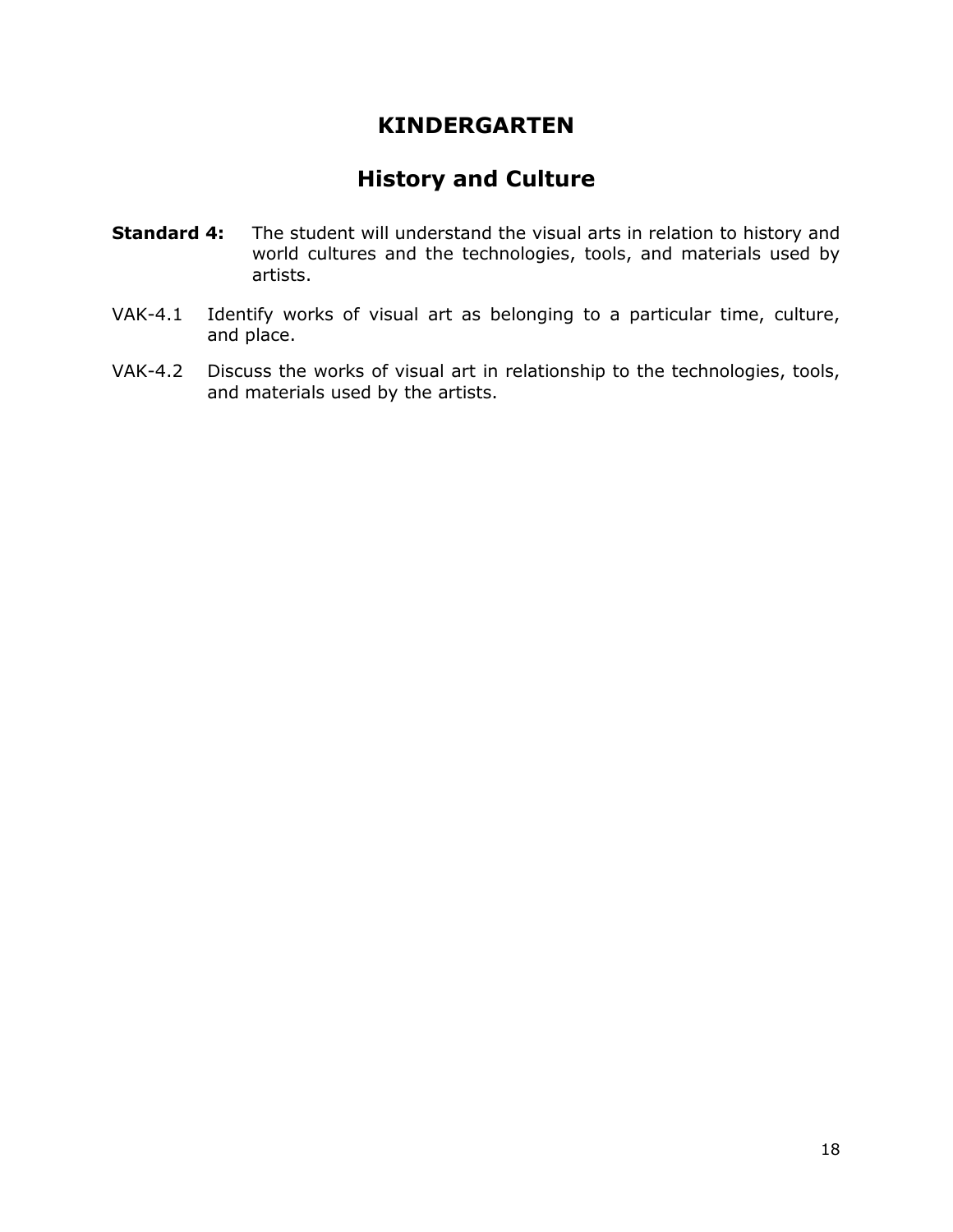# KINDERGARTEN

## History and Culture

**Standard 4:** The student will understand the visual arts in relation to history and world cultures and the technologies, tools, and materials used by artists.

VAK-4.1 Identify works of visual art as belonging to a particular time, culture, and place.

VAK-4.2 Discuss the works of visual art in relationship to the technologies, tools, and materials used by the artists.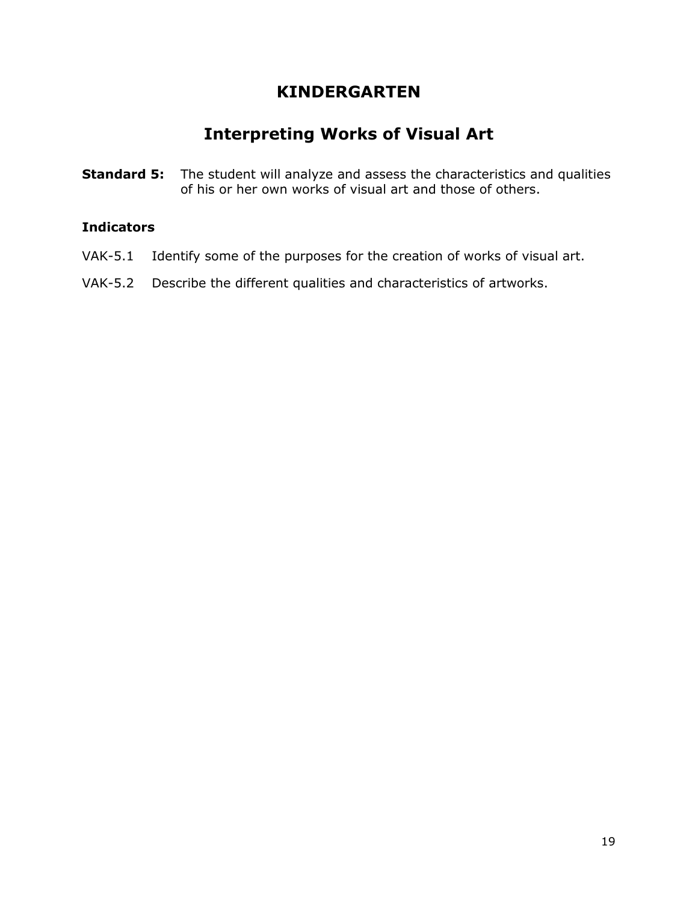# KINDERGARTEN

## Interpreting Works of Visual Art

**Standard 5:** The student will analyze and assess the characteristics and qualities of his or her own works of visual art and those of others.

**Indicators**

VAK-5.1 Identify some of the purposes for the creation of works of visual art.

VAK-5.2 Describe the different qualities and characteristics of artworks.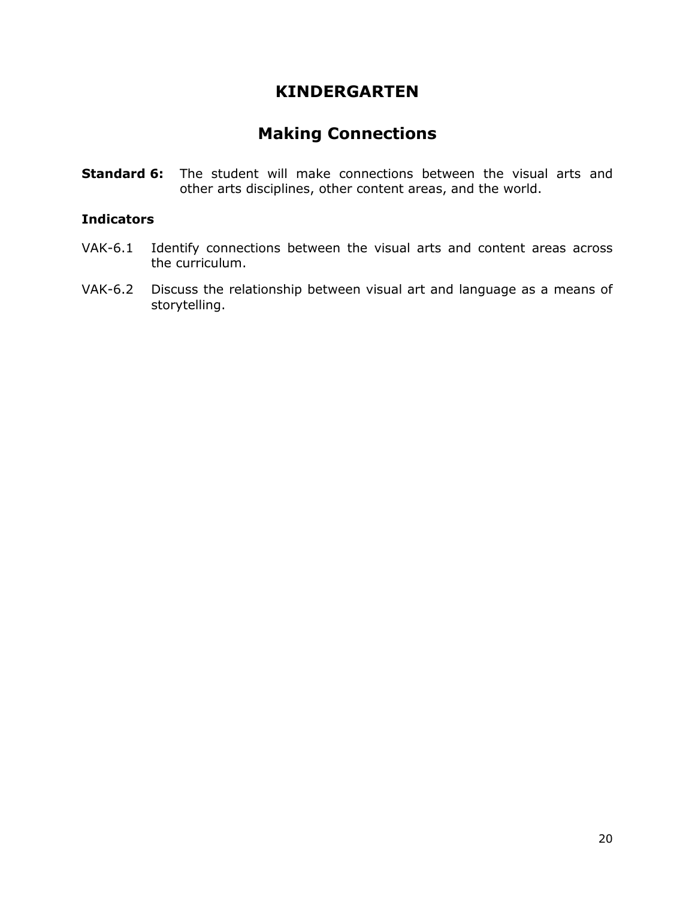# KINDERGARTEN

## Making Connections

**Standard 6:** The student will make connections between the visual arts and other arts disciplines, other content areas, and the world.

**Indicators**

VAK-6.1 Identify connections between the visual arts and content areas across the curriculum.

VAK-6.2 Discuss the relationship between visual art and language as a means of storytelling.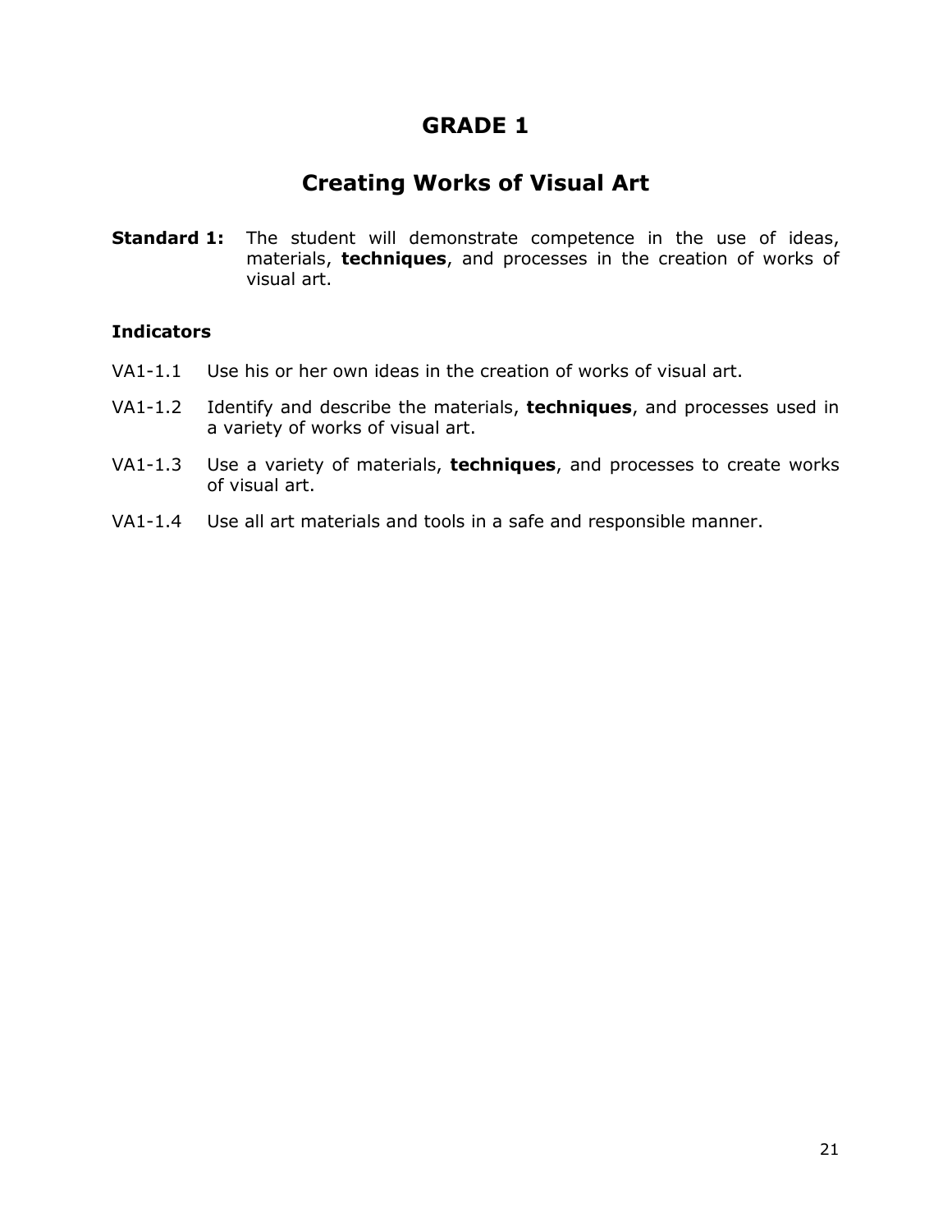# GRADE 1

## Creating Works of Visual Art

**Standard 1:** The student will demonstrate competence in the use of ideas, materials, **techniques**, and processes in the creation of works of visual art.

**Indicators**

VA1-1.1 Use his or her own ideas in the creation of works of visual art.

VA1-1.2 Identify and describe the materials, **techniques**, and processes used in a variety of works of visual art.

VA1-1.3 Use a variety of materials, **techniques**, and processes to create works of visual art.

VA1-1.4 Use all art materials and tools in a safe and responsible manner.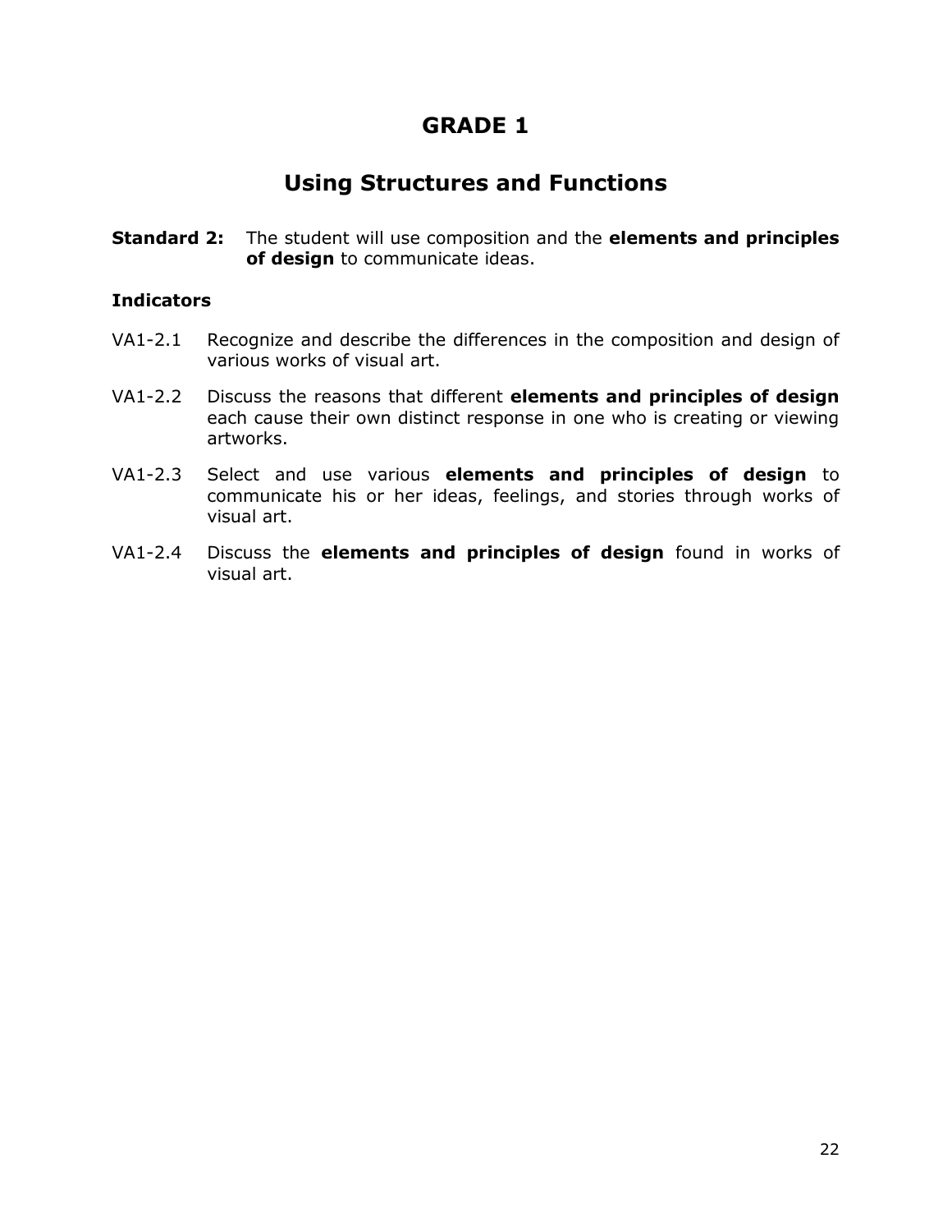# GRADE 1

## Using Structures and Functions

**Standard 2:** The student will use composition and the **elements and principles of design** to communicate ideas.

### Indicators

VA1-2.1 Recognize and describe the differences in the composition and design of various works of visual art.

VA1-2.2 Discuss the reasons that different **elements and principles of design** each cause their own distinct response in one who is creating or viewing artworks.

VA1-2.3 Select and use various **elements and principles of design** to communicate his or her ideas, feelings, and stories through works of visual art.

VA1-2.4 Discuss the **elements and principles of design** found in works of visual art.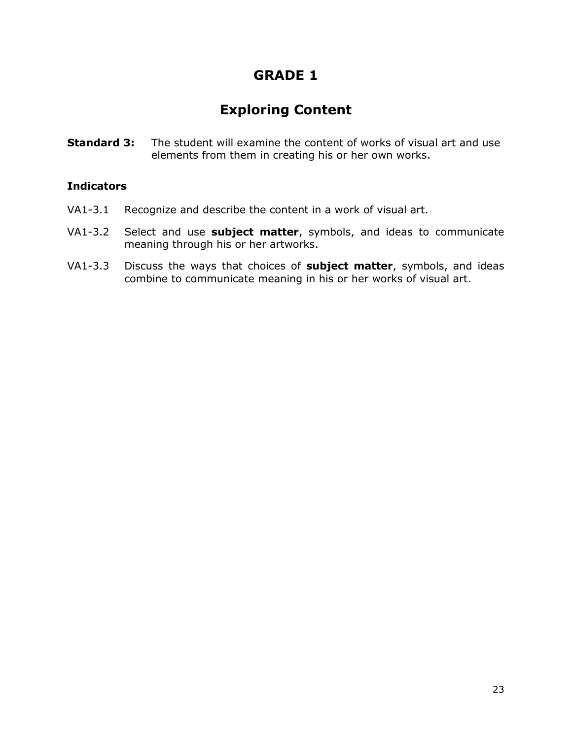# GRADE 1

## Exploring Content

**Standard 3:** The student will examine the content of works of visual art and use elements from them in creating his or her own works.

**Indicators**

VA1-3.1 Recognize and describe the content in a work of visual art.

VA1-3.2 Select and use **subject matter**, symbols, and ideas to communicate meaning through his or her artworks.

VA1-3.3 Discuss the ways that choices of **subject matter**, symbols, and ideas combine to communicate meaning in his or her works of visual art.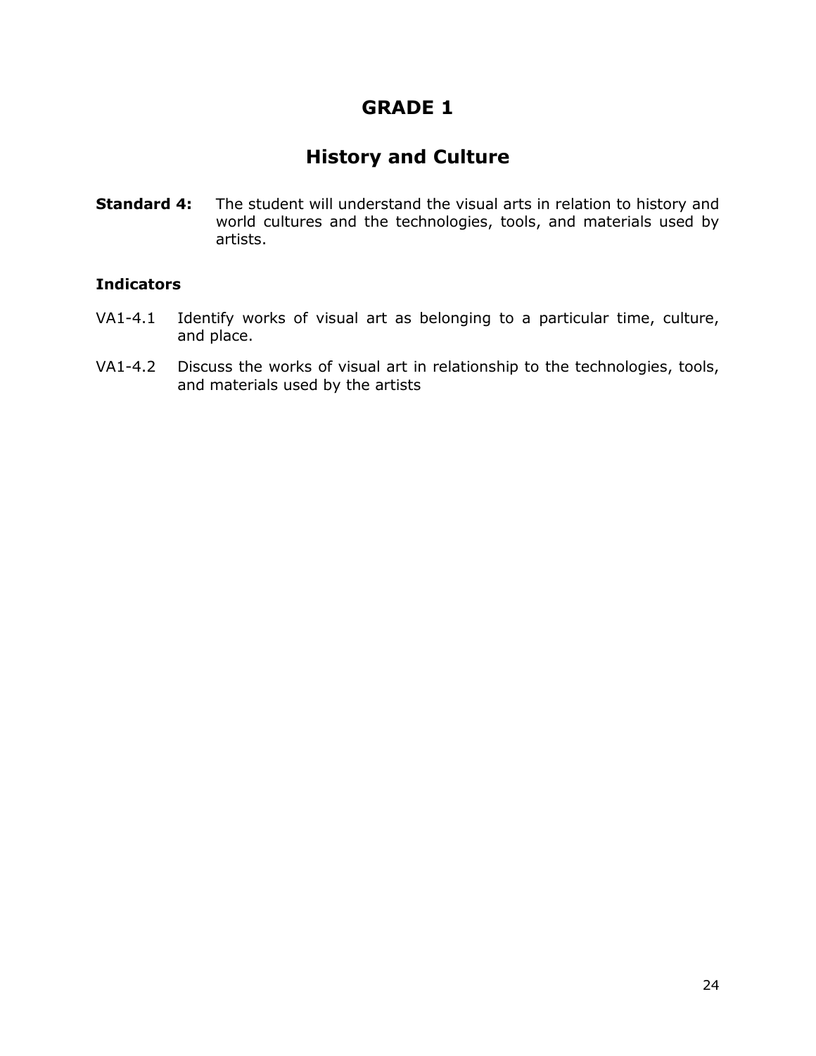# GRADE 1

## History and Culture

**Standard 4:** The student will understand the visual arts in relation to history and world cultures and the technologies, tools, and materials used by artists.

### Indicators

VA1-4.1 Identify works of visual art as belonging to a particular time, culture, and place.

VA1-4.2 Discuss the works of visual art in relationship to the technologies, tools, and materials used by the artists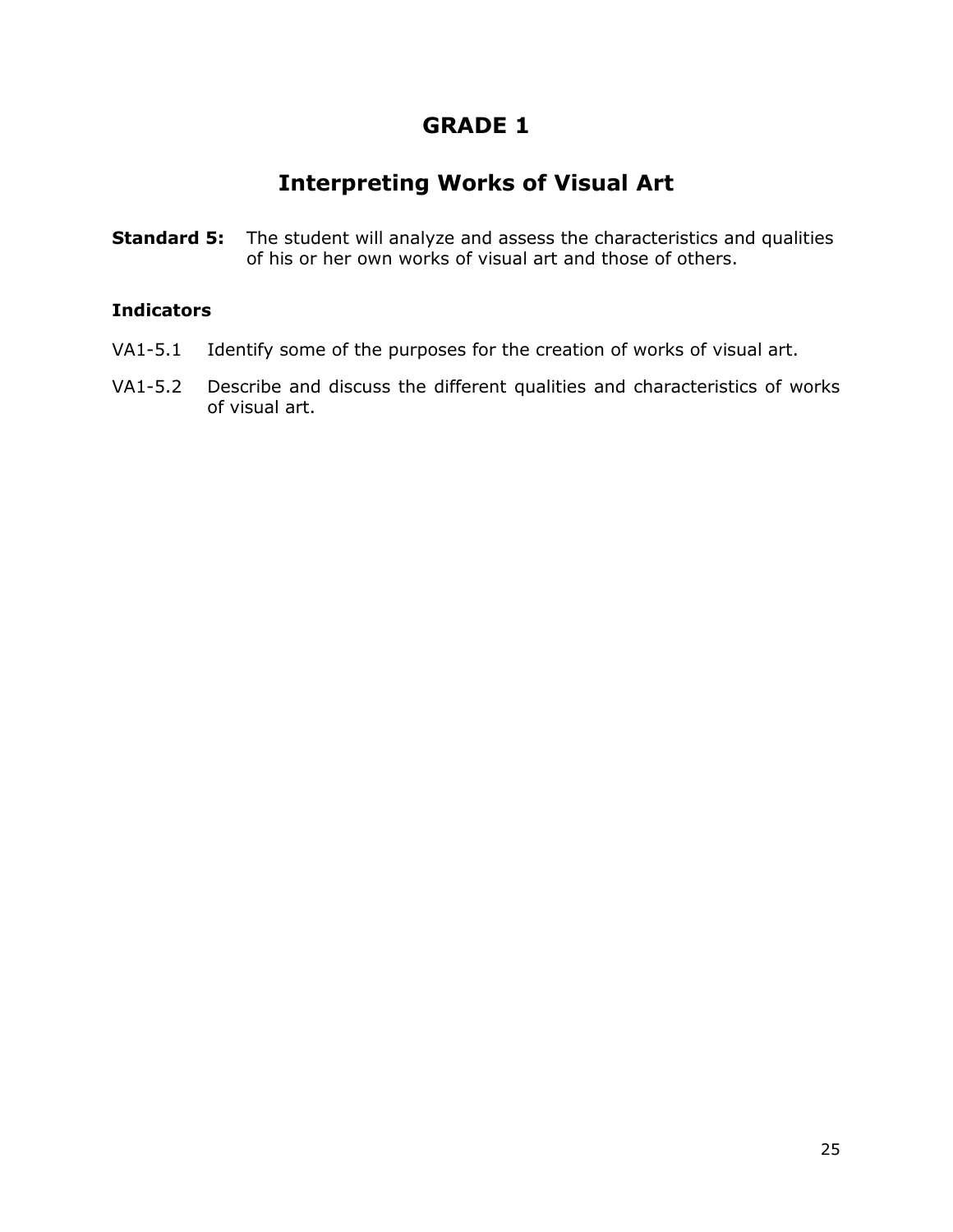# GRADE 1

## Interpreting Works of Visual Art

**Standard 5:** The student will analyze and assess the characteristics and qualities of his or her own works of visual art and those of others.

### Indicators

VA1-5.1 Identify some of the purposes for the creation of works of visual art.

VA1-5.2 Describe and discuss the different qualities and characteristics of works of visual art.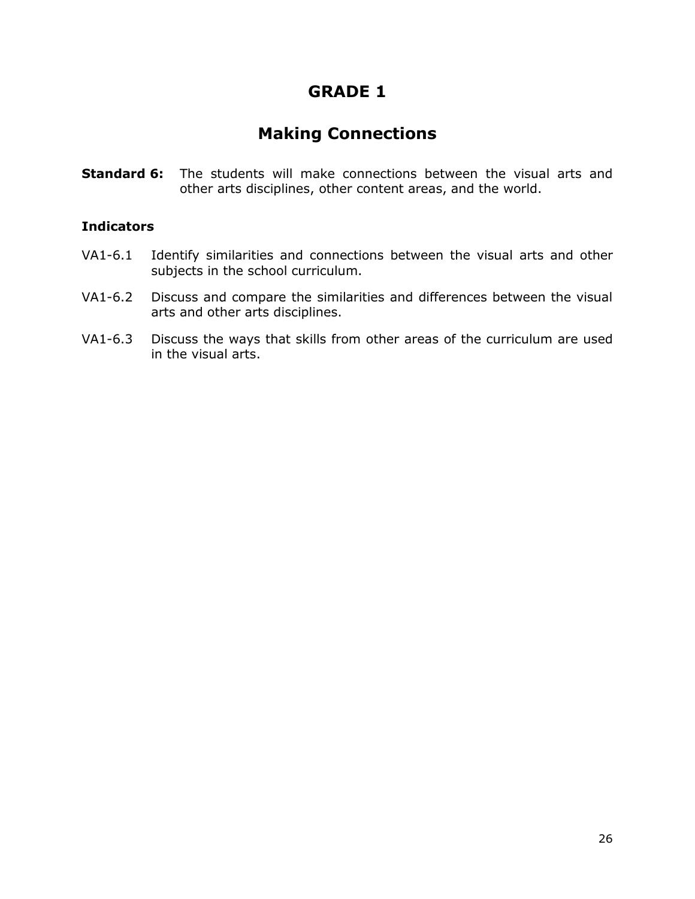# GRADE 1

## Making Connections

**Standard 6:** The students will make connections between the visual arts and other arts disciplines, other content areas, and the world.

### Indicators

VA1-6.1 Identify similarities and connections between the visual arts and other subjects in the school curriculum.

VA1-6.2 Discuss and compare the similarities and differences between the visual arts and other arts disciplines.

VA1-6.3 Discuss the ways that skills from other areas of the curriculum are used in the visual arts.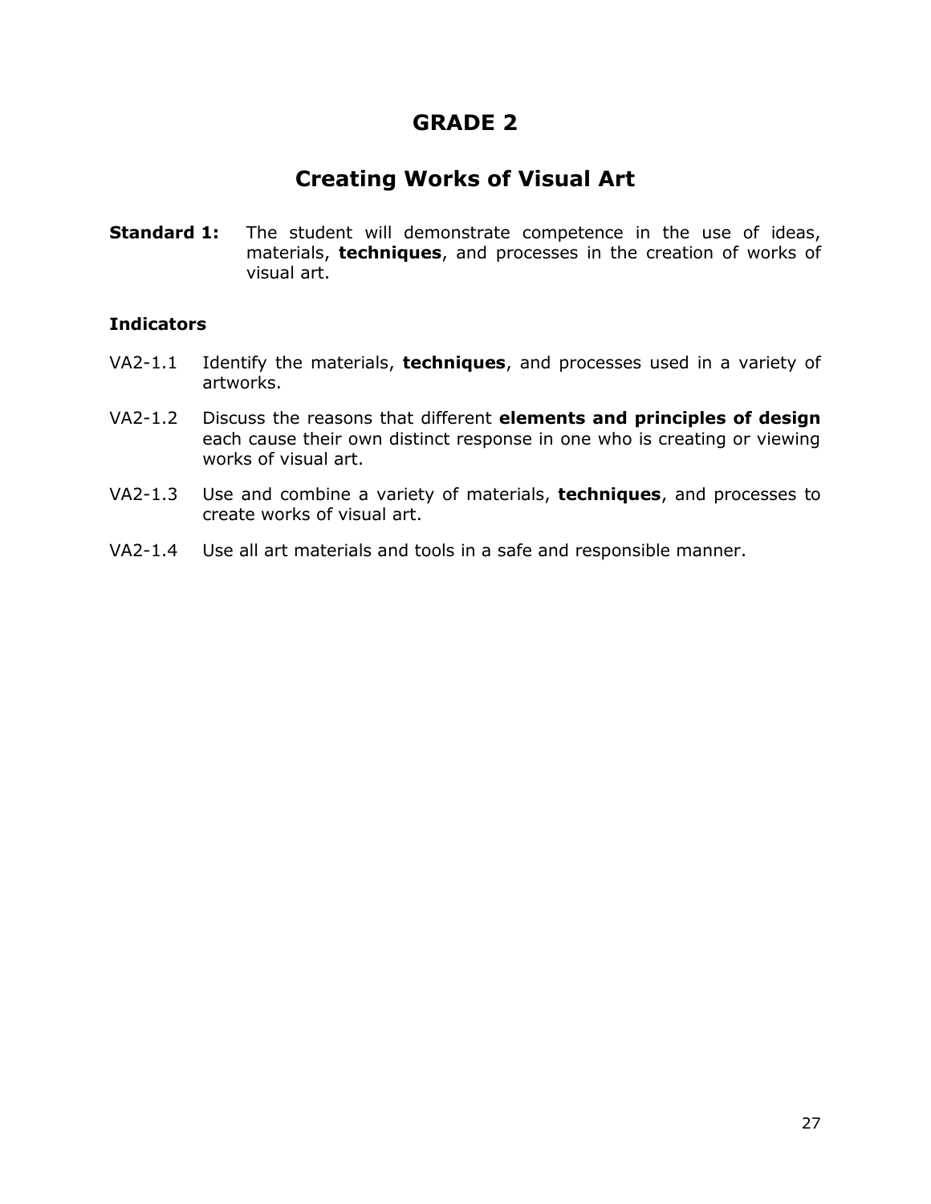# GRADE 2

## Creating Works of Visual Art

**Standard 1:** The student will demonstrate competence in the use of ideas, materials, **techniques**, and processes in the creation of works of visual art.

### Indicators

VA2-1.1 Identify the materials, **techniques**, and processes used in a variety of artworks.

VA2-1.2 Discuss the reasons that different **elements and principles of design** each cause their own distinct response in one who is creating or viewing works of visual art.

VA2-1.3 Use and combine a variety of materials, **techniques**, and processes to create works of visual art.

VA2-1.4 Use all art materials and tools in a safe and responsible manner.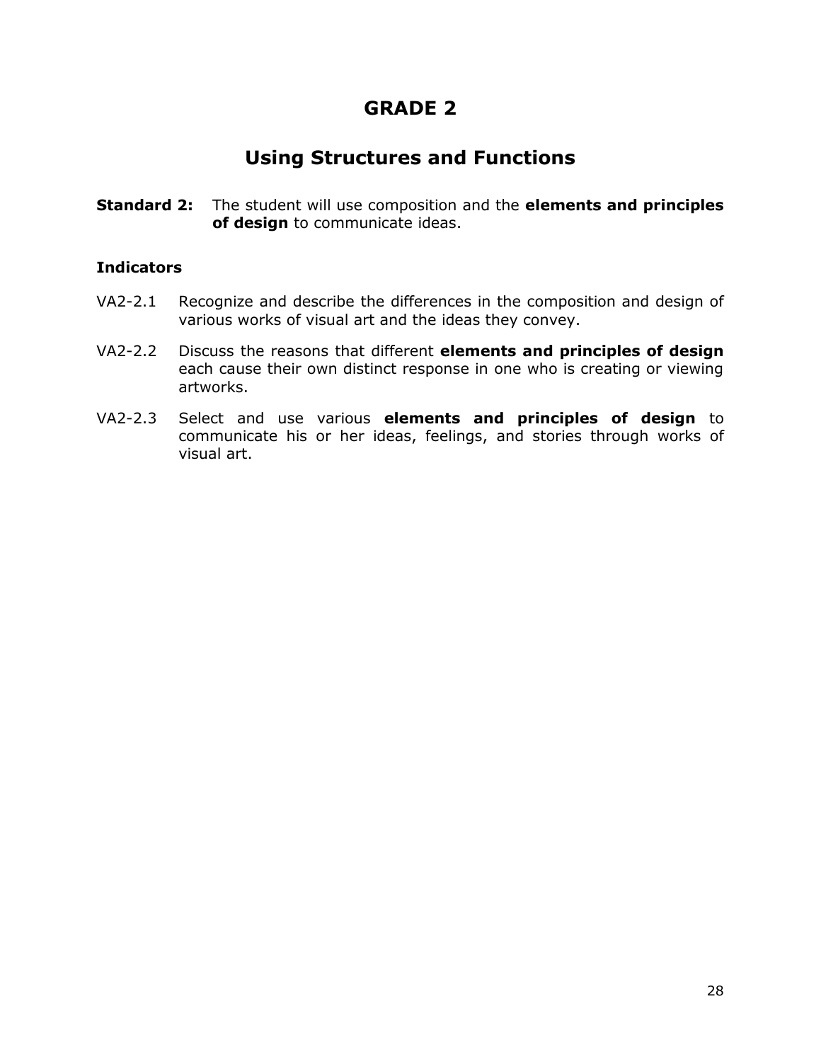# GRADE 2

## Using Structures and Functions

**Standard 2:** The student will use composition and the **elements and principles of design** to communicate ideas.

### Indicators

VA2-2.1 Recognize and describe the differences in the composition and design of various works of visual art and the ideas they convey.

VA2-2.2 Discuss the reasons that different **elements and principles of design** each cause their own distinct response in one who is creating or viewing artworks.

VA2-2.3 Select and use various **elements and principles of design** to communicate his or her ideas, feelings, and stories through works of visual art.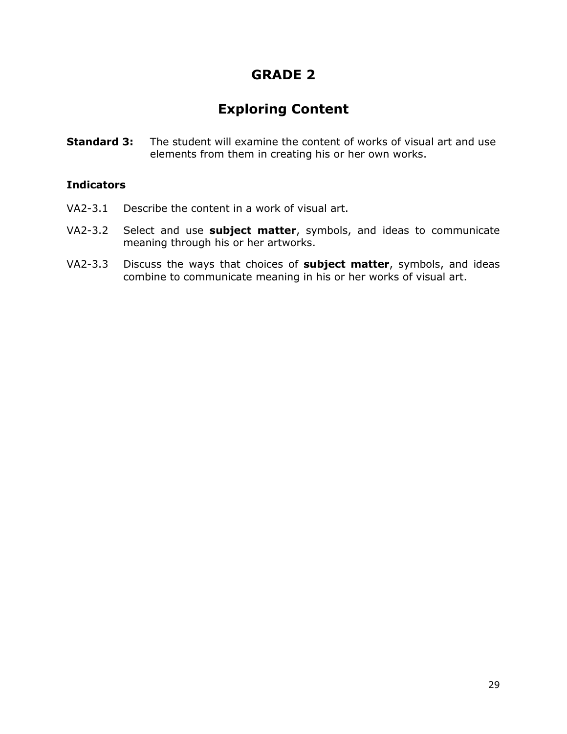# GRADE 2

## Exploring Content

**Standard 3:** The student will examine the content of works of visual art and use elements from them in creating his or her own works.

**Indicators**

VA2-3.1 Describe the content in a work of visual art.

VA2-3.2 Select and use **subject matter**, symbols, and ideas to communicate meaning through his or her artworks.

VA2-3.3 Discuss the ways that choices of **subject matter**, symbols, and ideas combine to communicate meaning in his or her works of visual art.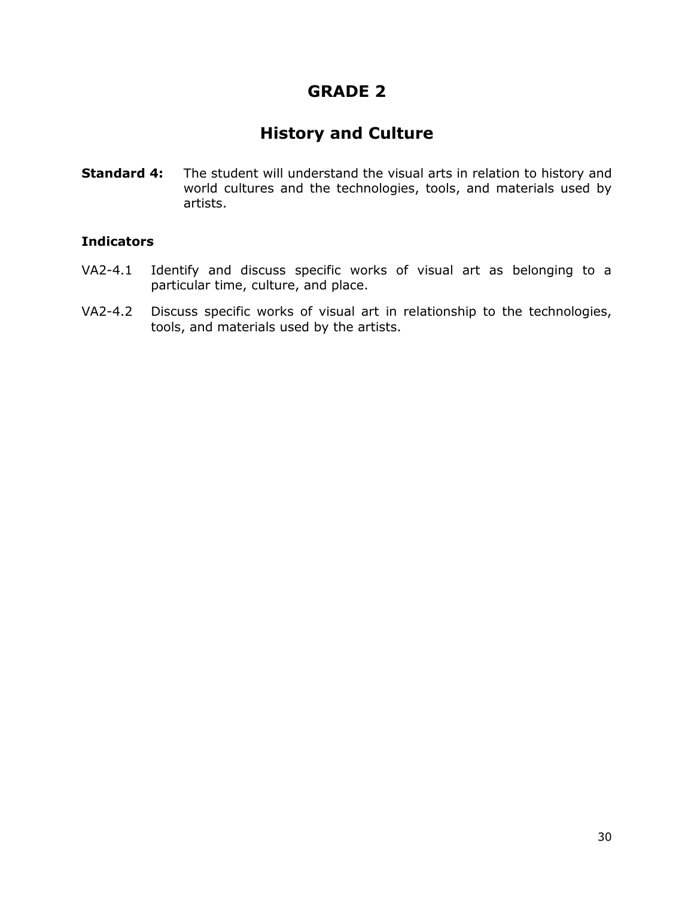# GRADE 2

## History and Culture

**Standard 4:** The student will understand the visual arts in relation to history and world cultures and the technologies, tools, and materials used by artists.

**Indicators**

VA2-4.1 Identify and discuss specific works of visual art as belonging to a particular time, culture, and place.

VA2-4.2 Discuss specific works of visual art in relationship to the technologies, tools, and materials used by the artists.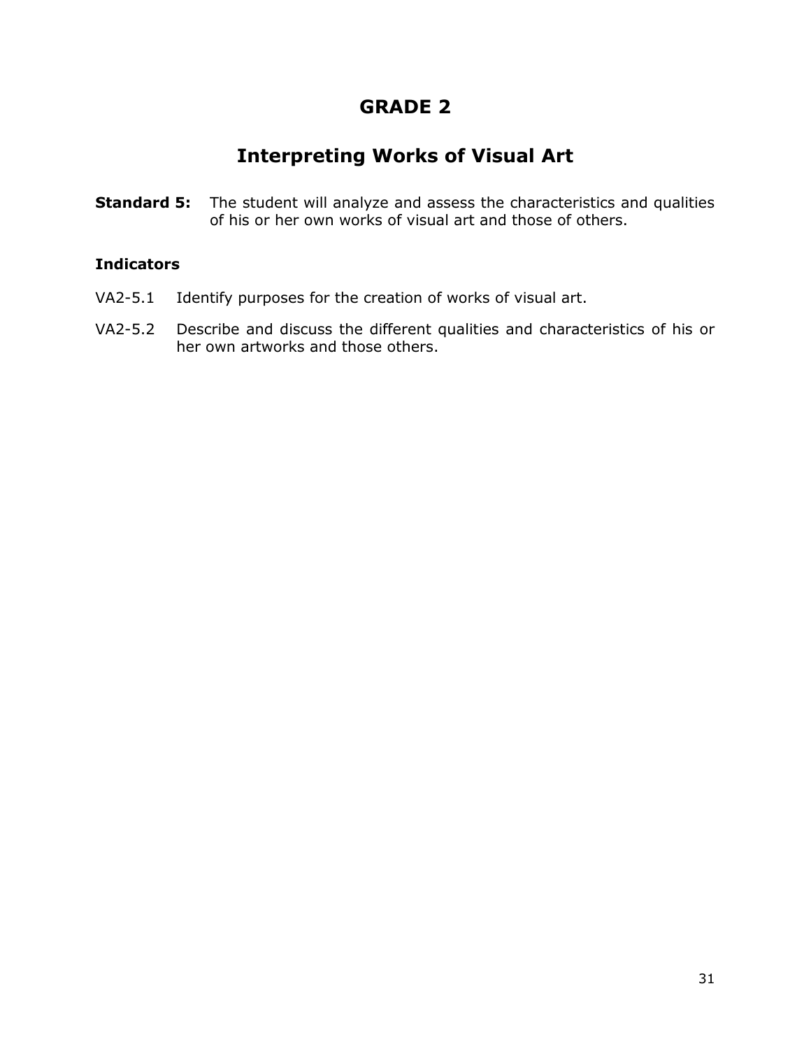# GRADE 2

## Interpreting Works of Visual Art

**Standard 5:** The student will analyze and assess the characteristics and qualities of his or her own works of visual art and those of others.

### Indicators

VA2-5.1 Identify purposes for the creation of works of visual art.

VA2-5.2 Describe and discuss the different qualities and characteristics of his or her own artworks and those others.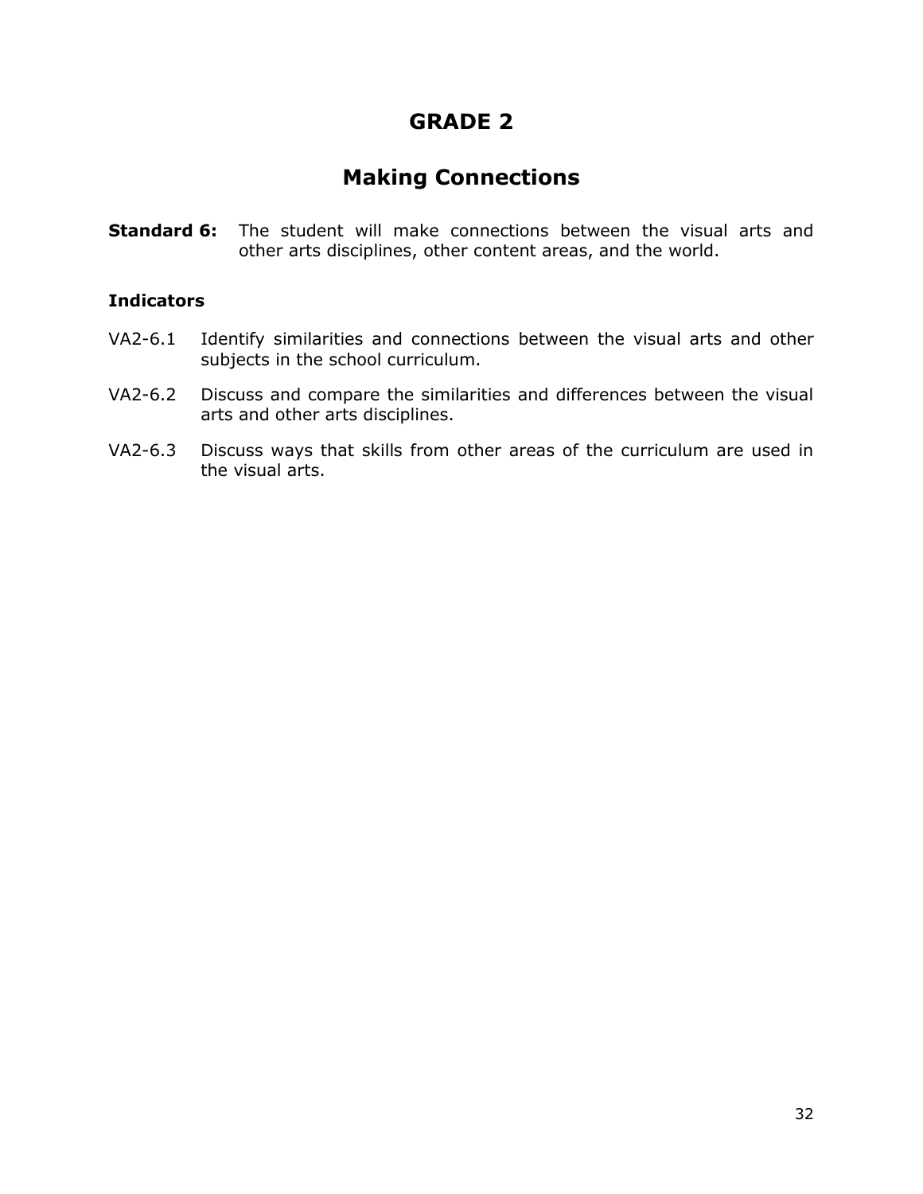# GRADE 2

## Making Connections

**Standard 6:** The student will make connections between the visual arts and other arts disciplines, other content areas, and the world.

### Indicators

VA2-6.1 Identify similarities and connections between the visual arts and other subjects in the school curriculum.

VA2-6.2 Discuss and compare the similarities and differences between the visual arts and other arts disciplines.

VA2-6.3 Discuss ways that skills from other areas of the curriculum are used in the visual arts.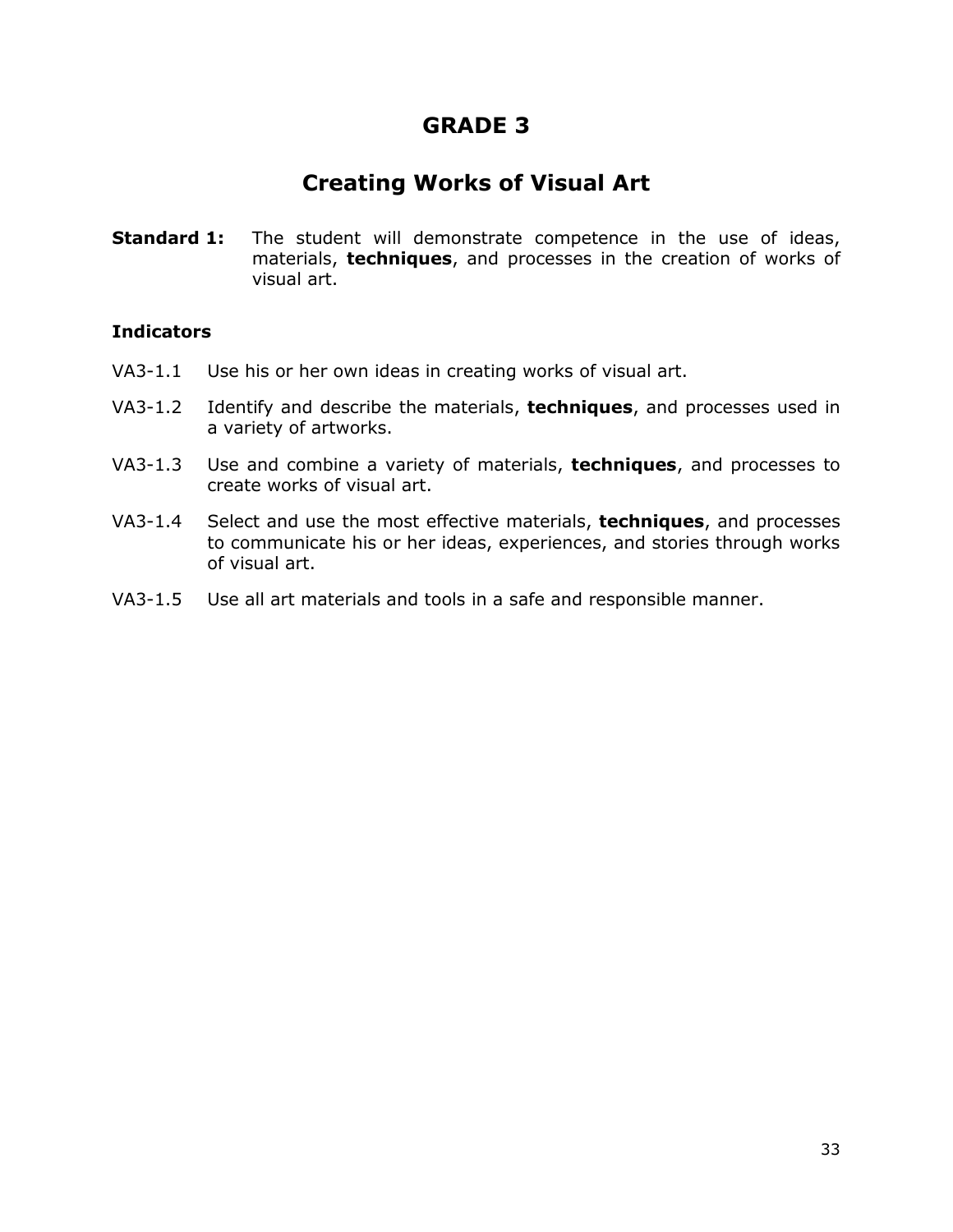# GRADE 3

## Creating Works of Visual Art

**Standard 1:** The student will demonstrate competence in the use of ideas, materials, **techniques**, and processes in the creation of works of visual art.

**Indicators**

VA3-1.1 Use his or her own ideas in creating works of visual art.

VA3-1.2 Identify and describe the materials, **techniques**, and processes used in a variety of artworks.

VA3-1.3 Use and combine a variety of materials, **techniques**, and processes to create works of visual art.

VA3-1.4 Select and use the most effective materials, **techniques**, and processes to communicate his or her ideas, experiences, and stories through works of visual art.

VA3-1.5 Use all art materials and tools in a safe and responsible manner.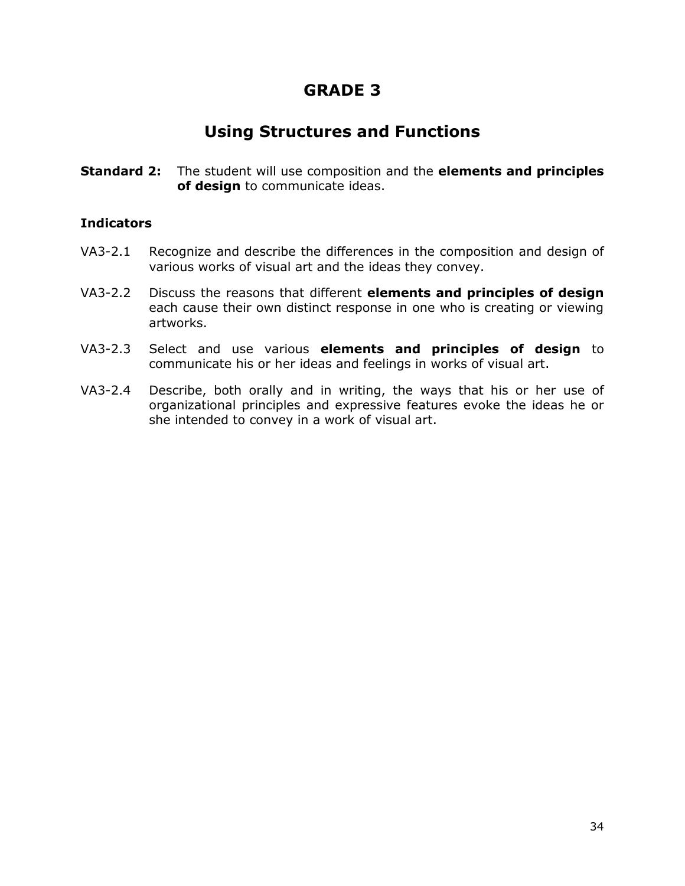# GRADE 3

## Using Structures and Functions

**Standard 2:** The student will use composition and the **elements and principles of design** to communicate ideas.

**Indicators**

VA3-2.1 Recognize and describe the differences in the composition and design of various works of visual art and the ideas they convey.

VA3-2.2 Discuss the reasons that different **elements and principles of design** each cause their own distinct response in one who is creating or viewing artworks.

VA3-2.3 Select and use various **elements and principles of design** to communicate his or her ideas and feelings in works of visual art.

VA3-2.4 Describe, both orally and in writing, the ways that his or her use of organizational principles and expressive features evoke the ideas he or she intended to convey in a work of visual art.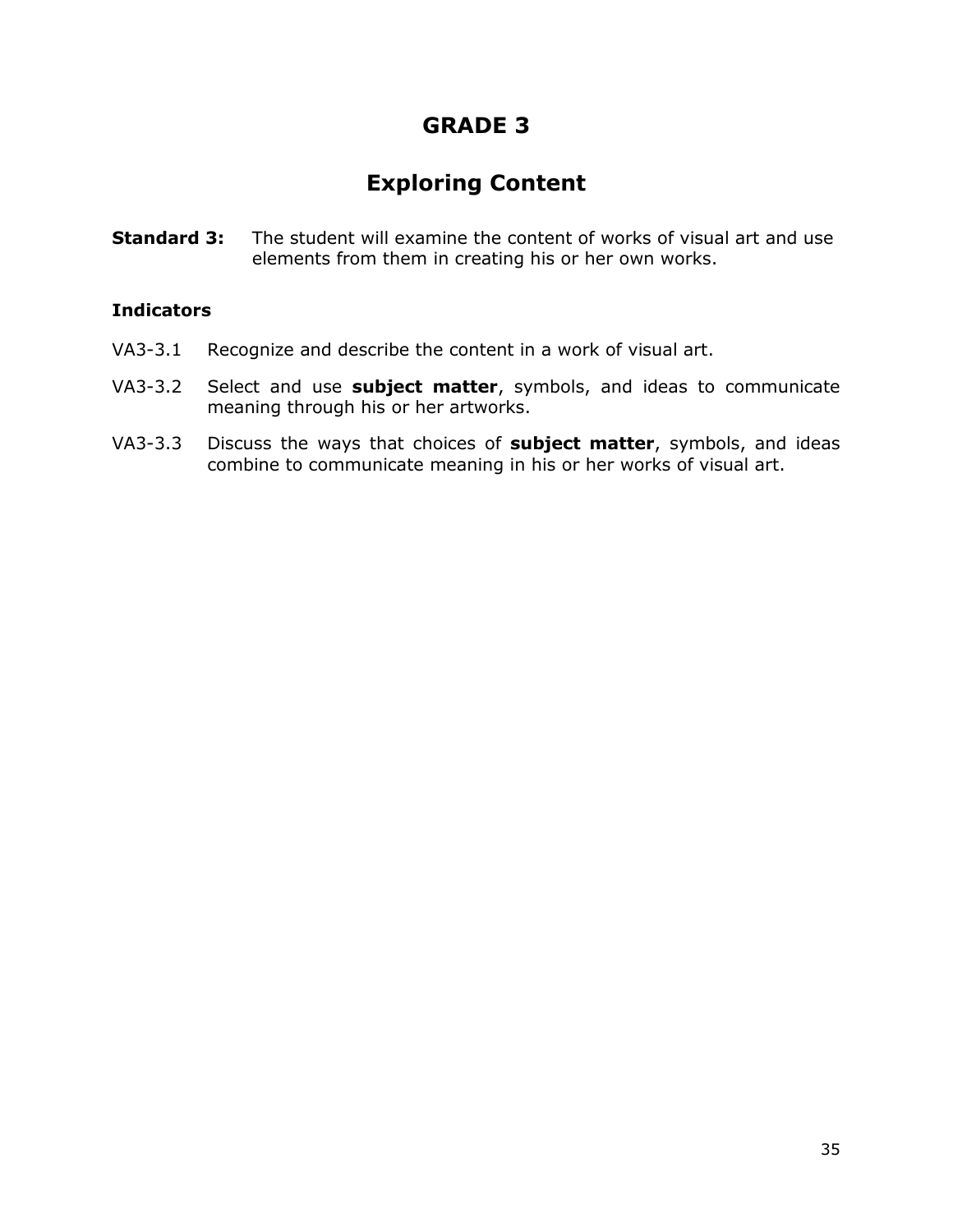# GRADE 3

## Exploring Content

**Standard 3:** The student will examine the content of works of visual art and use elements from them in creating his or her own works.

**Indicators**

VA3-3.1 Recognize and describe the content in a work of visual art.

VA3-3.2 Select and use **subject matter**, symbols, and ideas to communicate meaning through his or her artworks.

VA3-3.3 Discuss the ways that choices of **subject matter**, symbols, and ideas combine to communicate meaning in his or her works of visual art.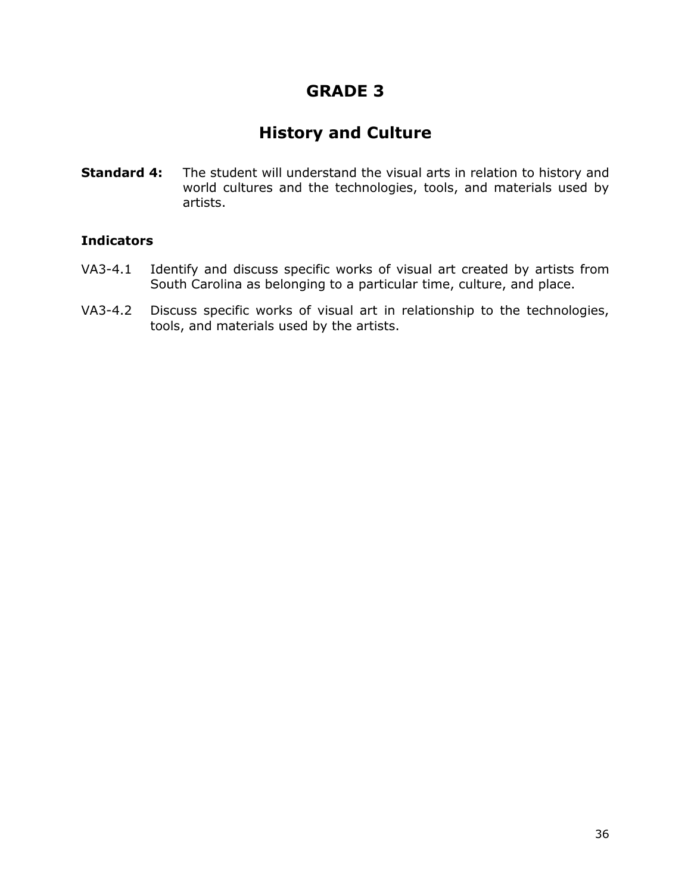# GRADE 3

## History and Culture

**Standard 4:** The student will understand the visual arts in relation to history and world cultures and the technologies, tools, and materials used by artists.

### Indicators

VA3-4.1 Identify and discuss specific works of visual art created by artists from South Carolina as belonging to a particular time, culture, and place.

VA3-4.2 Discuss specific works of visual art in relationship to the technologies, tools, and materials used by the artists.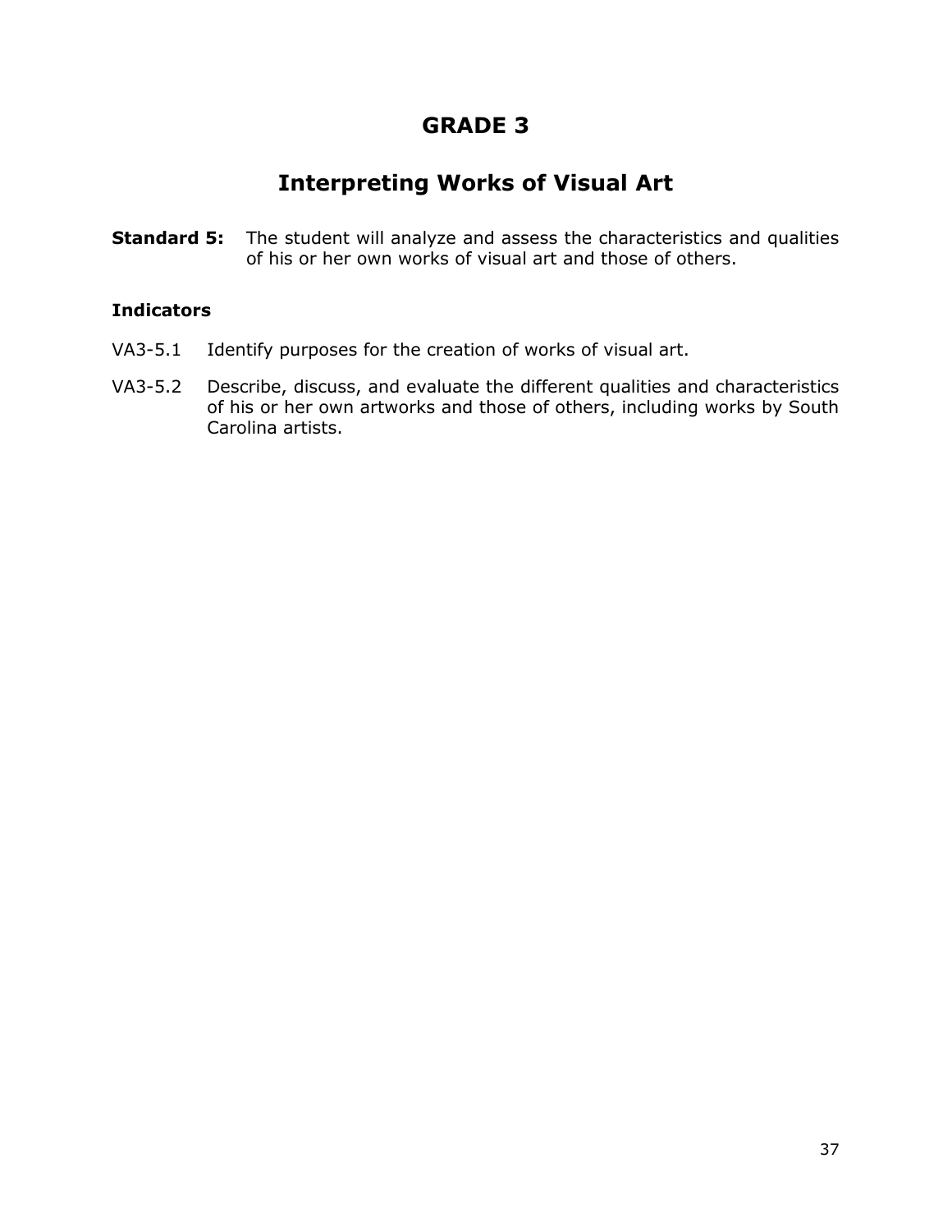# GRADE 3

## Interpreting Works of Visual Art

**Standard 5:** The student will analyze and assess the characteristics and qualities of his or her own works of visual art and those of others.

### Indicators

VA3-5.1 Identify purposes for the creation of works of visual art.

VA3-5.2 Describe, discuss, and evaluate the different qualities and characteristics of his or her own artworks and those of others, including works by South Carolina artists.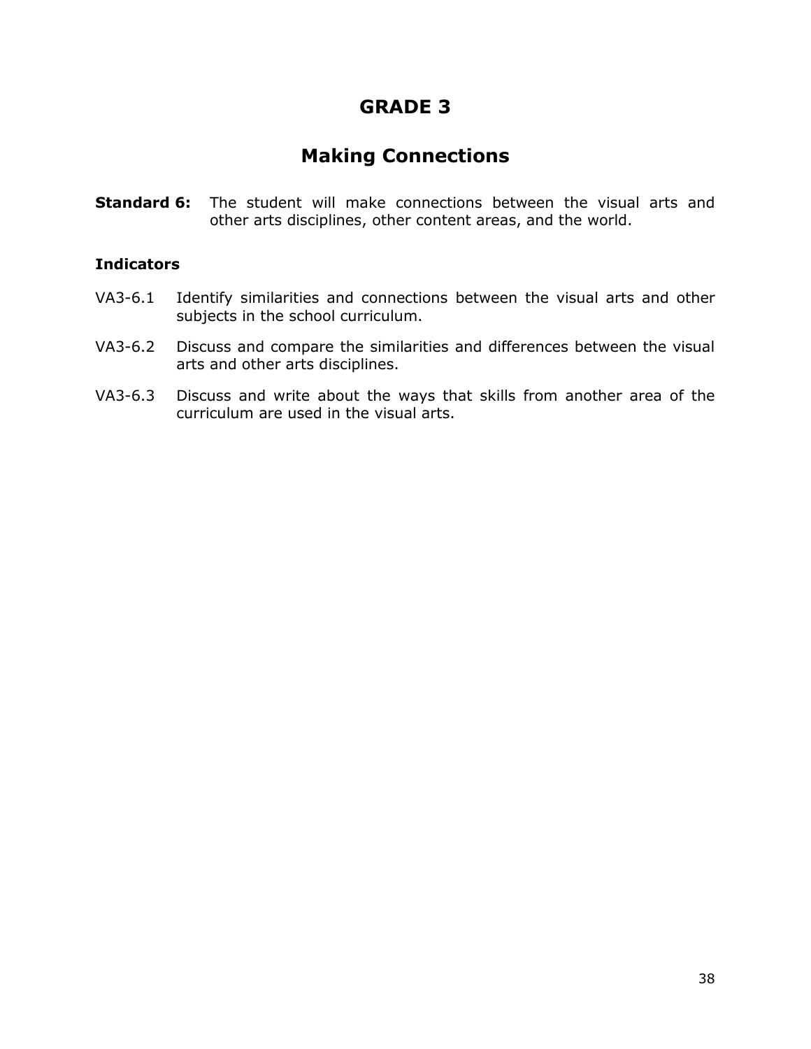# GRADE 3

## Making Connections

**Standard 6:** The student will make connections between the visual arts and other arts disciplines, other content areas, and the world.

### Indicators

VA3-6.1 Identify similarities and connections between the visual arts and other subjects in the school curriculum.

VA3-6.2 Discuss and compare the similarities and differences between the visual arts and other arts disciplines.

VA3-6.3 Discuss and write about the ways that skills from another area of the curriculum are used in the visual arts.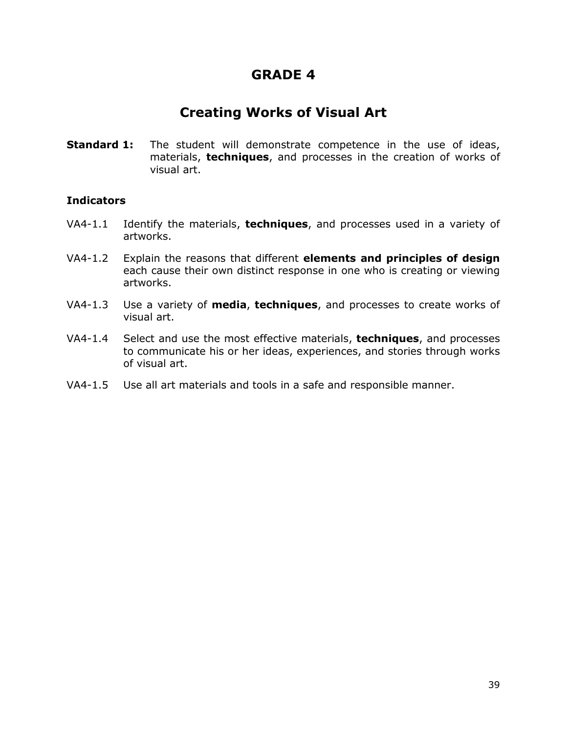# GRADE 4

## Creating Works of Visual Art

**Standard 1:** The student will demonstrate competence in the use of ideas, materials, **techniques**, and processes in the creation of works of visual art.

**Indicators**

VA4-1.1 Identify the materials, **techniques**, and processes used in a variety of artworks.

VA4-1.2 Explain the reasons that different **elements and principles of design** each cause their own distinct response in one who is creating or viewing artworks.

VA4-1.3 Use a variety of **media**, **techniques**, and processes to create works of visual art.

VA4-1.4 Select and use the most effective materials, **techniques**, and processes to communicate his or her ideas, experiences, and stories through works of visual art.

VA4-1.5 Use all art materials and tools in a safe and responsible manner.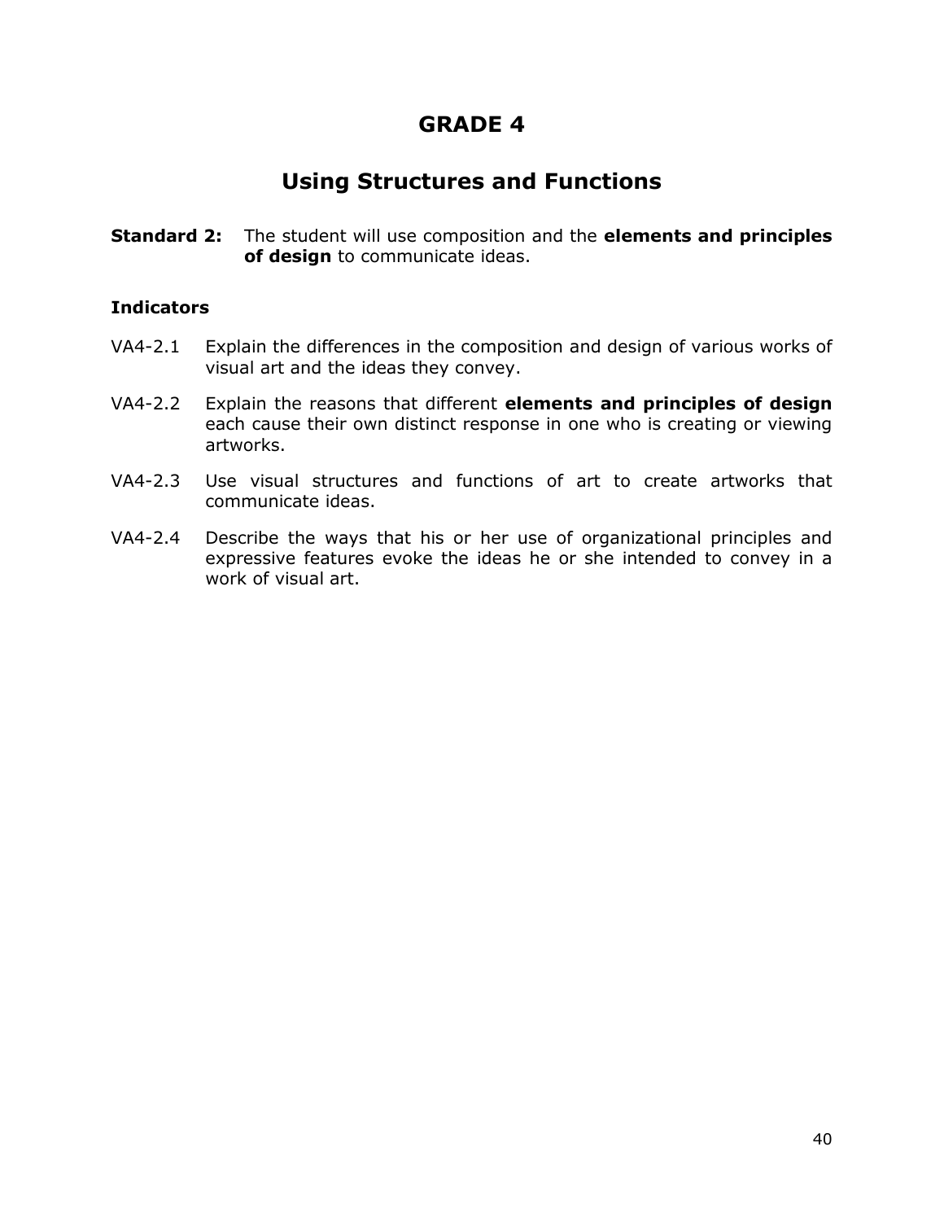# GRADE 4

## Using Structures and Functions

**Standard 2:** The student will use composition and the **elements and principles of design** to communicate ideas.

**Indicators**

VA4-2.1 Explain the differences in the composition and design of various works of visual art and the ideas they convey.

VA4-2.2 Explain the reasons that different **elements and principles of design** each cause their own distinct response in one who is creating or viewing artworks.

VA4-2.3 Use visual structures and functions of art to create artworks that communicate ideas.

VA4-2.4 Describe the ways that his or her use of organizational principles and expressive features evoke the ideas he or she intended to convey in a work of visual art.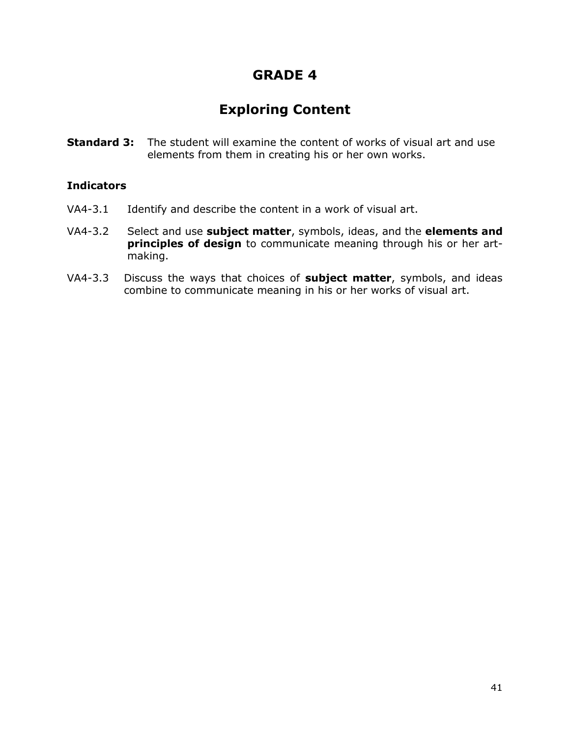# GRADE 4

## Exploring Content

**Standard 3:** The student will examine the content of works of visual art and use elements from them in creating his or her own works.

**Indicators**

VA4-3.1 Identify and describe the content in a work of visual art.

VA4-3.2 Select and use **subject matter**, symbols, ideas, and the **elements and principles of design** to communicate meaning through his or her art-making.

VA4-3.3 Discuss the ways that choices of **subject matter**, symbols, and ideas combine to communicate meaning in his or her works of visual art.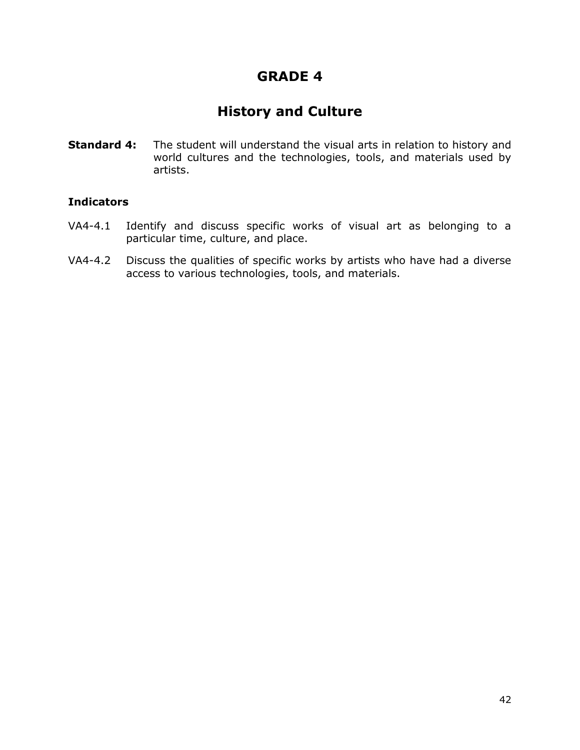# GRADE 4

## History and Culture

**Standard 4:** The student will understand the visual arts in relation to history and world cultures and the technologies, tools, and materials used by artists.

### Indicators

VA4-4.1 Identify and discuss specific works of visual art as belonging to a particular time, culture, and place.

VA4-4.2 Discuss the qualities of specific works by artists who have had a diverse access to various technologies, tools, and materials.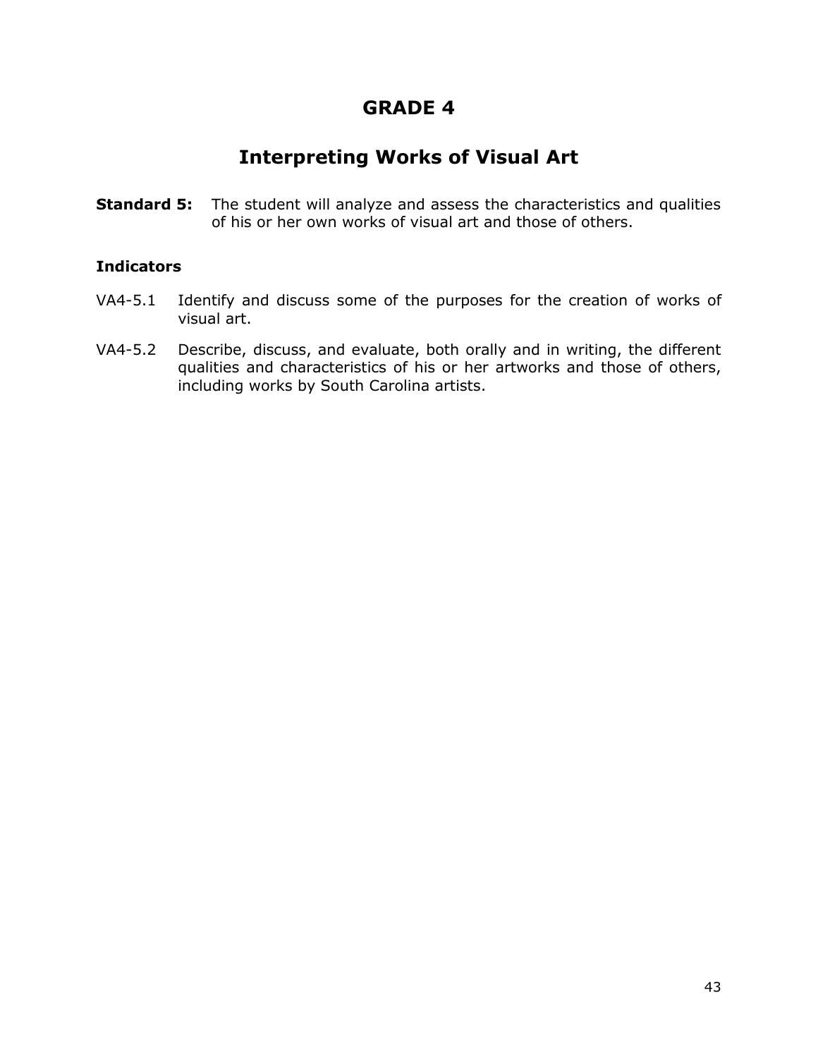# GRADE 4

## Interpreting Works of Visual Art

**Standard 5:** The student will analyze and assess the characteristics and qualities of his or her own works of visual art and those of others.

### Indicators

VA4-5.1 Identify and discuss some of the purposes for the creation of works of visual art.

VA4-5.2 Describe, discuss, and evaluate, both orally and in writing, the different qualities and characteristics of his or her artworks and those of others, including works by South Carolina artists.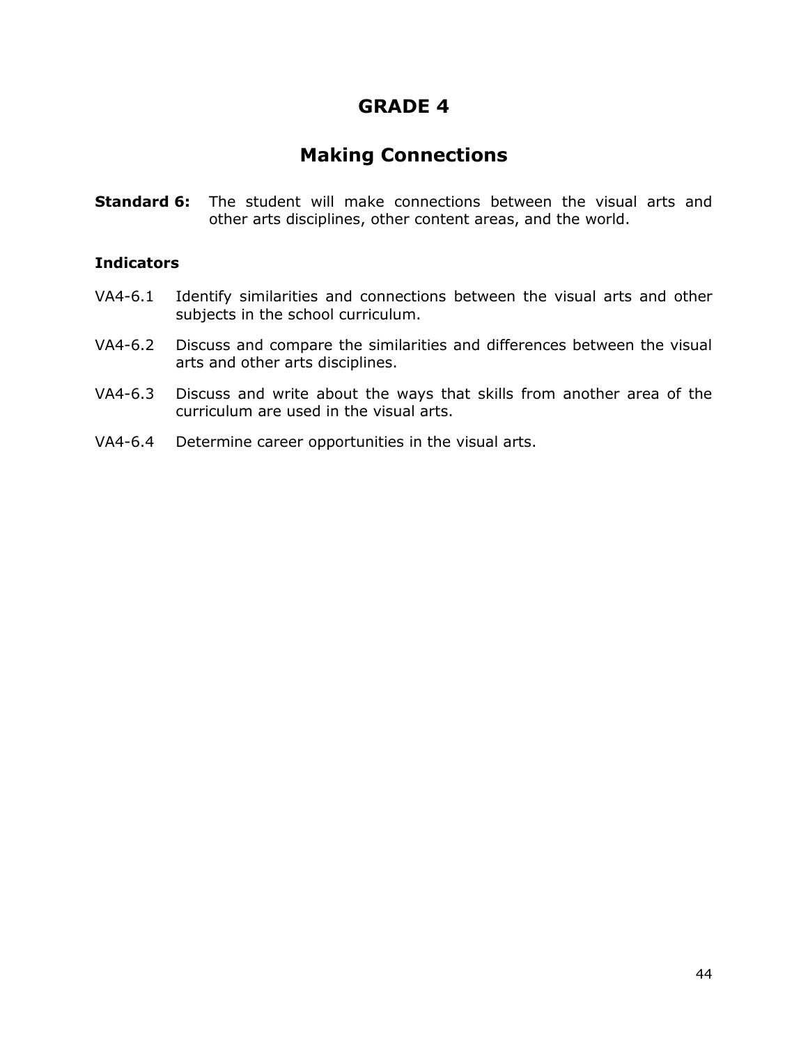# GRADE 4

## Making Connections

**Standard 6:** The student will make connections between the visual arts and other arts disciplines, other content areas, and the world.

### Indicators

VA4-6.1 Identify similarities and connections between the visual arts and other subjects in the school curriculum.

VA4-6.2 Discuss and compare the similarities and differences between the visual arts and other arts disciplines.

VA4-6.3 Discuss and write about the ways that skills from another area of the curriculum are used in the visual arts.

VA4-6.4 Determine career opportunities in the visual arts.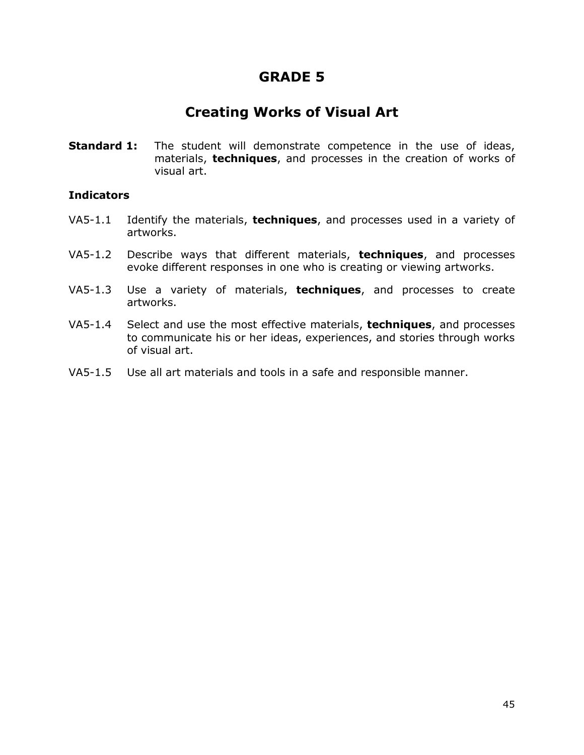# GRADE 5

## Creating Works of Visual Art

**Standard 1:** The student will demonstrate competence in the use of ideas, materials, **techniques**, and processes in the creation of works of visual art.

**Indicators**

VA5-1.1 Identify the materials, **techniques**, and processes used in a variety of artworks.

VA5-1.2 Describe ways that different materials, **techniques**, and processes evoke different responses in one who is creating or viewing artworks.

VA5-1.3 Use a variety of materials, **techniques**, and processes to create artworks.

VA5-1.4 Select and use the most effective materials, **techniques**, and processes to communicate his or her ideas, experiences, and stories through works of visual art.

VA5-1.5 Use all art materials and tools in a safe and responsible manner.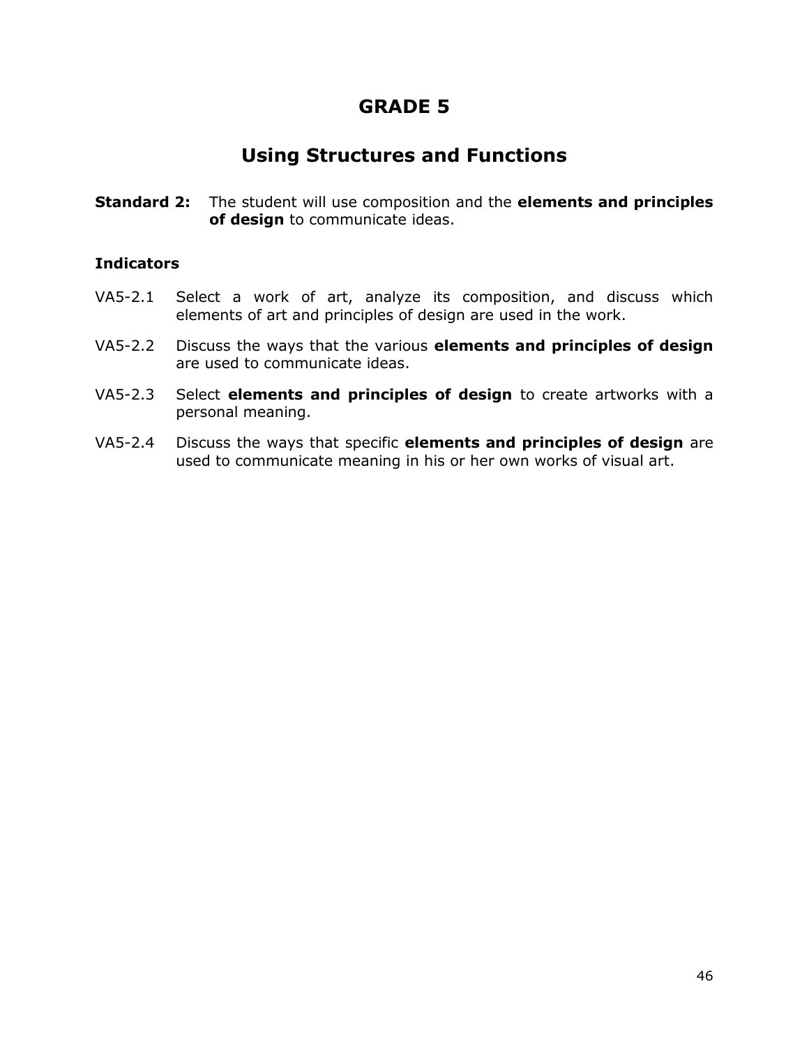# GRADE 5

## Using Structures and Functions

**Standard 2:** The student will use composition and the **elements and principles of design** to communicate ideas.

### Indicators

VA5-2.1 Select a work of art, analyze its composition, and discuss which elements of art and principles of design are used in the work.

VA5-2.2 Discuss the ways that the various **elements and principles of design** are used to communicate ideas.

VA5-2.3 Select **elements and principles of design** to create artworks with a personal meaning.

VA5-2.4 Discuss the ways that specific **elements and principles of design** are used to communicate meaning in his or her own works of visual art.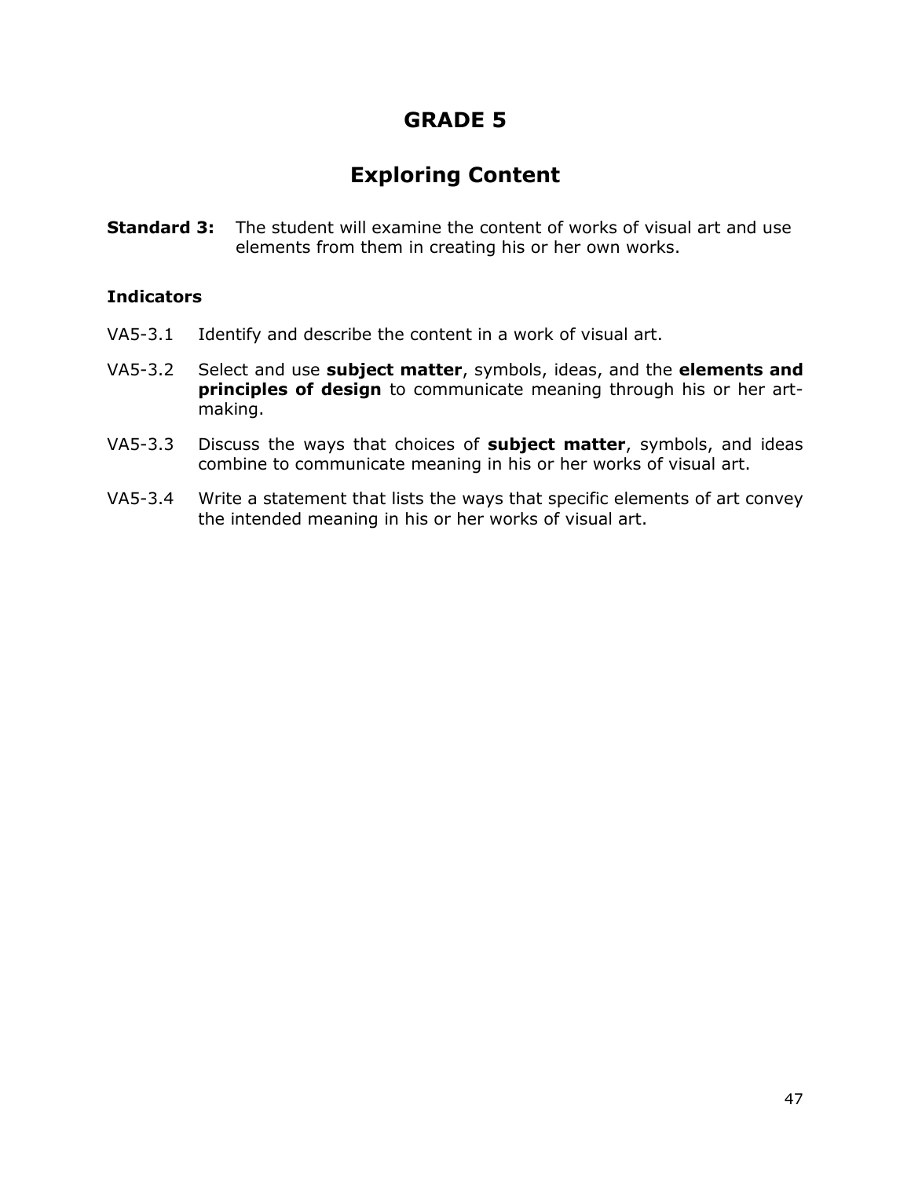# GRADE 5

## Exploring Content

**Standard 3:** The student will examine the content of works of visual art and use elements from them in creating his or her own works.

### Indicators

VA5-3.1 Identify and describe the content in a work of visual art.

VA5-3.2 Select and use **subject matter**, symbols, ideas, and the **elements and principles of design** to communicate meaning through his or her art-making.

VA5-3.3 Discuss the ways that choices of **subject matter**, symbols, and ideas combine to communicate meaning in his or her works of visual art.

VA5-3.4 Write a statement that lists the ways that specific elements of art convey the intended meaning in his or her works of visual art.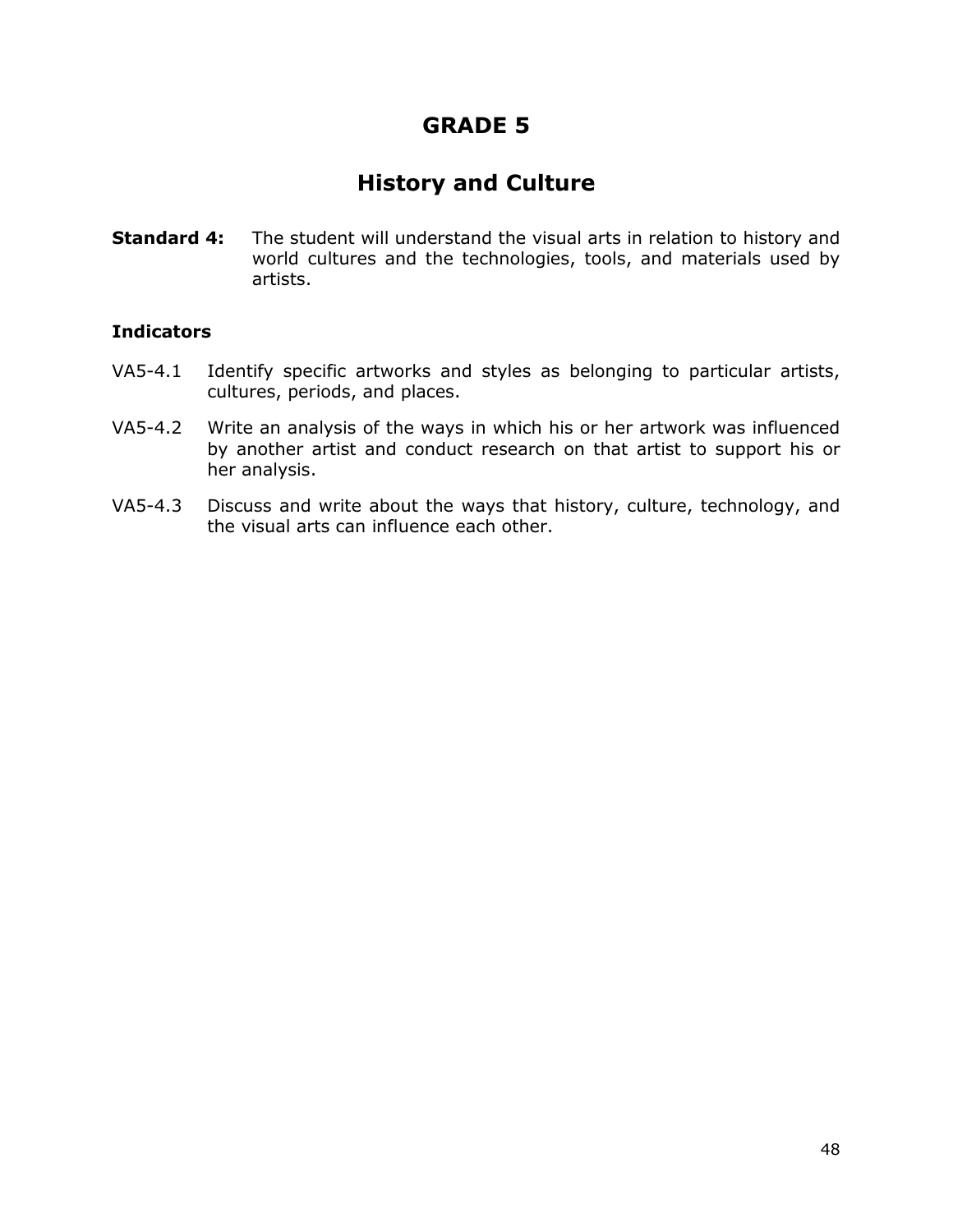# GRADE 5

## History and Culture

**Standard 4:** The student will understand the visual arts in relation to history and world cultures and the technologies, tools, and materials used by artists.

**Indicators**

VA5-4.1 Identify specific artworks and styles as belonging to particular artists, cultures, periods, and places.

VA5-4.2 Write an analysis of the ways in which his or her artwork was influenced by another artist and conduct research on that artist to support his or her analysis.

VA5-4.3 Discuss and write about the ways that history, culture, technology, and the visual arts can influence each other.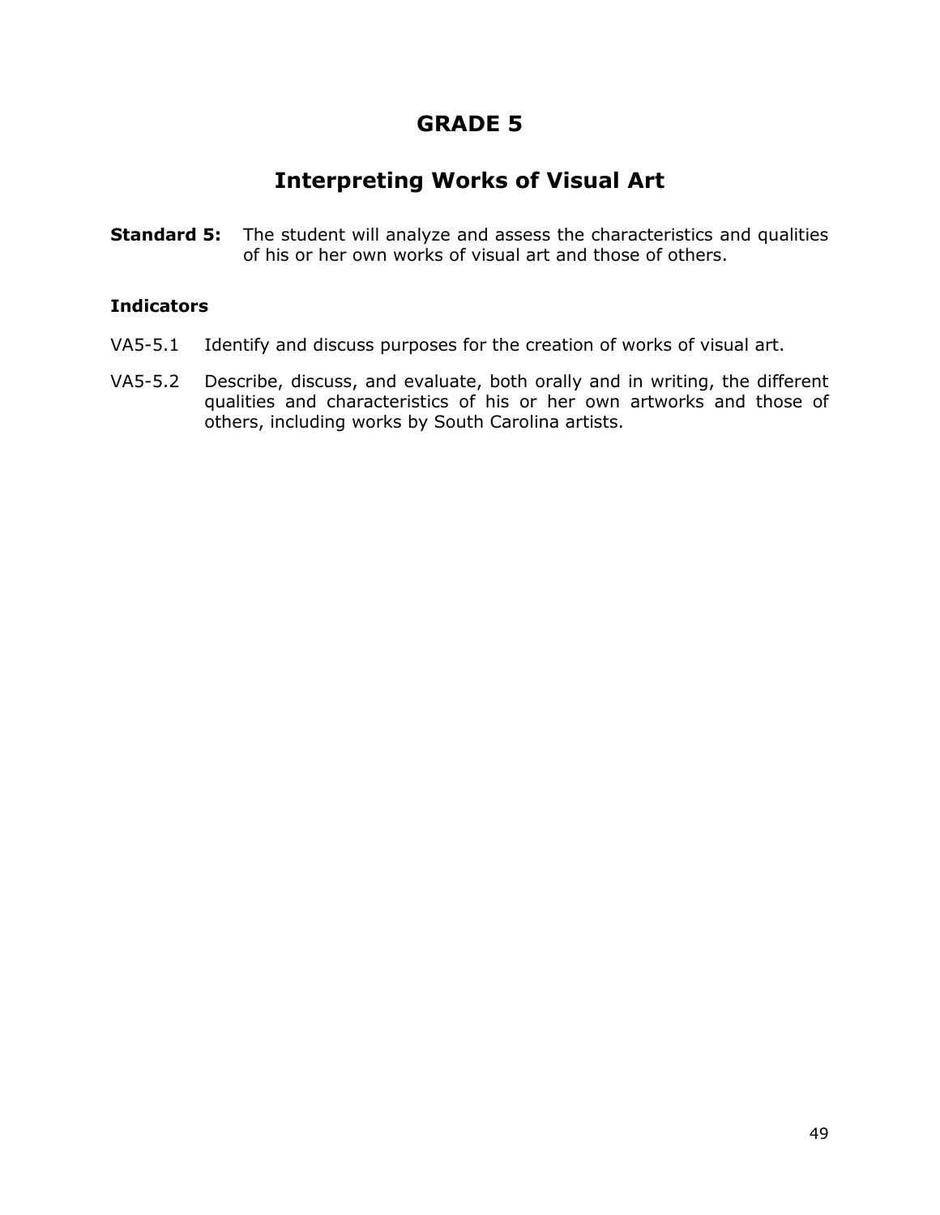# GRADE 5

## Interpreting Works of Visual Art

**Standard 5:** The student will analyze and assess the characteristics and qualities of his or her own works of visual art and those of others.

### Indicators

VA5-5.1 Identify and discuss purposes for the creation of works of visual art.

VA5-5.2 Describe, discuss, and evaluate, both orally and in writing, the different qualities and characteristics of his or her own artworks and those of others, including works by South Carolina artists.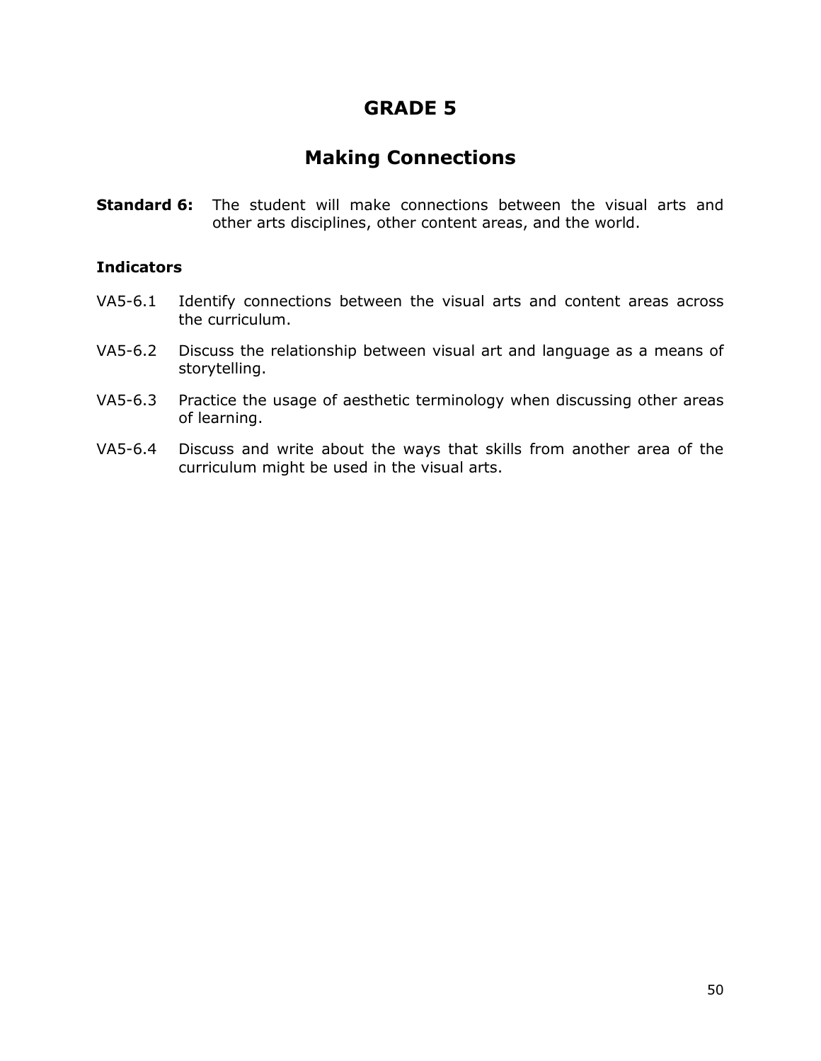# GRADE 5

## Making Connections

**Standard 6:** The student will make connections between the visual arts and other arts disciplines, other content areas, and the world.

**Indicators**

VA5-6.1 Identify connections between the visual arts and content areas across the curriculum.

VA5-6.2 Discuss the relationship between visual art and language as a means of storytelling.

VA5-6.3 Practice the usage of aesthetic terminology when discussing other areas of learning.

VA5-6.4 Discuss and write about the ways that skills from another area of the curriculum might be used in the visual arts.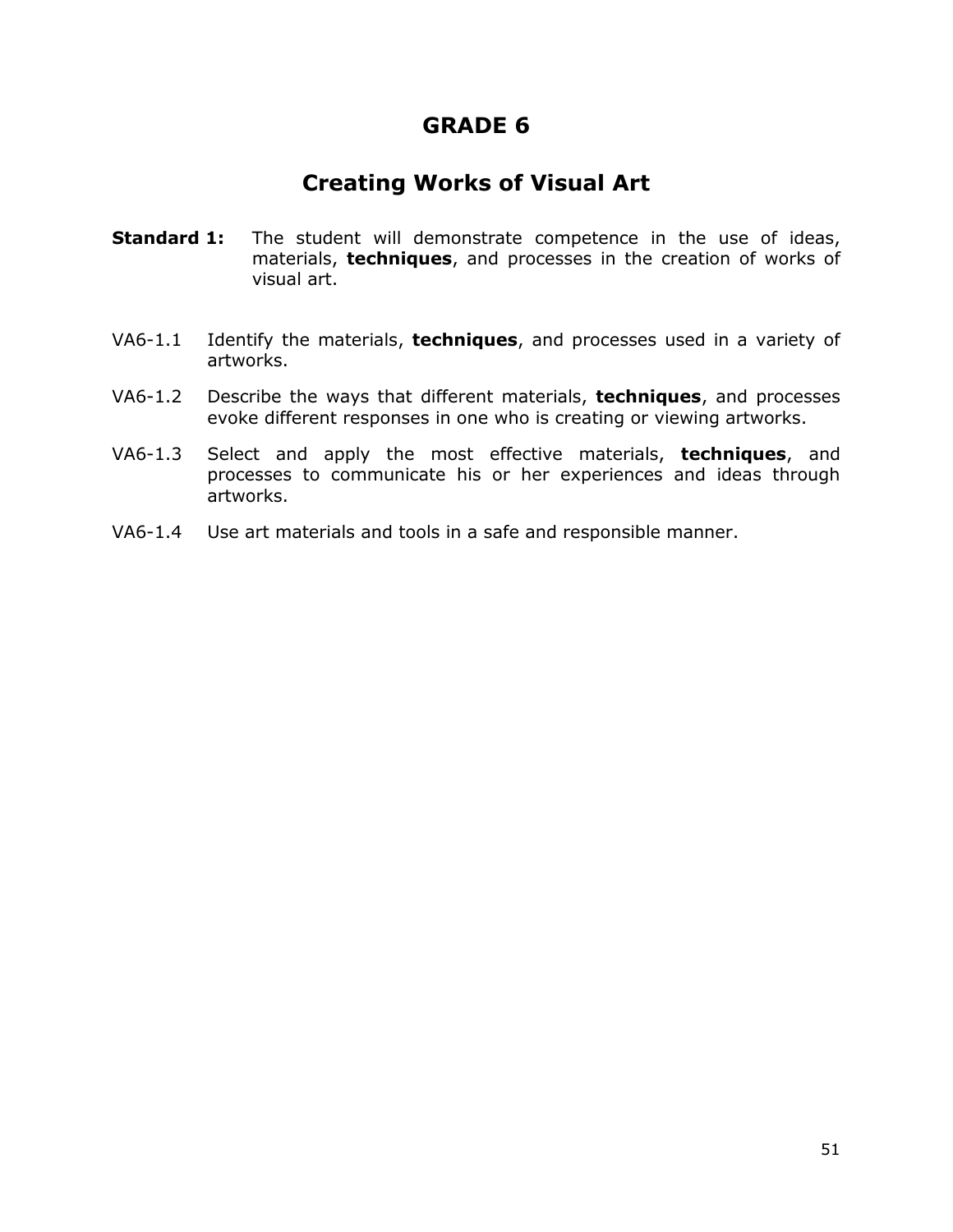# GRADE 6

## Creating Works of Visual Art

**Standard 1:** The student will demonstrate competence in the use of ideas, materials, **techniques**, and processes in the creation of works of visual art.

VA6-1.1 Identify the materials, **techniques**, and processes used in a variety of artworks.

VA6-1.2 Describe the ways that different materials, **techniques**, and processes evoke different responses in one who is creating or viewing artworks.

VA6-1.3 Select and apply the most effective materials, **techniques**, and processes to communicate his or her experiences and ideas through artworks.

VA6-1.4 Use art materials and tools in a safe and responsible manner.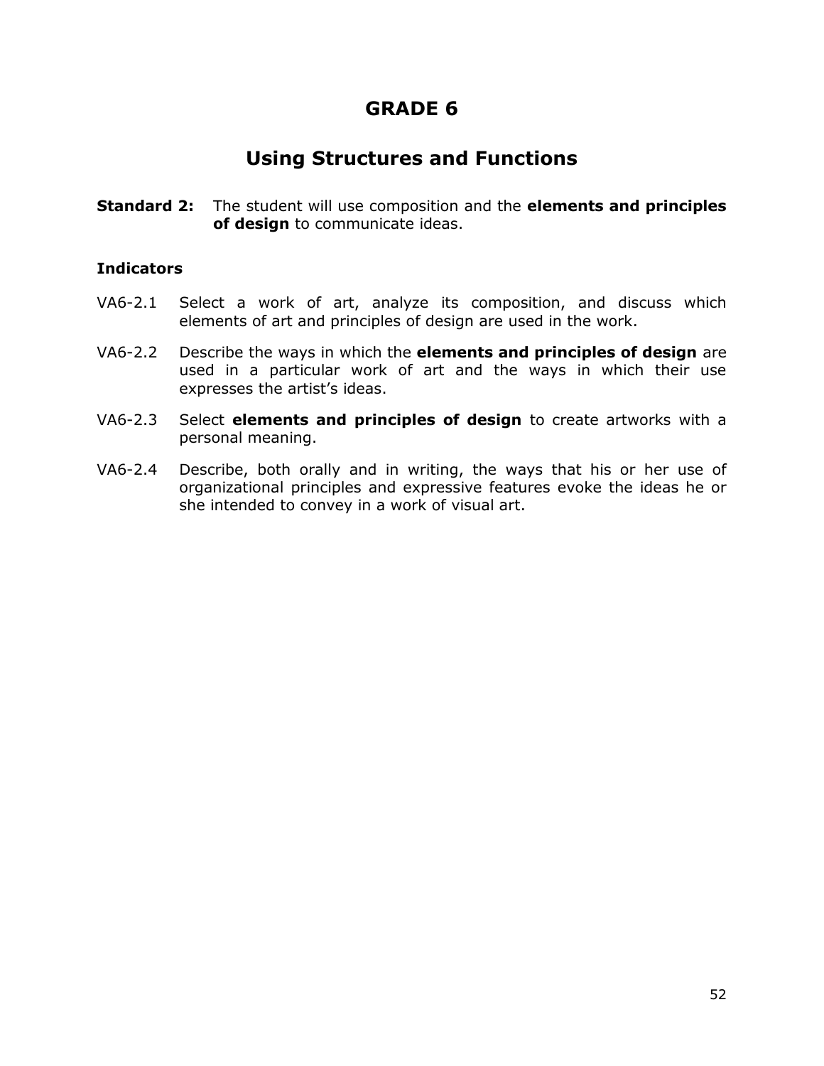# GRADE 6

## Using Structures and Functions

**Standard 2:** The student will use composition and the **elements and principles of design** to communicate ideas.

**Indicators**

VA6-2.1 Select a work of art, analyze its composition, and discuss which elements of art and principles of design are used in the work.

VA6-2.2 Describe the ways in which the **elements and principles of design** are used in a particular work of art and the ways in which their use expresses the artist's ideas.

VA6-2.3 Select **elements and principles of design** to create artworks with a personal meaning.

VA6-2.4 Describe, both orally and in writing, the ways that his or her use of organizational principles and expressive features evoke the ideas he or she intended to convey in a work of visual art.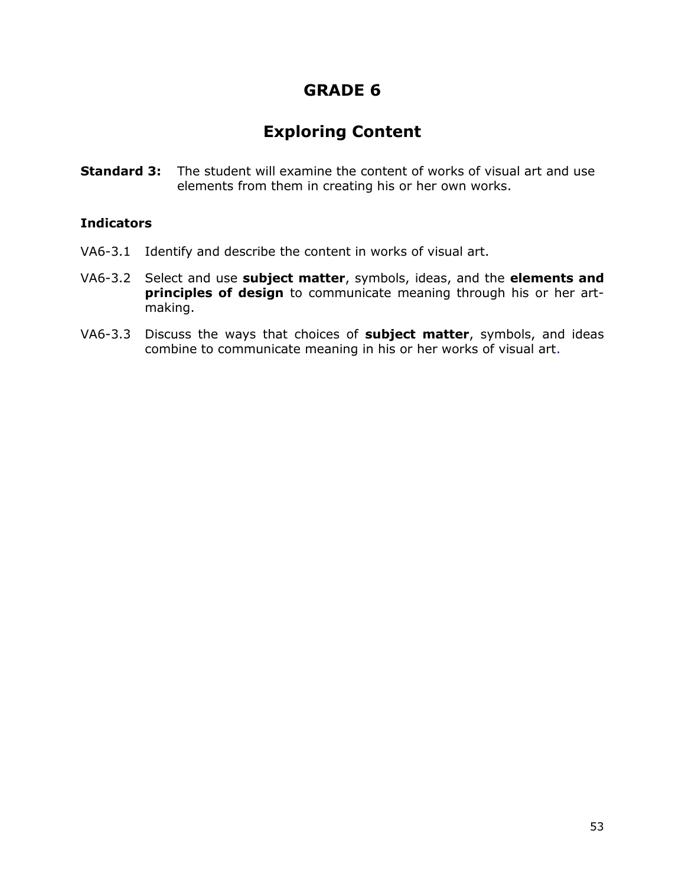# GRADE 6

## Exploring Content

**Standard 3:** The student will examine the content of works of visual art and use elements from them in creating his or her own works.

### Indicators

VA6-3.1 Identify and describe the content in works of visual art.

VA6-3.2 Select and use **subject matter**, symbols, ideas, and the **elements and principles of design** to communicate meaning through his or her art-making.

VA6-3.3 Discuss the ways that choices of **subject matter**, symbols, and ideas combine to communicate meaning in his or her works of visual art.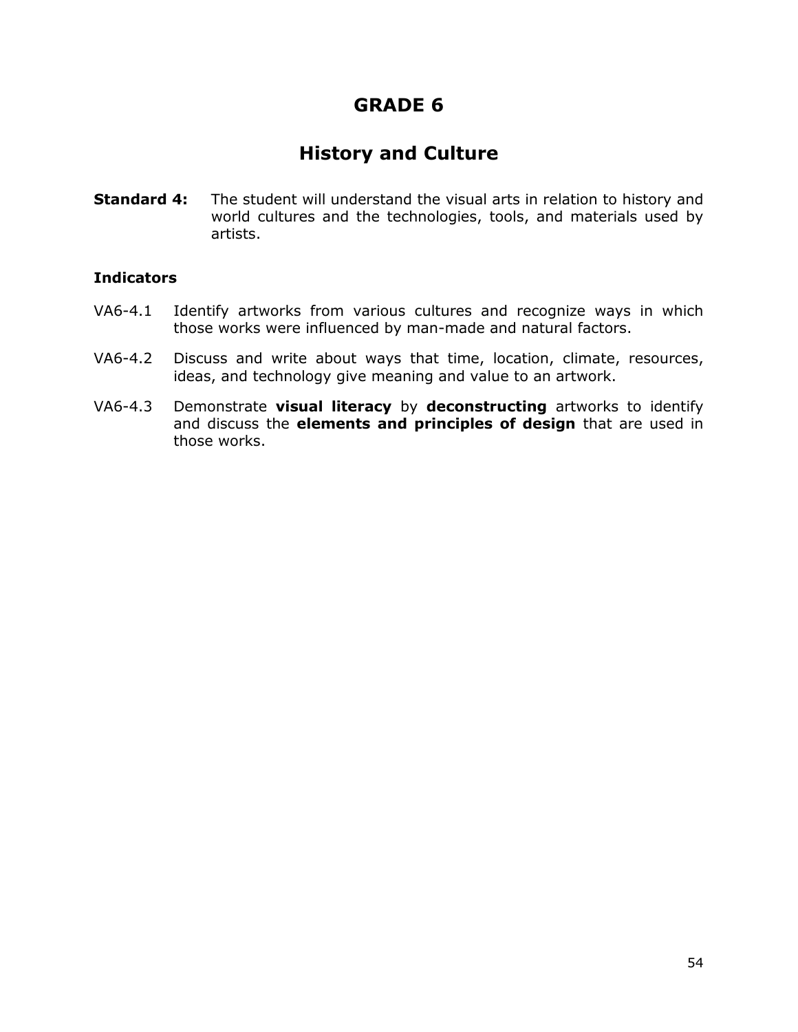# GRADE 6

## History and Culture

**Standard 4:** The student will understand the visual arts in relation to history and world cultures and the technologies, tools, and materials used by artists.

### Indicators

VA6-4.1 Identify artworks from various cultures and recognize ways in which those works were influenced by man-made and natural factors.

VA6-4.2 Discuss and write about ways that time, location, climate, resources, ideas, and technology give meaning and value to an artwork.

VA6-4.3 Demonstrate **visual literacy** by **deconstructing** artworks to identify and discuss the **elements and principles of design** that are used in those works.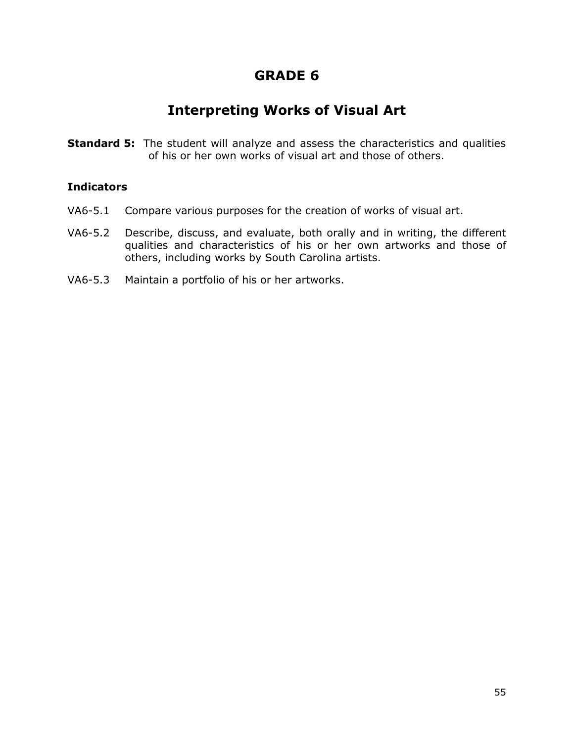# GRADE 6

## Interpreting Works of Visual Art

**Standard 5:** The student will analyze and assess the characteristics and qualities of his or her own works of visual art and those of others.

### Indicators

VA6-5.1 Compare various purposes for the creation of works of visual art.

VA6-5.2 Describe, discuss, and evaluate, both orally and in writing, the different qualities and characteristics of his or her own artworks and those of others, including works by South Carolina artists.

VA6-5.3 Maintain a portfolio of his or her artworks.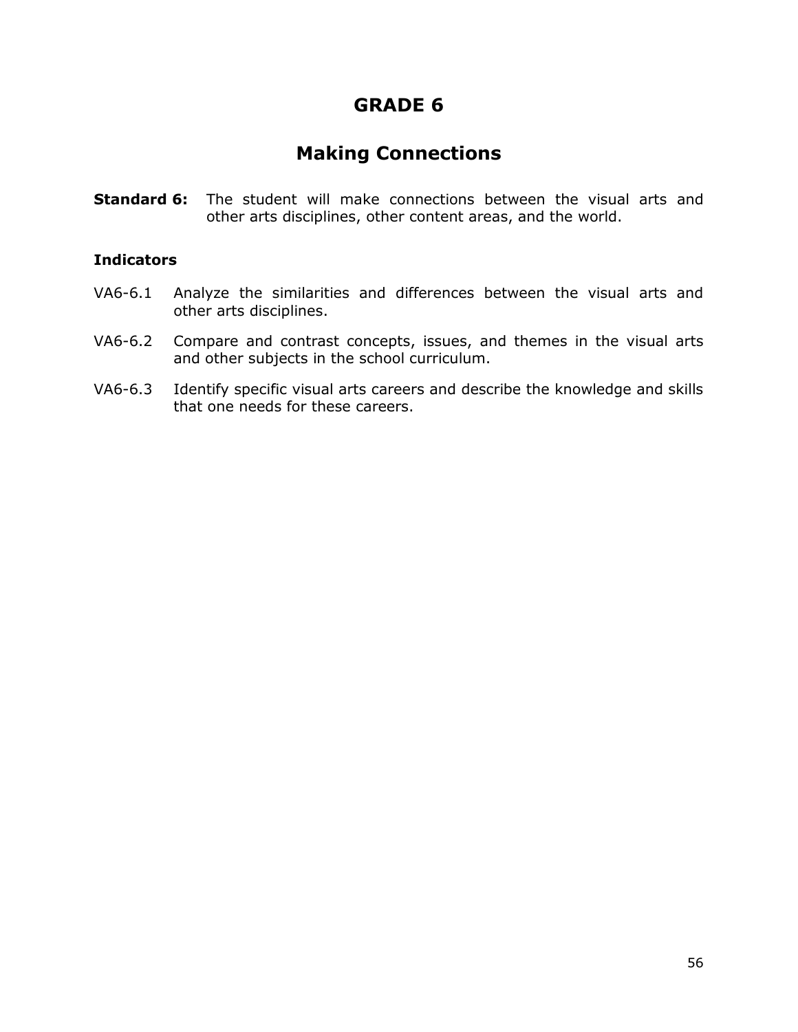# GRADE 6

## Making Connections

**Standard 6:** The student will make connections between the visual arts and other arts disciplines, other content areas, and the world.

### Indicators

VA6-6.1 Analyze the similarities and differences between the visual arts and other arts disciplines.

VA6-6.2 Compare and contrast concepts, issues, and themes in the visual arts and other subjects in the school curriculum.

VA6-6.3 Identify specific visual arts careers and describe the knowledge and skills that one needs for these careers.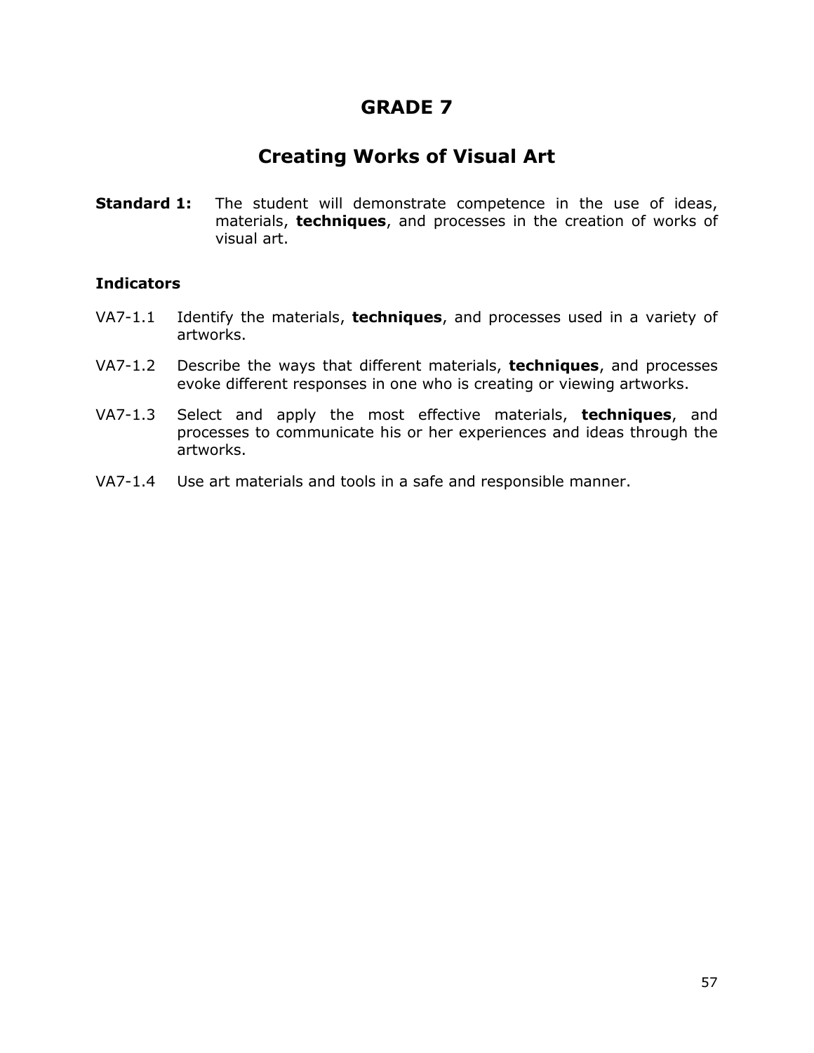# GRADE 7

## Creating Works of Visual Art

**Standard 1:** The student will demonstrate competence in the use of ideas, materials, **techniques**, and processes in the creation of works of visual art.

**Indicators**

VA7-1.1 Identify the materials, **techniques**, and processes used in a variety of artworks.

VA7-1.2 Describe the ways that different materials, **techniques**, and processes evoke different responses in one who is creating or viewing artworks.

VA7-1.3 Select and apply the most effective materials, **techniques**, and processes to communicate his or her experiences and ideas through the artworks.

VA7-1.4 Use art materials and tools in a safe and responsible manner.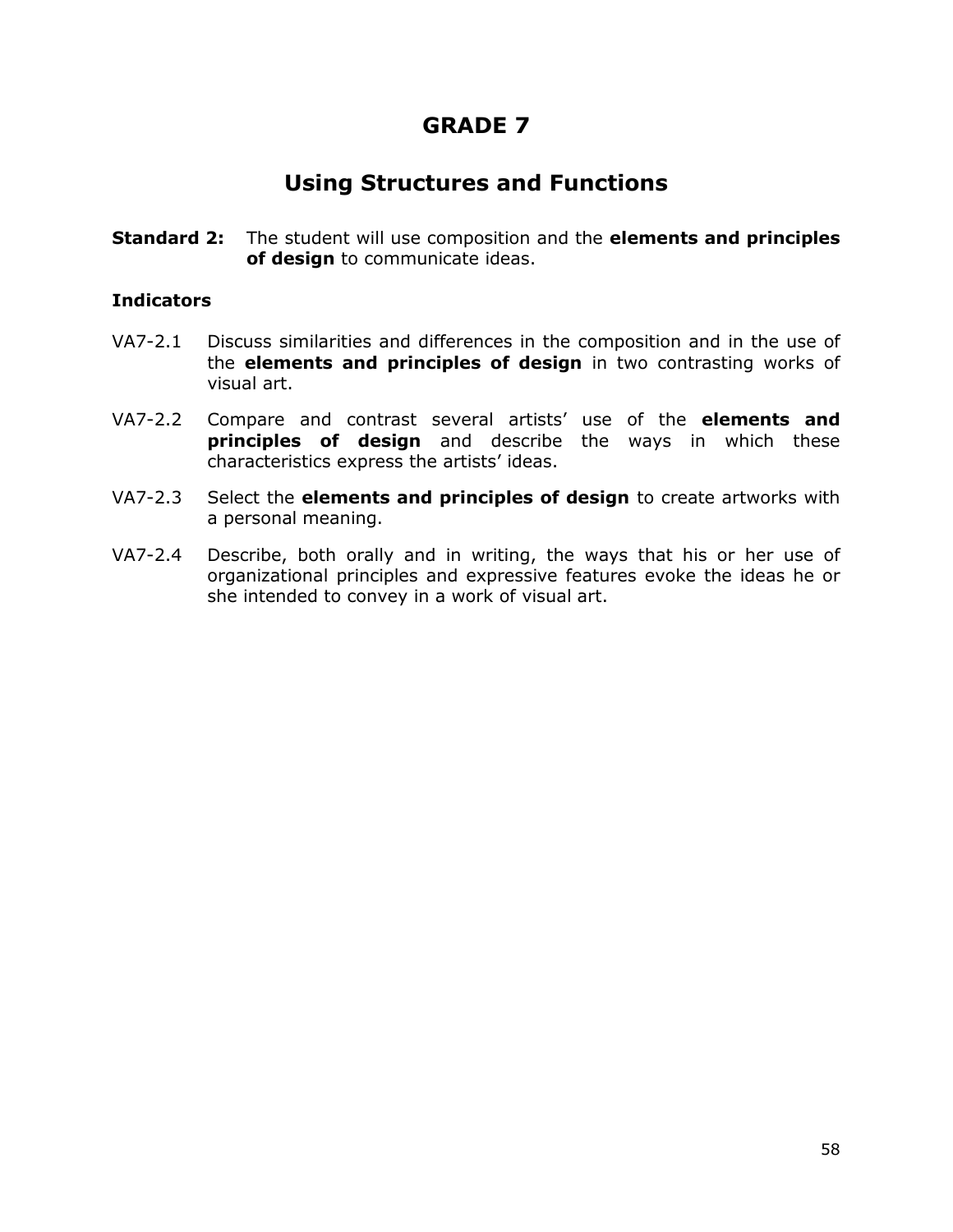# GRADE 7

## Using Structures and Functions

**Standard 2:** The student will use composition and the **elements and principles of design** to communicate ideas.

**Indicators**

VA7-2.1 Discuss similarities and differences in the composition and in the use of the **elements and principles of design** in two contrasting works of visual art.

VA7-2.2 Compare and contrast several artists' use of the **elements and principles of design** and describe the ways in which these characteristics express the artists' ideas.

VA7-2.3 Select the **elements and principles of design** to create artworks with a personal meaning.

VA7-2.4 Describe, both orally and in writing, the ways that his or her use of organizational principles and expressive features evoke the ideas he or she intended to convey in a work of visual art.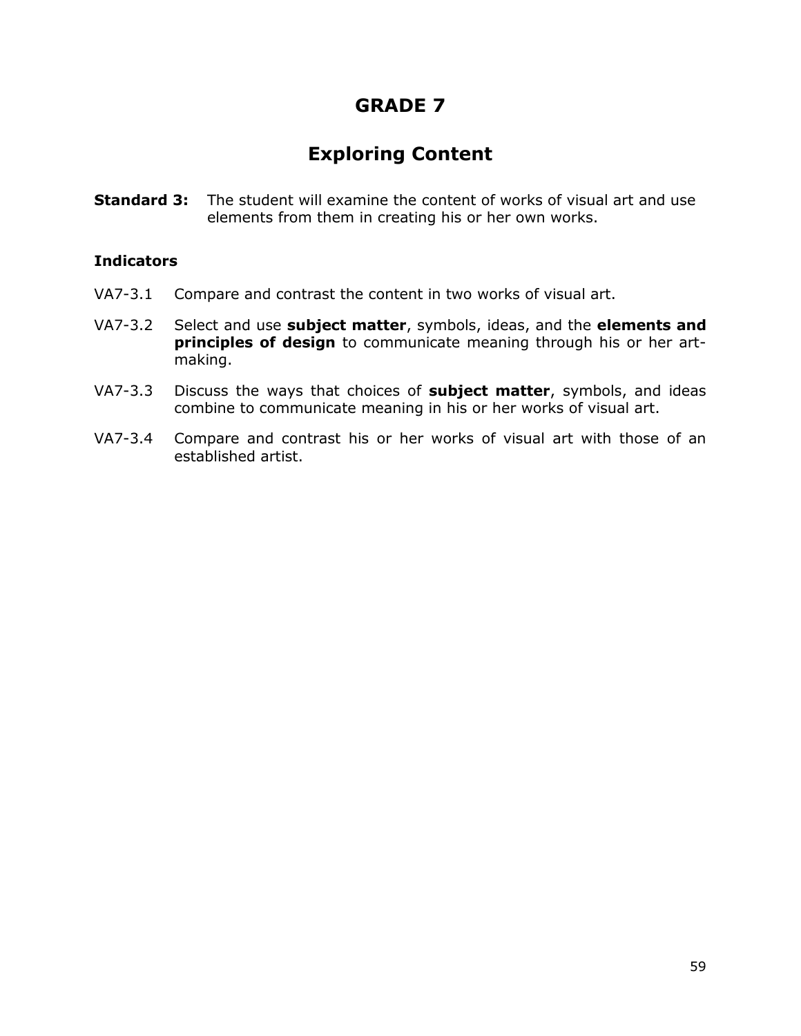# GRADE 7

## Exploring Content

**Standard 3:** The student will examine the content of works of visual art and use elements from them in creating his or her own works.

### Indicators

VA7-3.1 Compare and contrast the content in two works of visual art.

VA7-3.2 Select and use **subject matter**, symbols, ideas, and the **elements and principles of design** to communicate meaning through his or her art-making.

VA7-3.3 Discuss the ways that choices of **subject matter**, symbols, and ideas combine to communicate meaning in his or her works of visual art.

VA7-3.4 Compare and contrast his or her works of visual art with those of an established artist.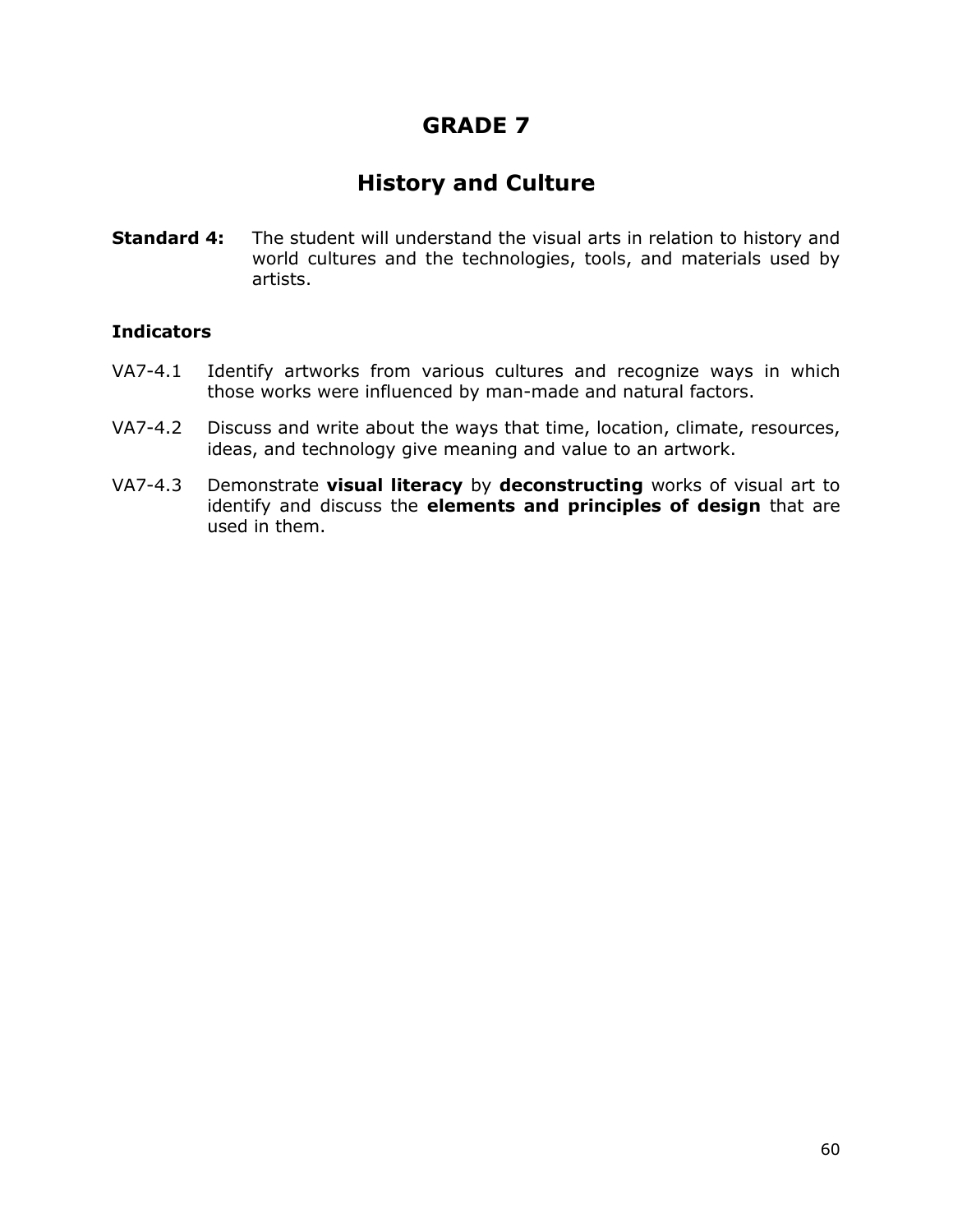# GRADE 7

## History and Culture

**Standard 4:** The student will understand the visual arts in relation to history and world cultures and the technologies, tools, and materials used by artists.

### Indicators

VA7-4.1 Identify artworks from various cultures and recognize ways in which those works were influenced by man-made and natural factors.

VA7-4.2 Discuss and write about the ways that time, location, climate, resources, ideas, and technology give meaning and value to an artwork.

VA7-4.3 Demonstrate **visual literacy** by **deconstructing** works of visual art to identify and discuss the **elements and principles of design** that are used in them.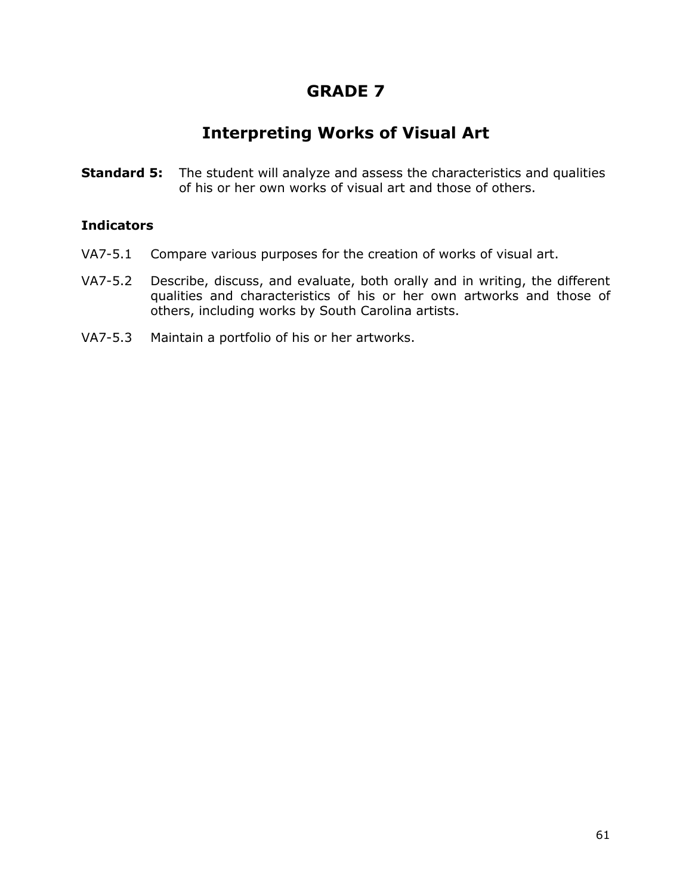# GRADE 7

## Interpreting Works of Visual Art

**Standard 5:** The student will analyze and assess the characteristics and qualities of his or her own works of visual art and those of others.

**Indicators**

VA7-5.1 Compare various purposes for the creation of works of visual art.

VA7-5.2 Describe, discuss, and evaluate, both orally and in writing, the different qualities and characteristics of his or her own artworks and those of others, including works by South Carolina artists.

VA7-5.3 Maintain a portfolio of his or her artworks.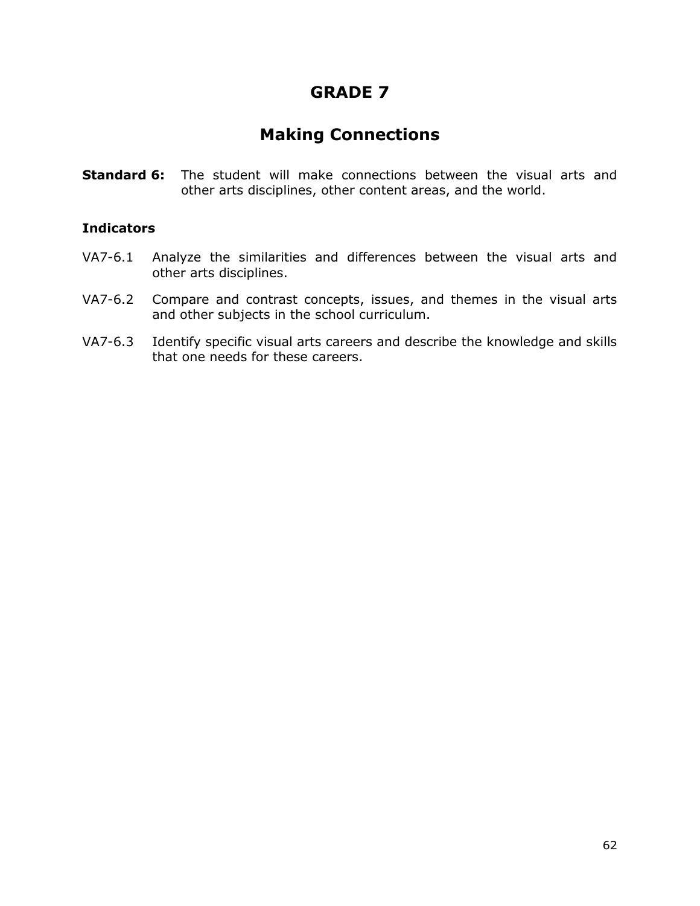# GRADE 7

## Making Connections

**Standard 6:** The student will make connections between the visual arts and other arts disciplines, other content areas, and the world.

### Indicators

- VA7-6.1 Analyze the similarities and differences between the visual arts and other arts disciplines.
- VA7-6.2 Compare and contrast concepts, issues, and themes in the visual arts and other subjects in the school curriculum.
- VA7-6.3 Identify specific visual arts careers and describe the knowledge and skills that one needs for these careers.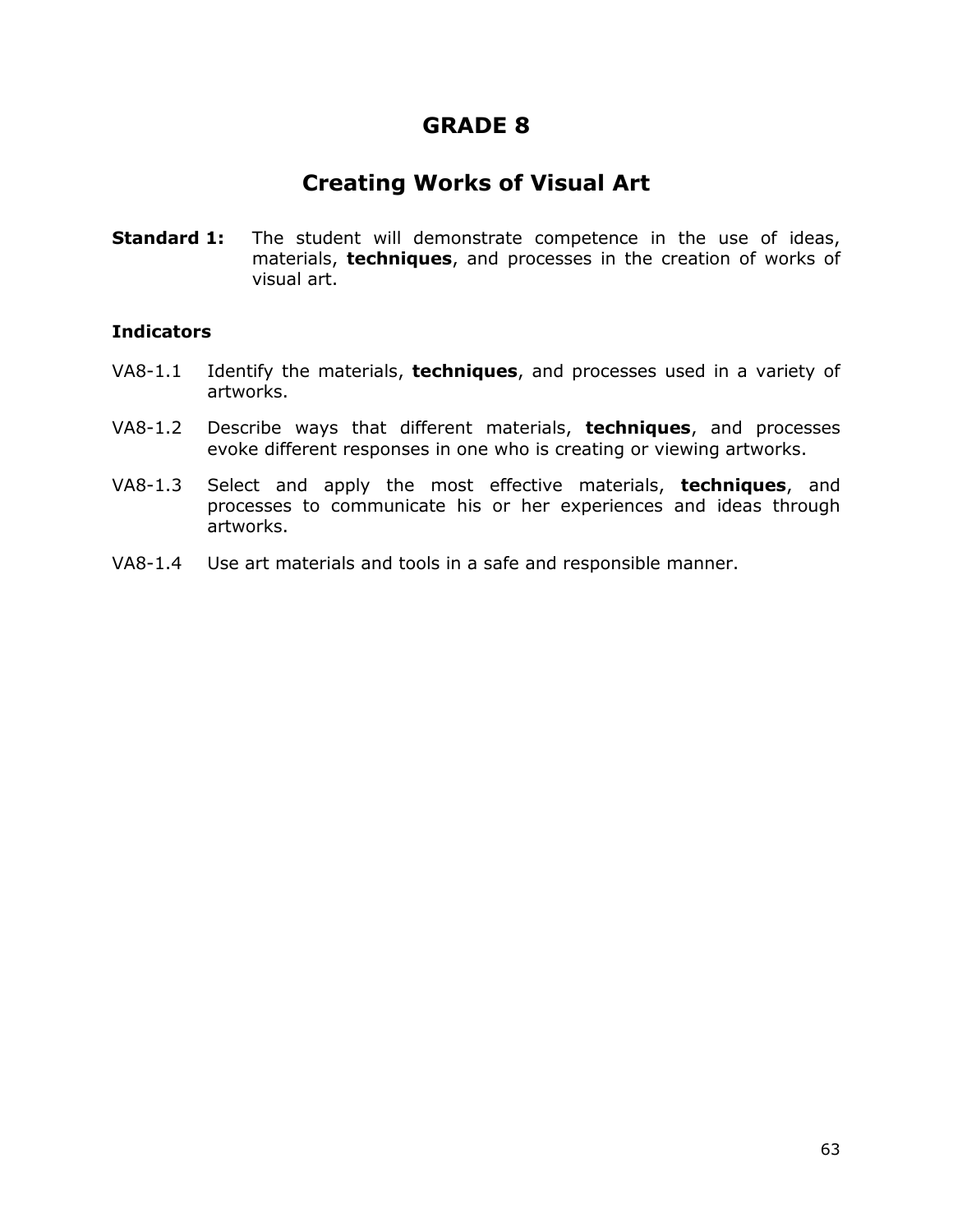# GRADE 8

## Creating Works of Visual Art

**Standard 1:** The student will demonstrate competence in the use of ideas, materials, **techniques**, and processes in the creation of works of visual art.

**Indicators**

VA8-1.1 Identify the materials, **techniques**, and processes used in a variety of artworks.

VA8-1.2 Describe ways that different materials, **techniques**, and processes evoke different responses in one who is creating or viewing artworks.

VA8-1.3 Select and apply the most effective materials, **techniques**, and processes to communicate his or her experiences and ideas through artworks.

VA8-1.4 Use art materials and tools in a safe and responsible manner.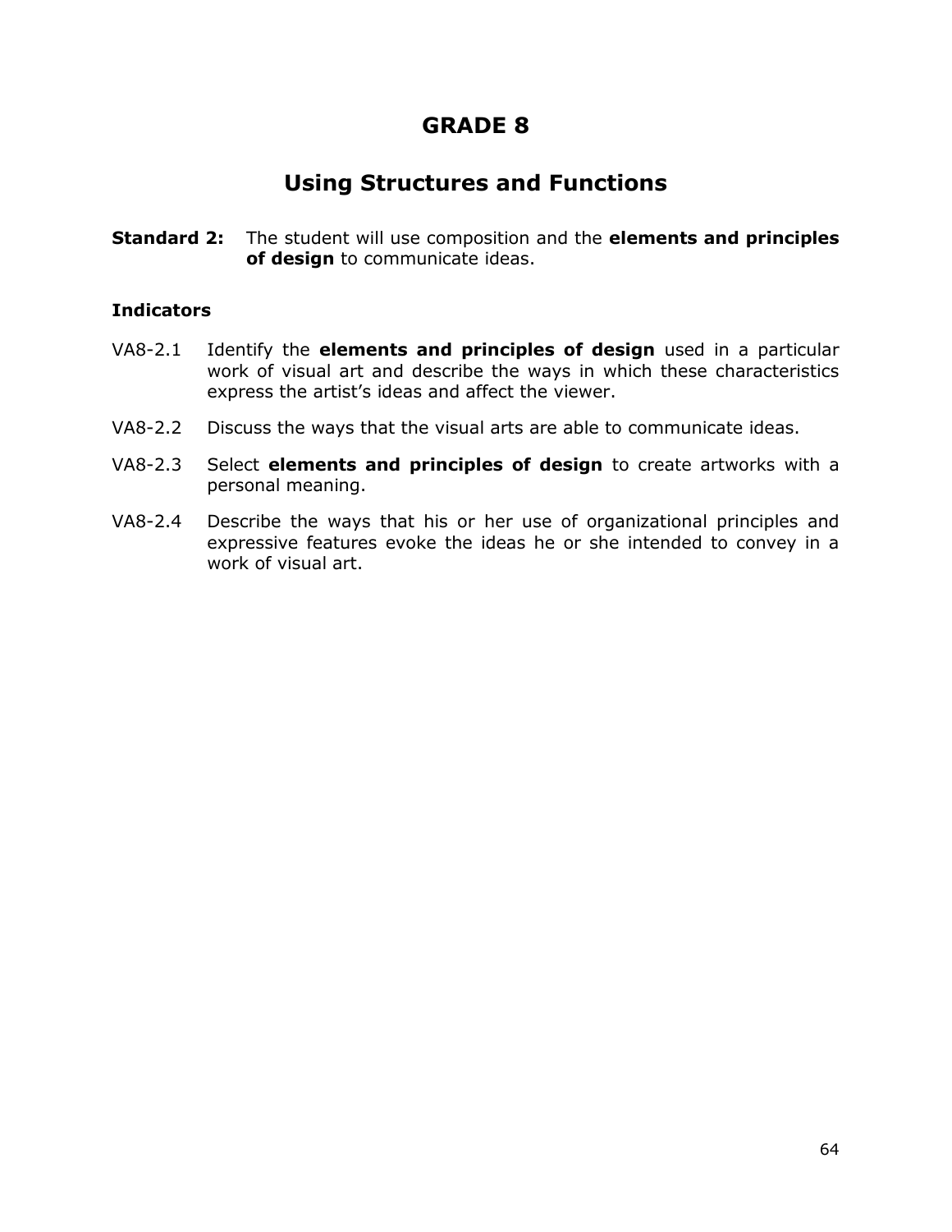# GRADE 8

## Using Structures and Functions

**Standard 2:** The student will use composition and the **elements and principles of design** to communicate ideas.

**Indicators**

VA8-2.1 Identify the **elements and principles of design** used in a particular work of visual art and describe the ways in which these characteristics express the artist's ideas and affect the viewer.

VA8-2.2 Discuss the ways that the visual arts are able to communicate ideas.

VA8-2.3 Select **elements and principles of design** to create artworks with a personal meaning.

VA8-2.4 Describe the ways that his or her use of organizational principles and expressive features evoke the ideas he or she intended to convey in a work of visual art.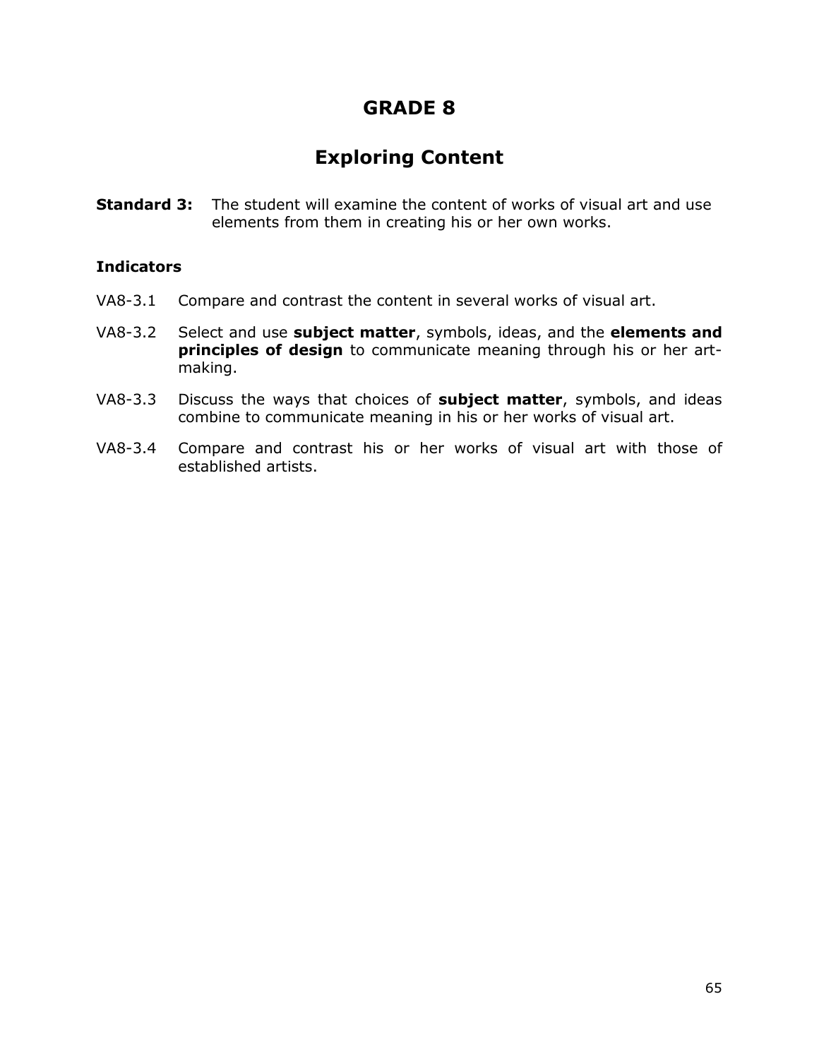# GRADE 8

## Exploring Content

**Standard 3:** The student will examine the content of works of visual art and use elements from them in creating his or her own works.

### Indicators

VA8-3.1 Compare and contrast the content in several works of visual art.

VA8-3.2 Select and use **subject matter**, symbols, ideas, and the **elements and principles of design** to communicate meaning through his or her art-making.

VA8-3.3 Discuss the ways that choices of **subject matter**, symbols, and ideas combine to communicate meaning in his or her works of visual art.

VA8-3.4 Compare and contrast his or her works of visual art with those of established artists.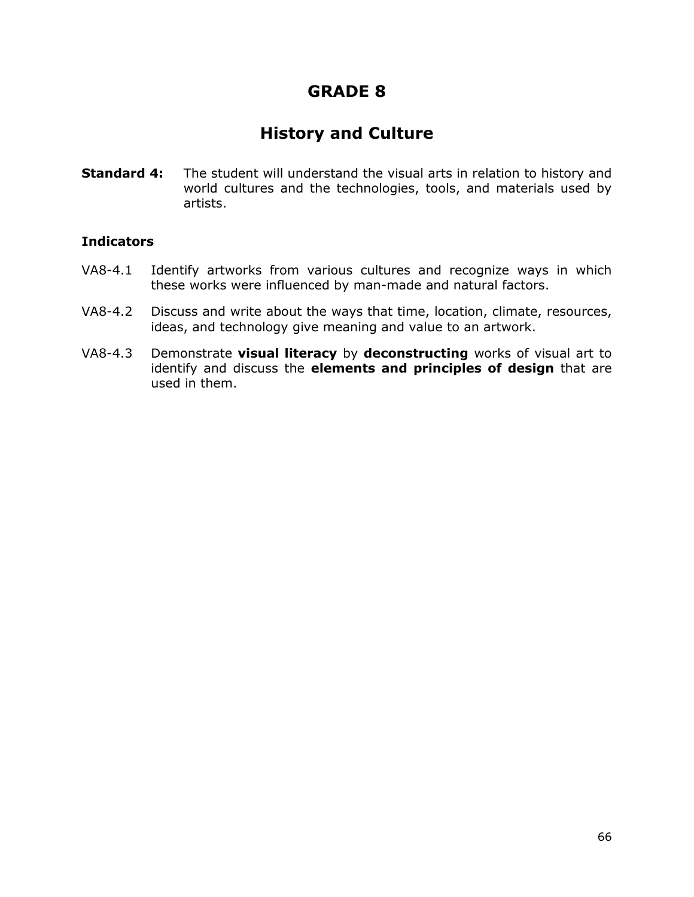# GRADE 8

## History and Culture

**Standard 4:** The student will understand the visual arts in relation to history and world cultures and the technologies, tools, and materials used by artists.

**Indicators**

VA8-4.1 Identify artworks from various cultures and recognize ways in which these works were influenced by man-made and natural factors.

VA8-4.2 Discuss and write about the ways that time, location, climate, resources, ideas, and technology give meaning and value to an artwork.

VA8-4.3 Demonstrate **visual literacy** by **deconstructing** works of visual art to identify and discuss the **elements and principles of design** that are used in them.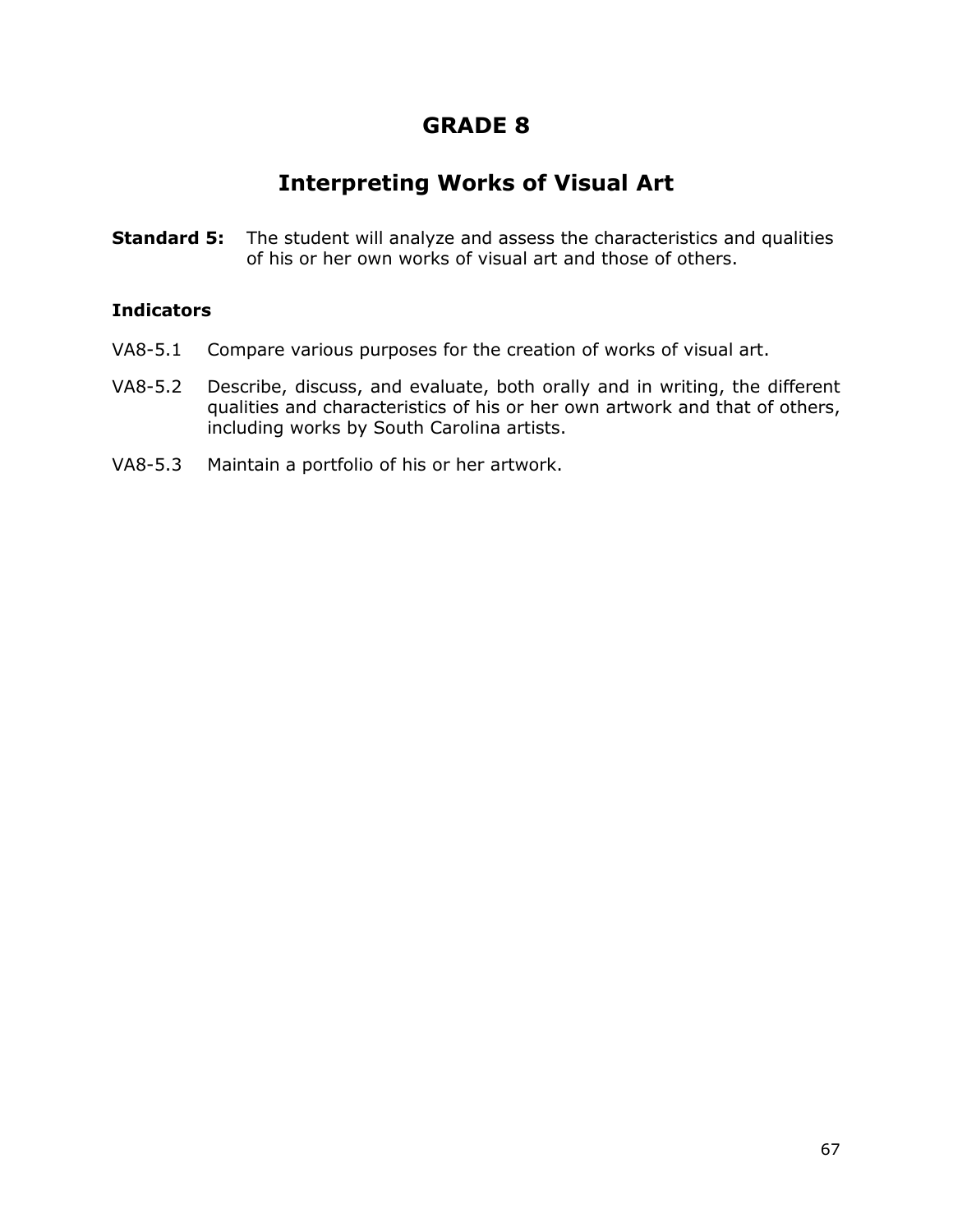# GRADE 8

## Interpreting Works of Visual Art

**Standard 5:** The student will analyze and assess the characteristics and qualities of his or her own works of visual art and those of others.

**Indicators**

VA8-5.1 Compare various purposes for the creation of works of visual art.

VA8-5.2 Describe, discuss, and evaluate, both orally and in writing, the different qualities and characteristics of his or her own artwork and that of others, including works by South Carolina artists.

VA8-5.3 Maintain a portfolio of his or her artwork.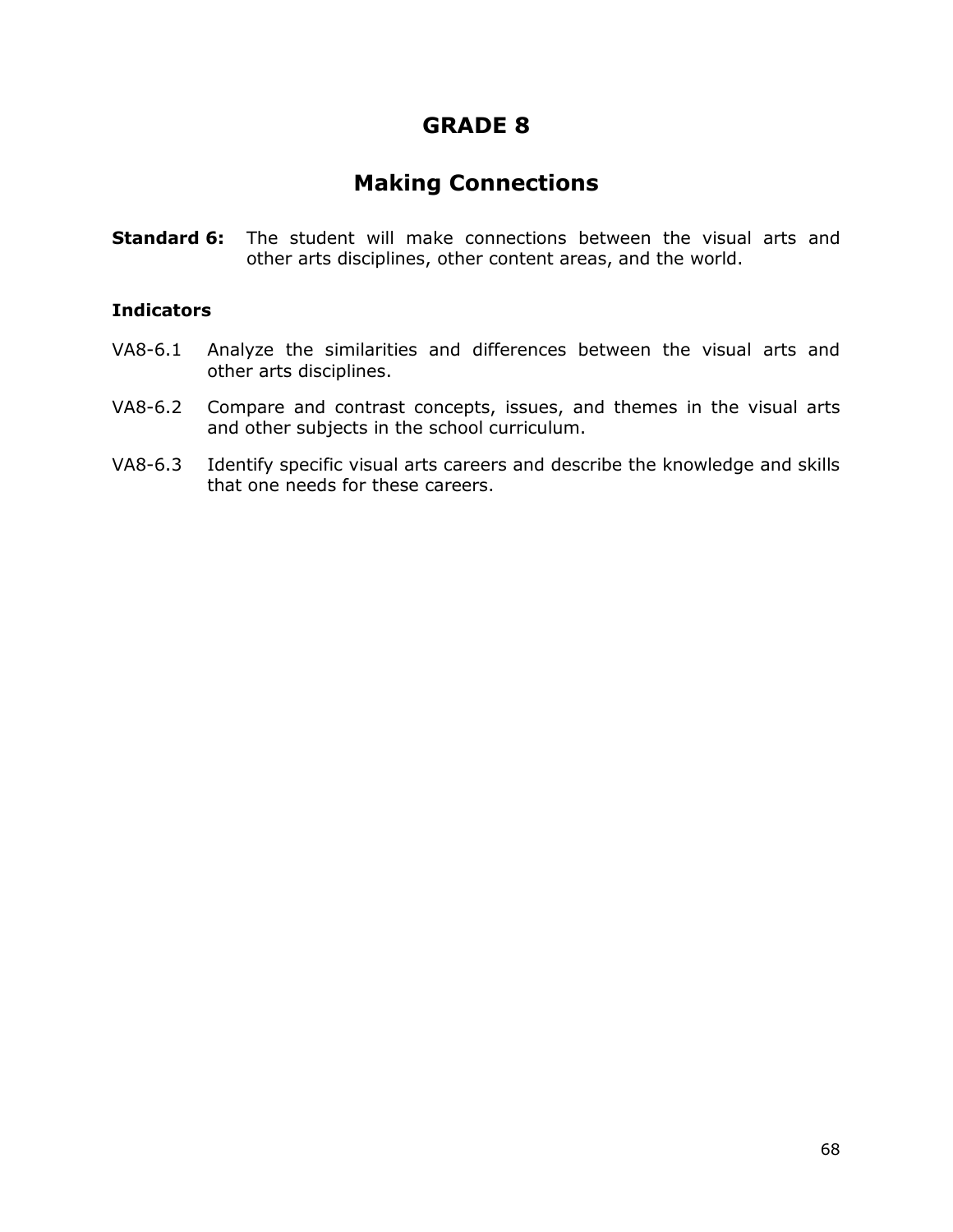# GRADE 8

## Making Connections

**Standard 6:** The student will make connections between the visual arts and other arts disciplines, other content areas, and the world.

### Indicators

VA8-6.1 Analyze the similarities and differences between the visual arts and other arts disciplines.

VA8-6.2 Compare and contrast concepts, issues, and themes in the visual arts and other subjects in the school curriculum.

VA8-6.3 Identify specific visual arts careers and describe the knowledge and skills that one needs for these careers.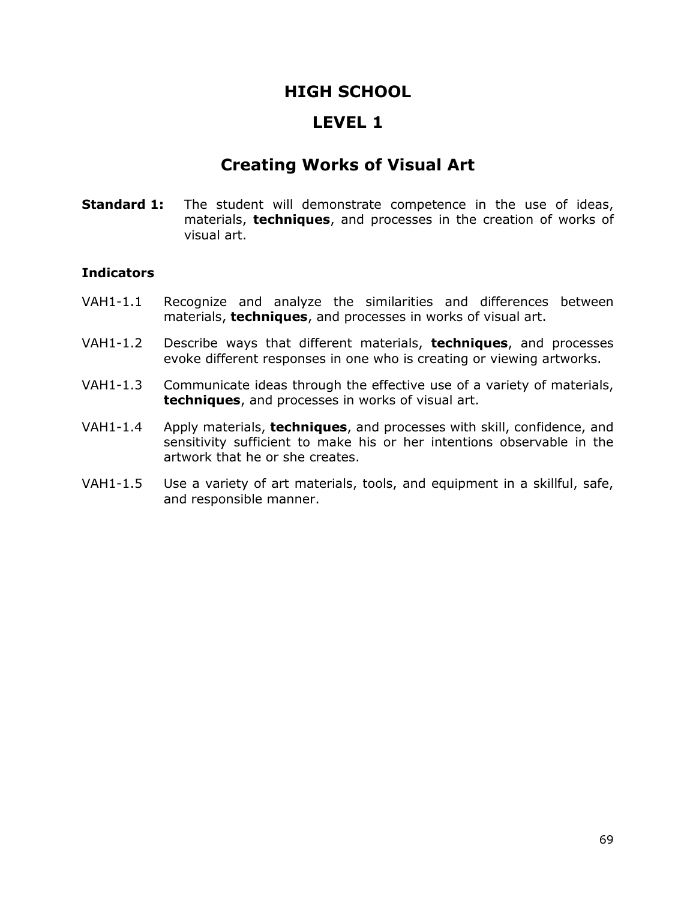# HIGH SCHOOL

# LEVEL 1

## Creating Works of Visual Art

**Standard 1:** The student will demonstrate competence in the use of ideas, materials, **techniques**, and processes in the creation of works of visual art.

### Indicators

VAH1-1.1 Recognize and analyze the similarities and differences between materials, **techniques**, and processes in works of visual art.

VAH1-1.2 Describe ways that different materials, **techniques**, and processes evoke different responses in one who is creating or viewing artworks.

VAH1-1.3 Communicate ideas through the effective use of a variety of materials, **techniques**, and processes in works of visual art.

VAH1-1.4 Apply materials, **techniques**, and processes with skill, confidence, and sensitivity sufficient to make his or her intentions observable in the artwork that he or she creates.

VAH1-1.5 Use a variety of art materials, tools, and equipment in a skillful, safe, and responsible manner.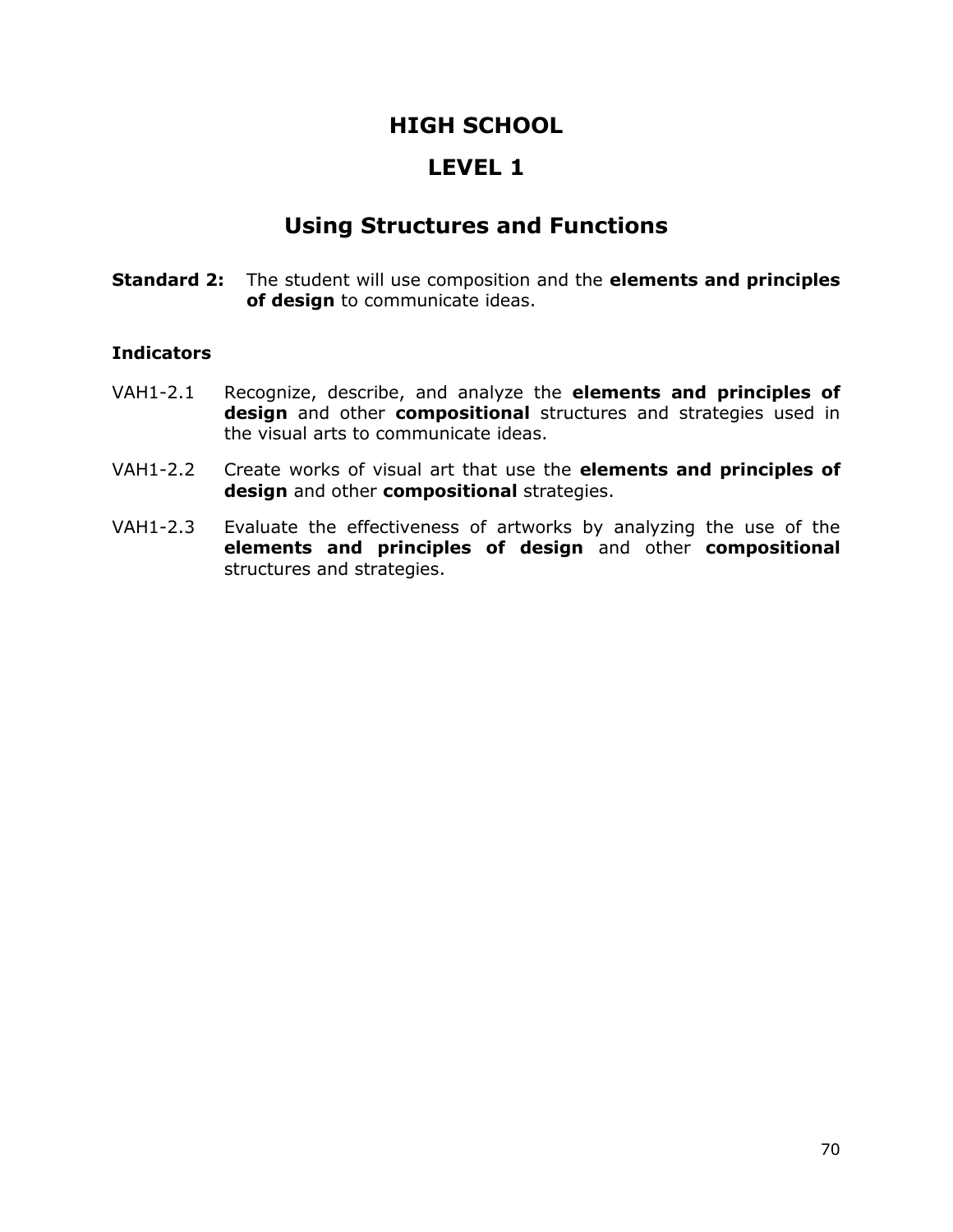# HIGH SCHOOL

# LEVEL 1

## Using Structures and Functions

**Standard 2:** The student will use composition and the **elements and principles of design** to communicate ideas.

**Indicators**

VAH1-2.1 Recognize, describe, and analyze the **elements and principles of design** and other **compositional** structures and strategies used in the visual arts to communicate ideas.

VAH1-2.2 Create works of visual art that use the **elements and principles of design** and other **compositional** strategies.

VAH1-2.3 Evaluate the effectiveness of artworks by analyzing the use of the **elements and principles of design** and other **compositional** structures and strategies.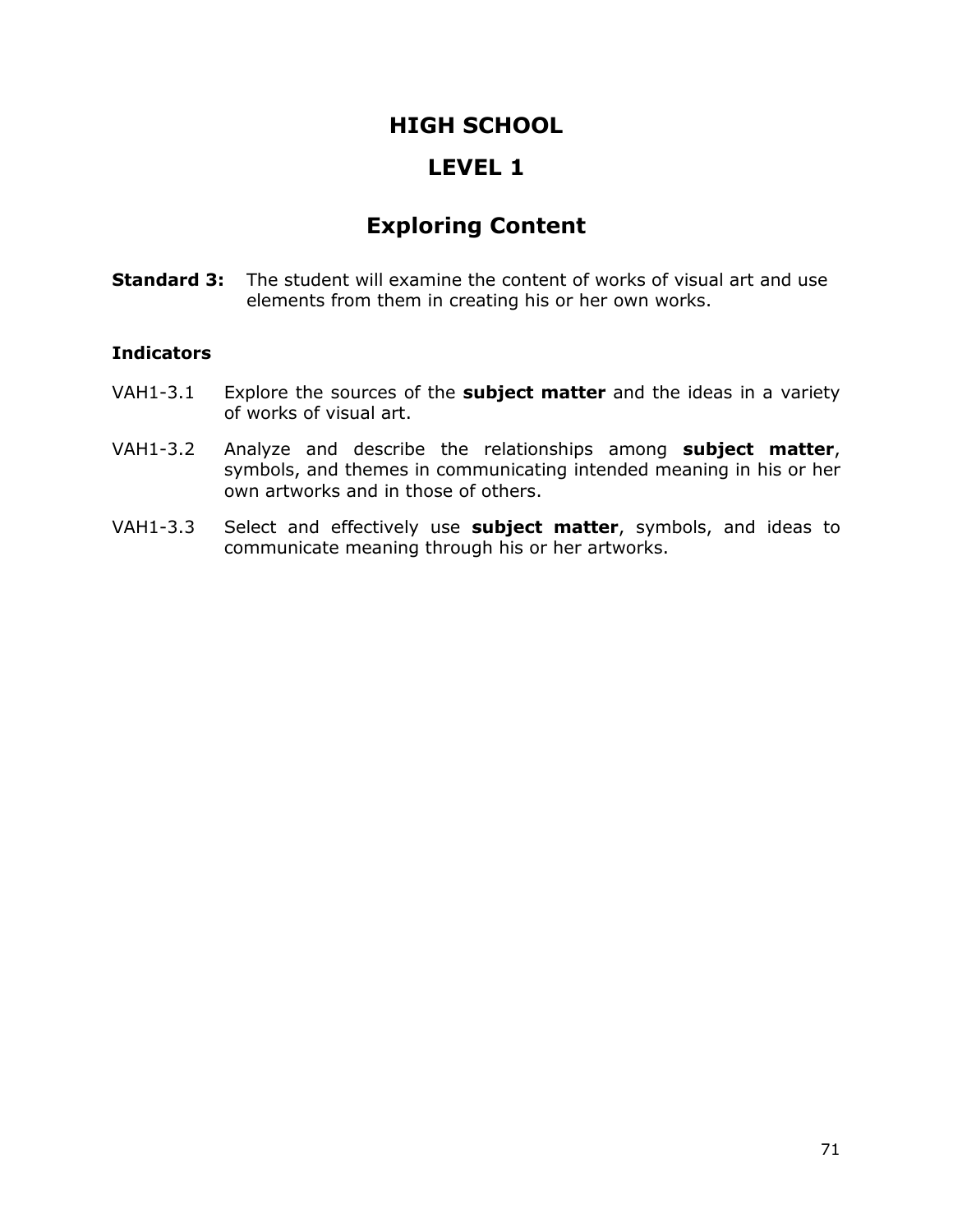# HIGH SCHOOL

# LEVEL 1

## Exploring Content

**Standard 3:** The student will examine the content of works of visual art and use elements from them in creating his or her own works.

**Indicators**

VAH1-3.1 Explore the sources of the **subject matter** and the ideas in a variety of works of visual art.

VAH1-3.2 Analyze and describe the relationships among **subject matter**, symbols, and themes in communicating intended meaning in his or her own artworks and in those of others.

VAH1-3.3 Select and effectively use **subject matter**, symbols, and ideas to communicate meaning through his or her artworks.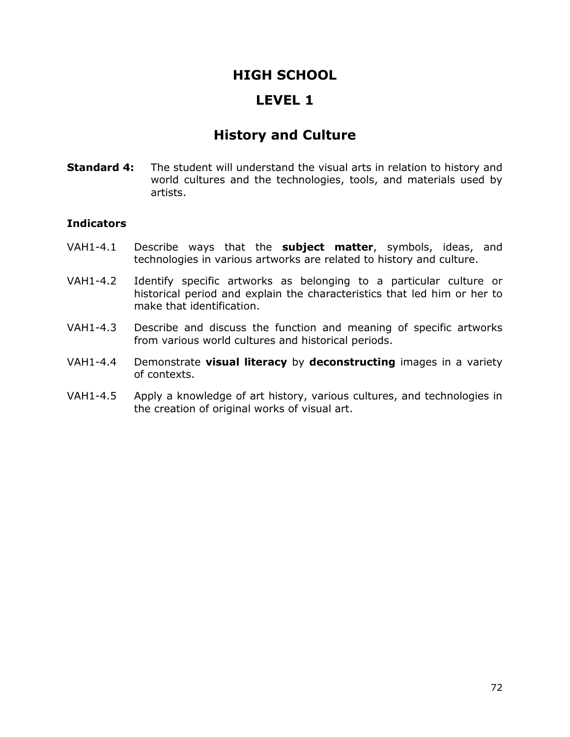# HIGH SCHOOL

# LEVEL 1

## History and Culture

**Standard 4:** The student will understand the visual arts in relation to history and world cultures and the technologies, tools, and materials used by artists.

### Indicators

VAH1-4.1 Describe ways that the **subject matter**, symbols, ideas, and technologies in various artworks are related to history and culture.

VAH1-4.2 Identify specific artworks as belonging to a particular culture or historical period and explain the characteristics that led him or her to make that identification.

VAH1-4.3 Describe and discuss the function and meaning of specific artworks from various world cultures and historical periods.

VAH1-4.4 Demonstrate **visual literacy** by **deconstructing** images in a variety of contexts.

VAH1-4.5 Apply a knowledge of art history, various cultures, and technologies in the creation of original works of visual art.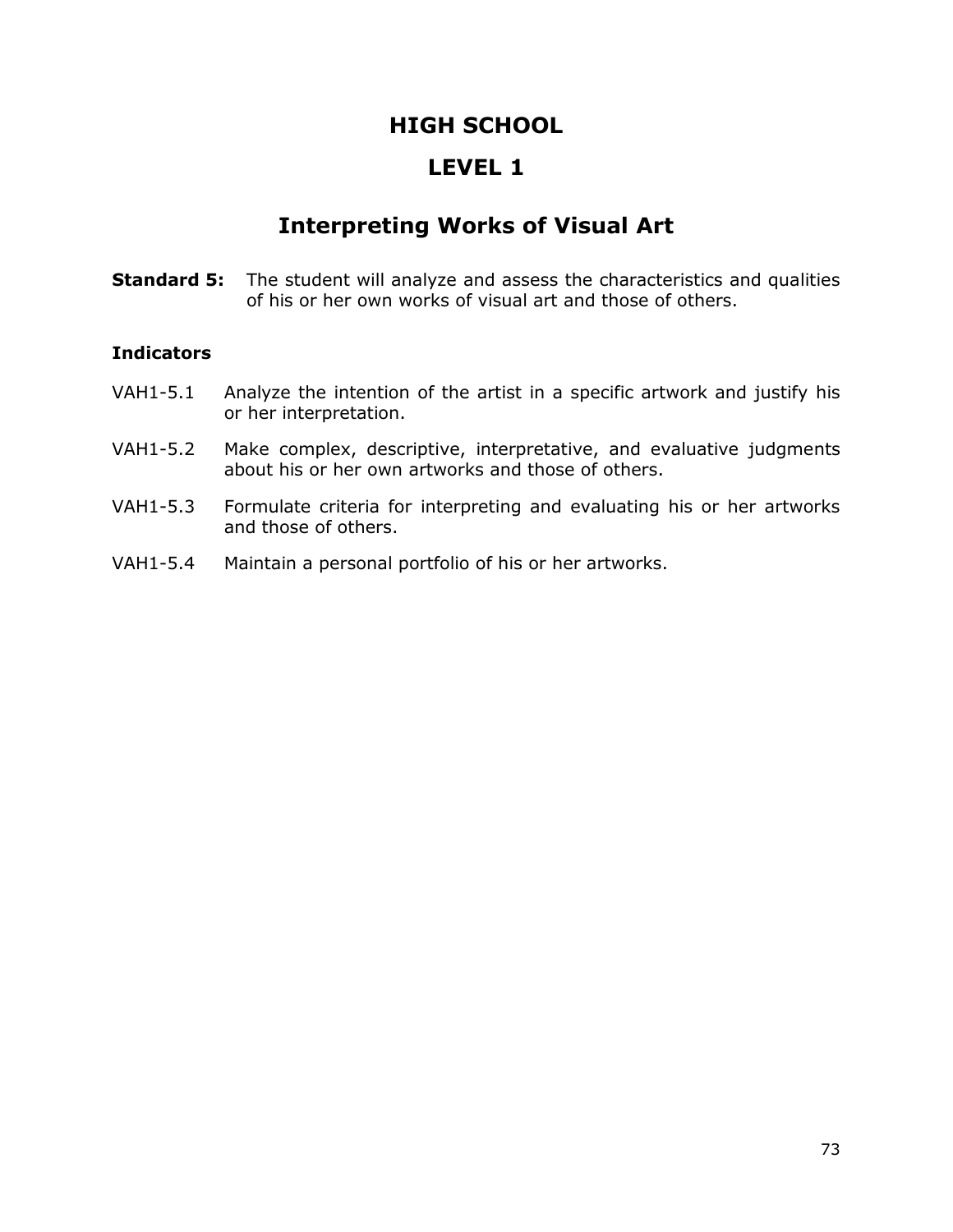# HIGH SCHOOL

# LEVEL 1

## Interpreting Works of Visual Art

**Standard 5:** The student will analyze and assess the characteristics and qualities of his or her own works of visual art and those of others.

### Indicators

VAH1-5.1 Analyze the intention of the artist in a specific artwork and justify his or her interpretation.

VAH1-5.2 Make complex, descriptive, interpretative, and evaluative judgments about his or her own artworks and those of others.

VAH1-5.3 Formulate criteria for interpreting and evaluating his or her artworks and those of others.

VAH1-5.4 Maintain a personal portfolio of his or her artworks.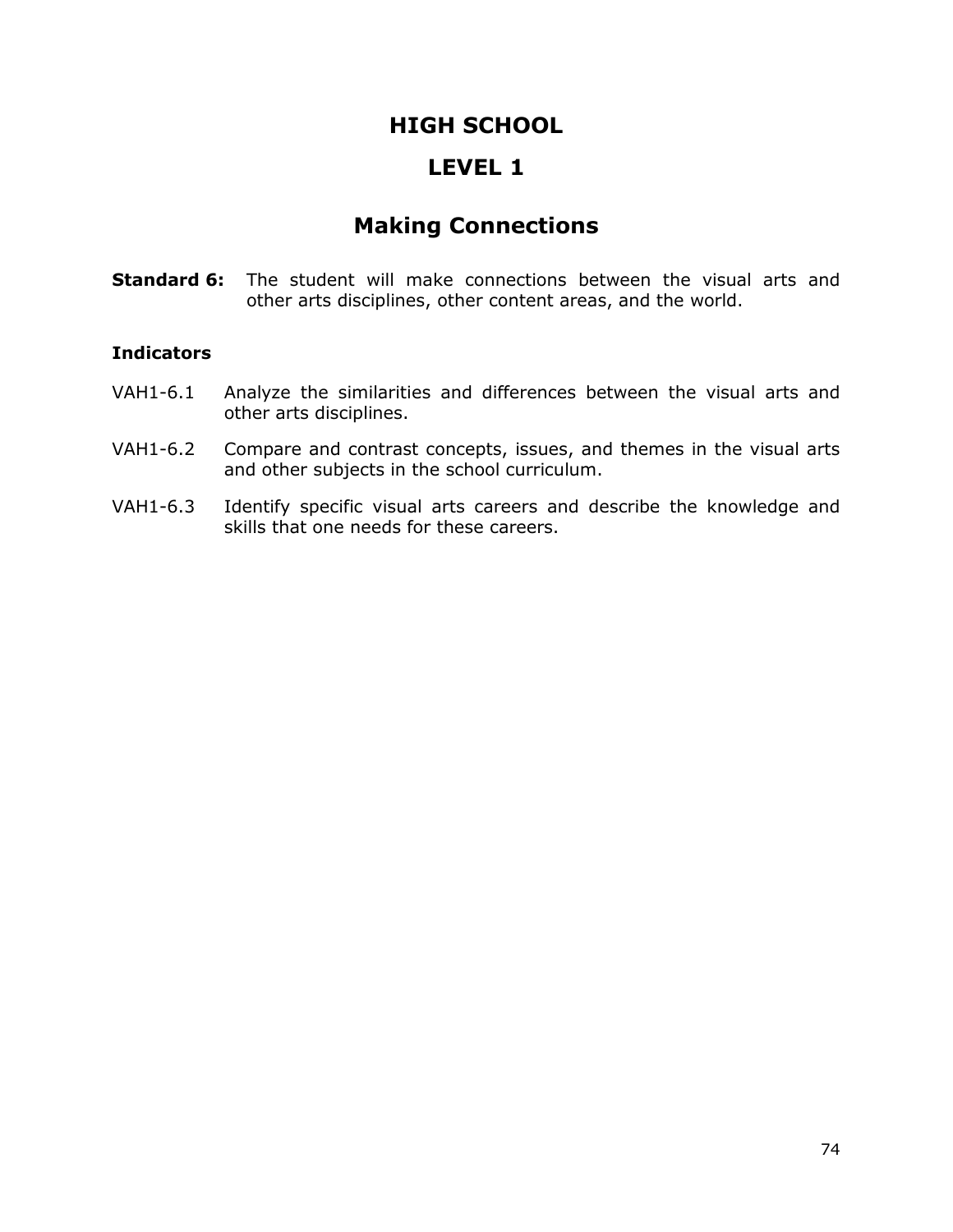# HIGH SCHOOL

# LEVEL 1

## Making Connections

**Standard 6:** The student will make connections between the visual arts and other arts disciplines, other content areas, and the world.

**Indicators**

VAH1-6.1 Analyze the similarities and differences between the visual arts and other arts disciplines.

VAH1-6.2 Compare and contrast concepts, issues, and themes in the visual arts and other subjects in the school curriculum.

VAH1-6.3 Identify specific visual arts careers and describe the knowledge and skills that one needs for these careers.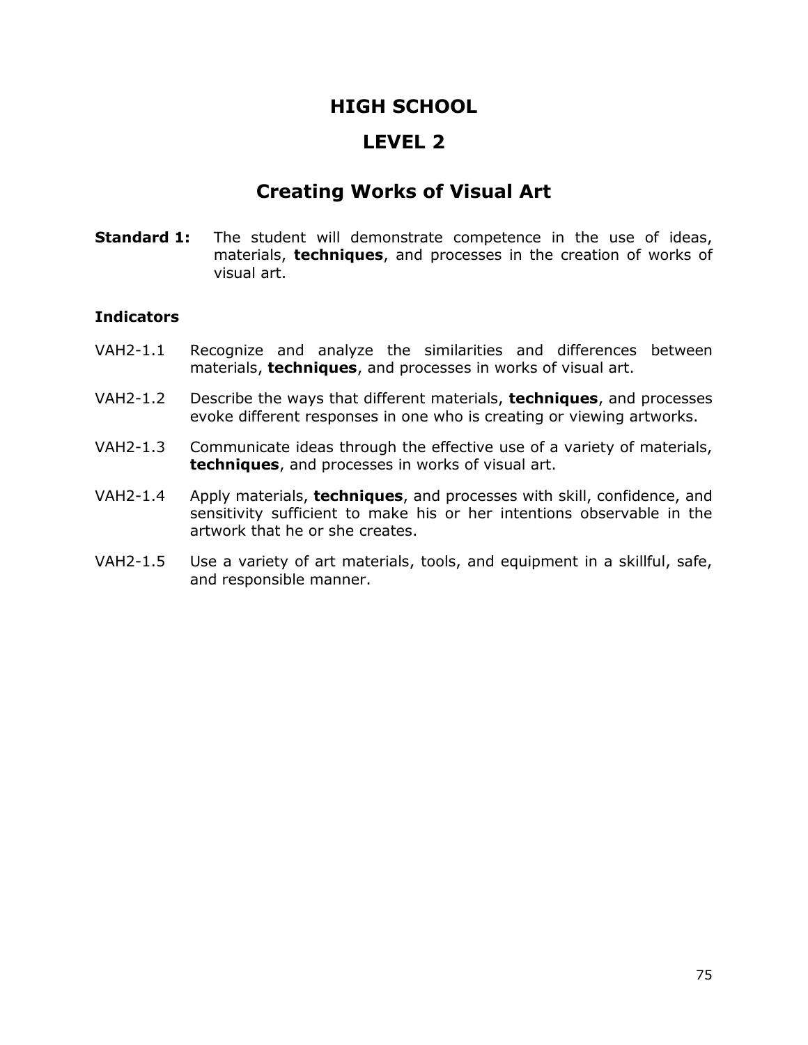# HIGH SCHOOL

# LEVEL 2

## Creating Works of Visual Art

**Standard 1:** The student will demonstrate competence in the use of ideas, materials, **techniques**, and processes in the creation of works of visual art.

### Indicators

VAH2-1.1 Recognize and analyze the similarities and differences between materials, **techniques**, and processes in works of visual art.

VAH2-1.2 Describe the ways that different materials, **techniques**, and processes evoke different responses in one who is creating or viewing artworks.

VAH2-1.3 Communicate ideas through the effective use of a variety of materials, **techniques**, and processes in works of visual art.

VAH2-1.4 Apply materials, **techniques**, and processes with skill, confidence, and sensitivity sufficient to make his or her intentions observable in the artwork that he or she creates.

VAH2-1.5 Use a variety of art materials, tools, and equipment in a skillful, safe, and responsible manner.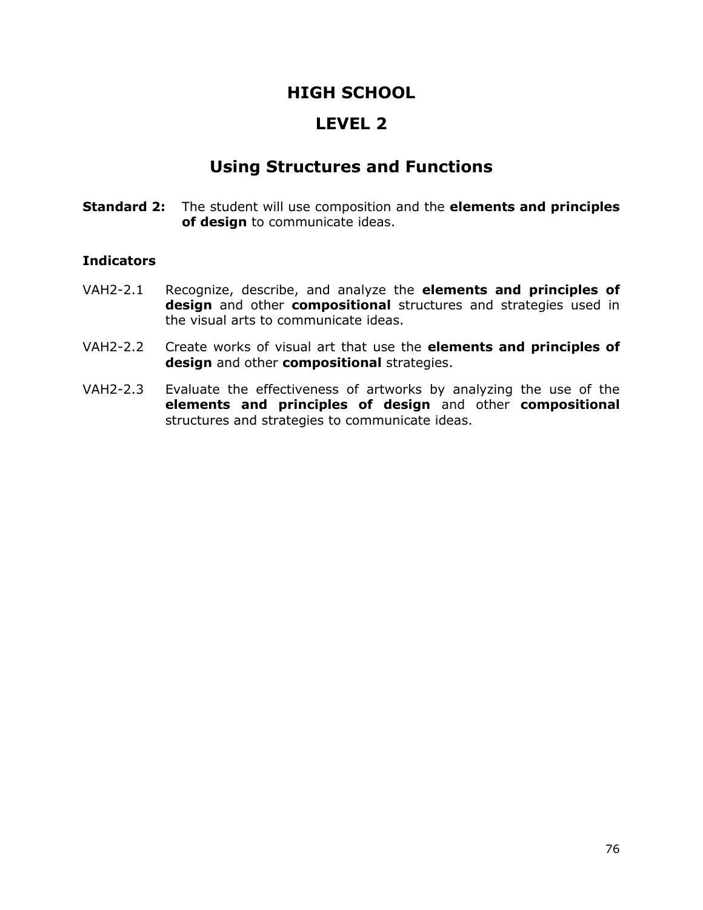# HIGH SCHOOL

# LEVEL 2

## Using Structures and Functions

**Standard 2:** The student will use composition and the **elements and principles of design** to communicate ideas.

**Indicators**

VAH2-2.1 Recognize, describe, and analyze the **elements and principles of design** and other **compositional** structures and strategies used in the visual arts to communicate ideas.

VAH2-2.2 Create works of visual art that use the **elements and principles of design** and other **compositional** strategies.

VAH2-2.3 Evaluate the effectiveness of artworks by analyzing the use of the **elements and principles of design** and other **compositional** structures and strategies to communicate ideas.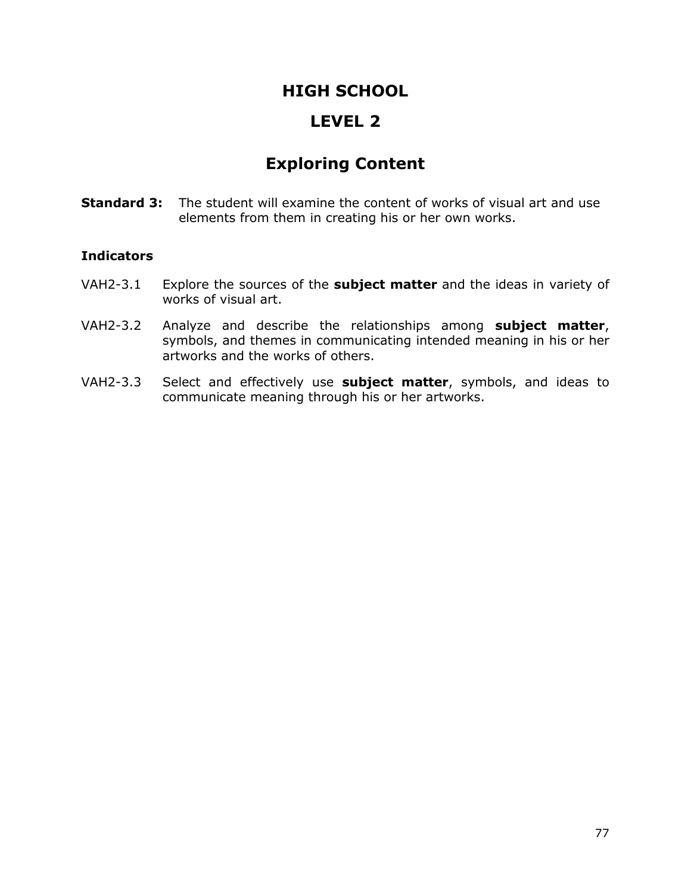# HIGH SCHOOL

# LEVEL 2

## Exploring Content

**Standard 3:** The student will examine the content of works of visual art and use elements from them in creating his or her own works.

**Indicators**

VAH2-3.1 Explore the sources of the **subject matter** and the ideas in variety of works of visual art.

VAH2-3.2 Analyze and describe the relationships among **subject matter**, symbols, and themes in communicating intended meaning in his or her artworks and the works of others.

VAH2-3.3 Select and effectively use **subject matter**, symbols, and ideas to communicate meaning through his or her artworks.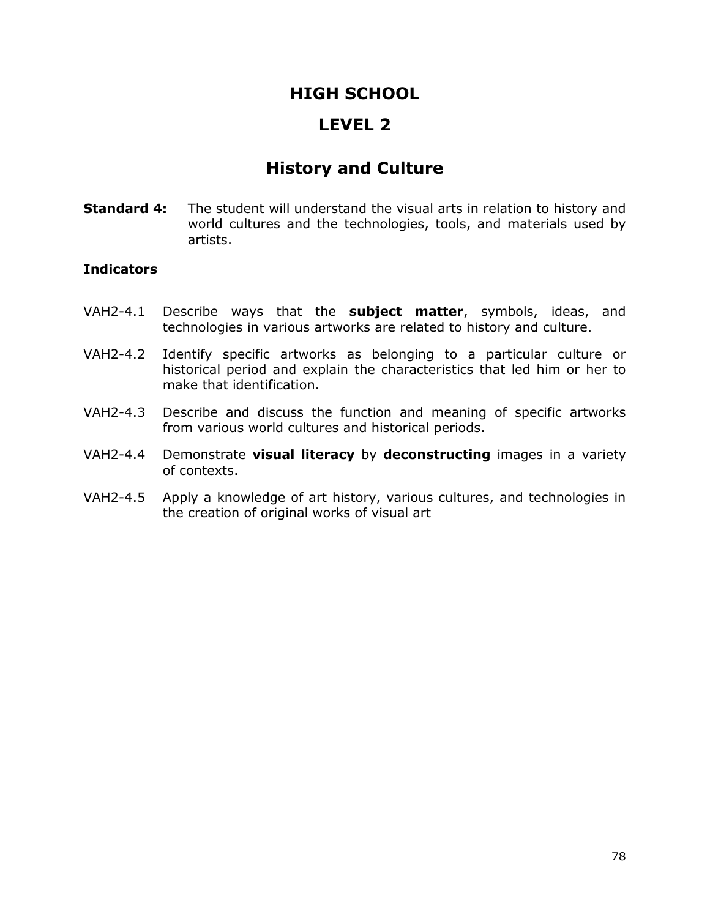# HIGH SCHOOL

# LEVEL 2

## History and Culture

**Standard 4:** The student will understand the visual arts in relation to history and world cultures and the technologies, tools, and materials used by artists.

**Indicators**

VAH2-4.1 Describe ways that the **subject matter**, symbols, ideas, and technologies in various artworks are related to history and culture.

VAH2-4.2 Identify specific artworks as belonging to a particular culture or historical period and explain the characteristics that led him or her to make that identification.

VAH2-4.3 Describe and discuss the function and meaning of specific artworks from various world cultures and historical periods.

VAH2-4.4 Demonstrate **visual literacy** by **deconstructing** images in a variety of contexts.

VAH2-4.5 Apply a knowledge of art history, various cultures, and technologies in the creation of original works of visual art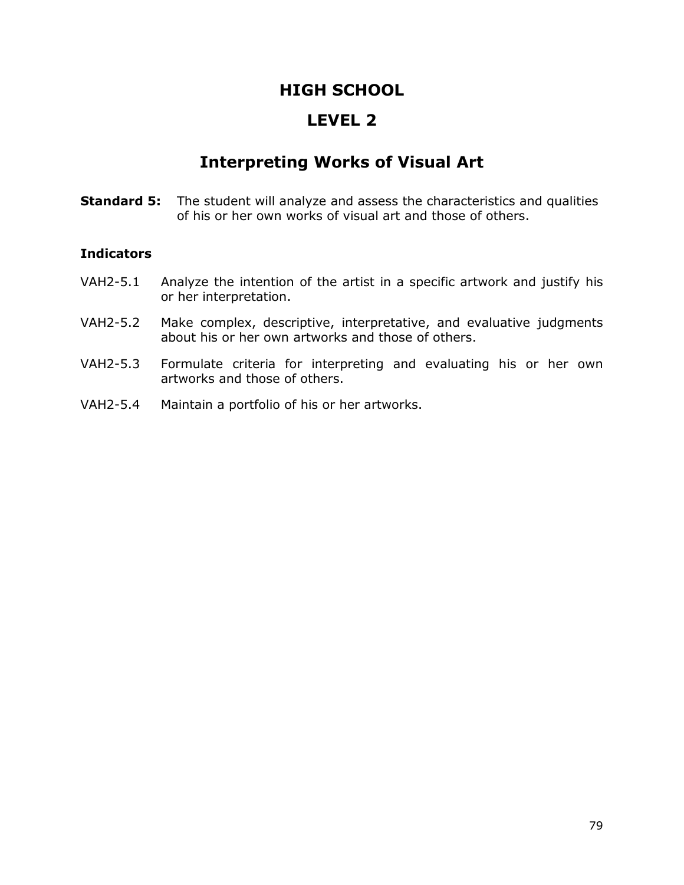# HIGH SCHOOL

# LEVEL 2

## Interpreting Works of Visual Art

**Standard 5:** The student will analyze and assess the characteristics and qualities of his or her own works of visual art and those of others.

**Indicators**

VAH2-5.1 Analyze the intention of the artist in a specific artwork and justify his or her interpretation.

VAH2-5.2 Make complex, descriptive, interpretative, and evaluative judgments about his or her own artworks and those of others.

VAH2-5.3 Formulate criteria for interpreting and evaluating his or her own artworks and those of others.

VAH2-5.4 Maintain a portfolio of his or her artworks.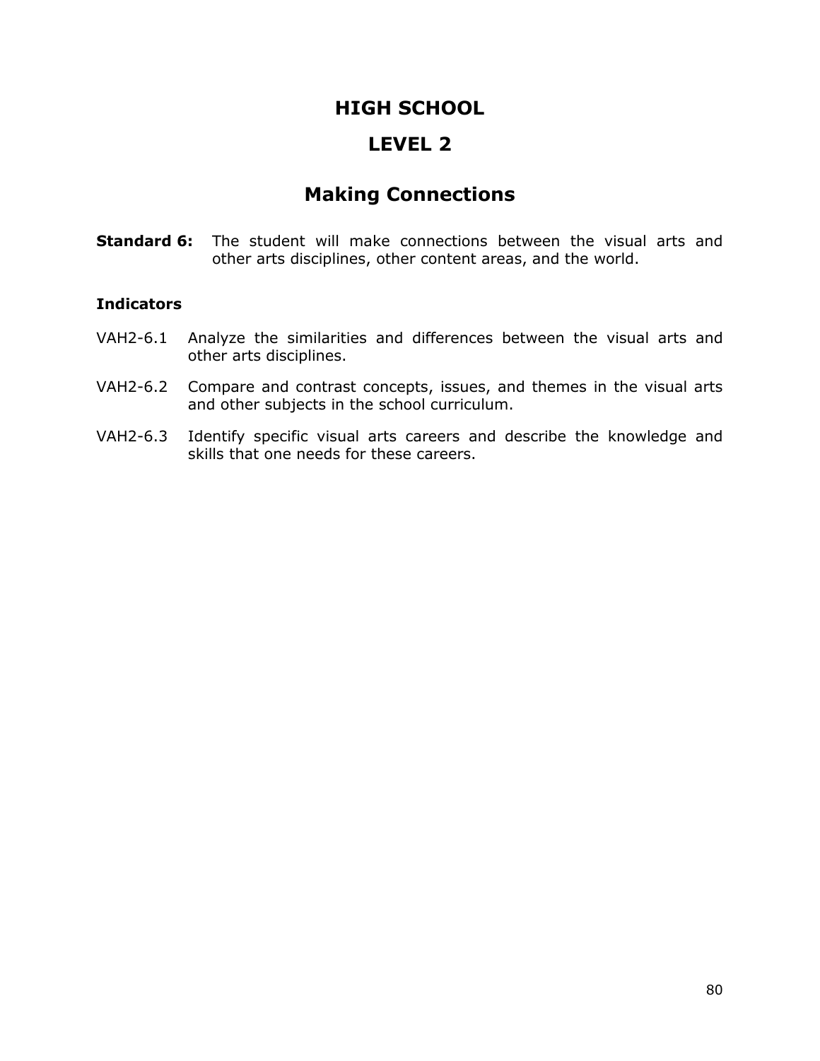# HIGH SCHOOL

## LEVEL 2

## Making Connections

**Standard 6:** The student will make connections between the visual arts and other arts disciplines, other content areas, and the world.

**Indicators**

VAH2-6.1 Analyze the similarities and differences between the visual arts and other arts disciplines.

VAH2-6.2 Compare and contrast concepts, issues, and themes in the visual arts and other subjects in the school curriculum.

VAH2-6.3 Identify specific visual arts careers and describe the knowledge and skills that one needs for these careers.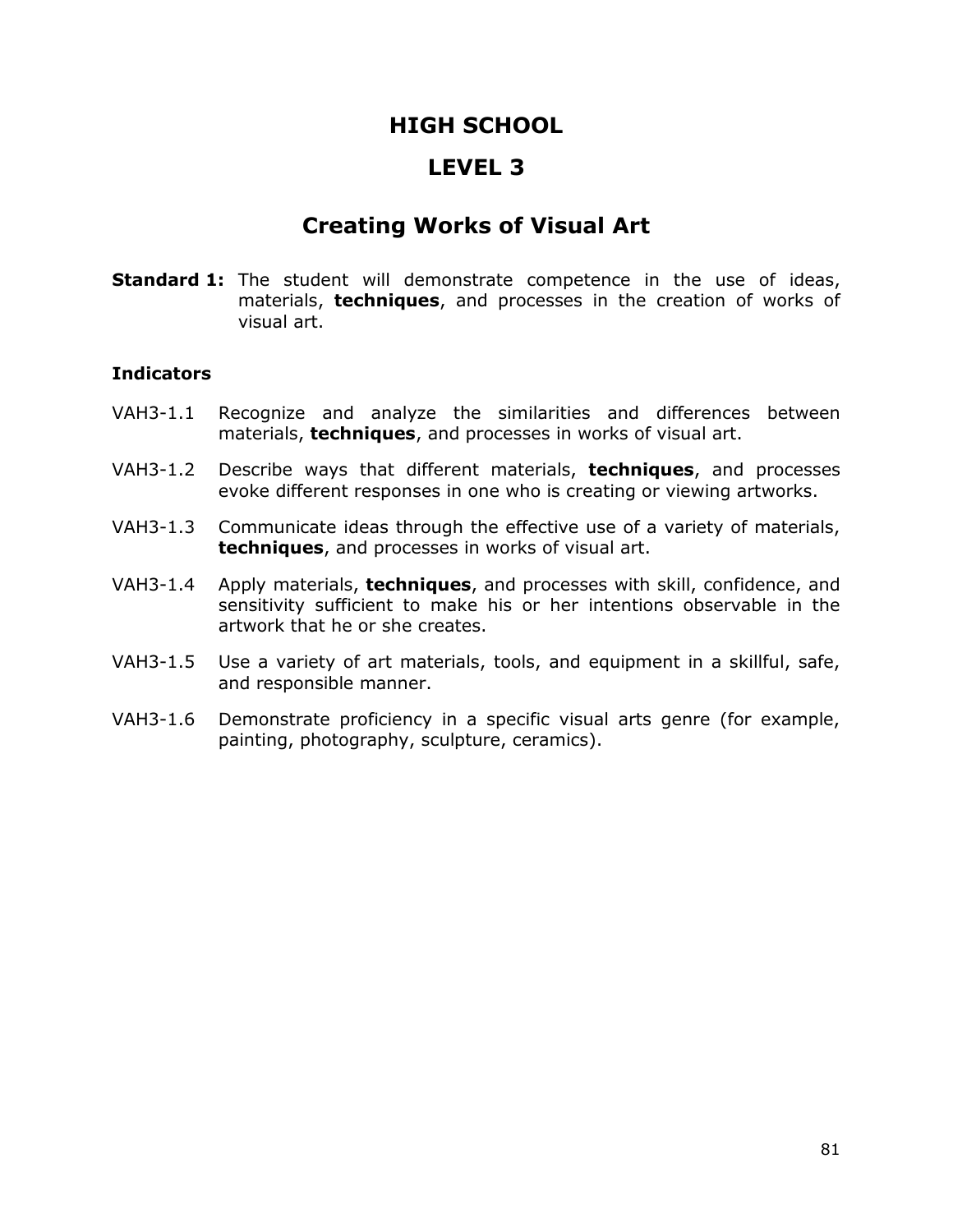# HIGH SCHOOL

# LEVEL 3

## Creating Works of Visual Art

**Standard 1:** The student will demonstrate competence in the use of ideas, materials, **techniques**, and processes in the creation of works of visual art.

**Indicators**

VAH3-1.1 Recognize and analyze the similarities and differences between materials, **techniques**, and processes in works of visual art.

VAH3-1.2 Describe ways that different materials, **techniques**, and processes evoke different responses in one who is creating or viewing artworks.

VAH3-1.3 Communicate ideas through the effective use of a variety of materials, **techniques**, and processes in works of visual art.

VAH3-1.4 Apply materials, **techniques**, and processes with skill, confidence, and sensitivity sufficient to make his or her intentions observable in the artwork that he or she creates.

VAH3-1.5 Use a variety of art materials, tools, and equipment in a skillful, safe, and responsible manner.

VAH3-1.6 Demonstrate proficiency in a specific visual arts genre (for example, painting, photography, sculpture, ceramics).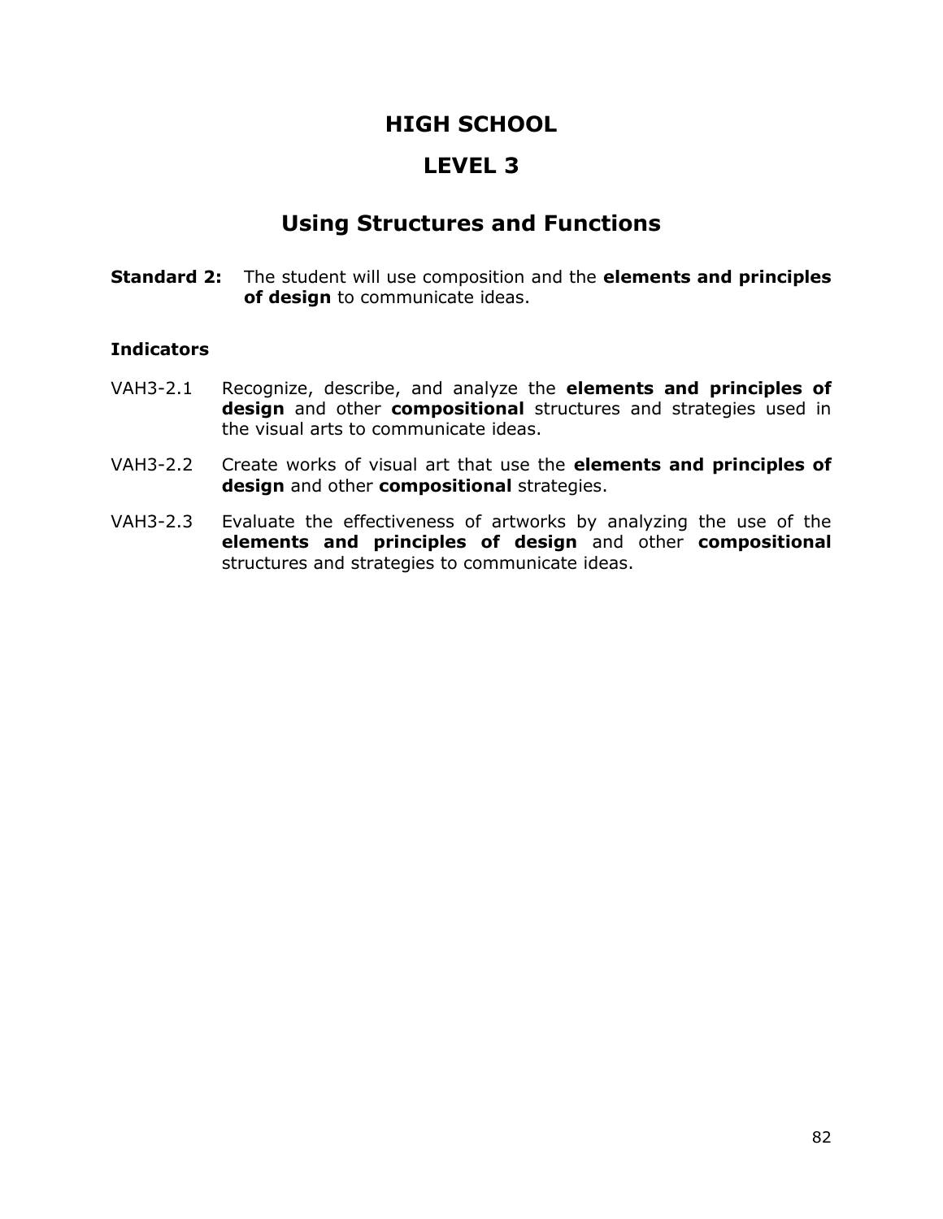# HIGH SCHOOL

# LEVEL 3

## Using Structures and Functions

**Standard 2:** The student will use composition and the **elements and principles of design** to communicate ideas.

**Indicators**

VAH3-2.1 Recognize, describe, and analyze the **elements and principles of design** and other **compositional** structures and strategies used in the visual arts to communicate ideas.

VAH3-2.2 Create works of visual art that use the **elements and principles of design** and other **compositional** strategies.

VAH3-2.3 Evaluate the effectiveness of artworks by analyzing the use of the **elements and principles of design** and other **compositional** structures and strategies to communicate ideas.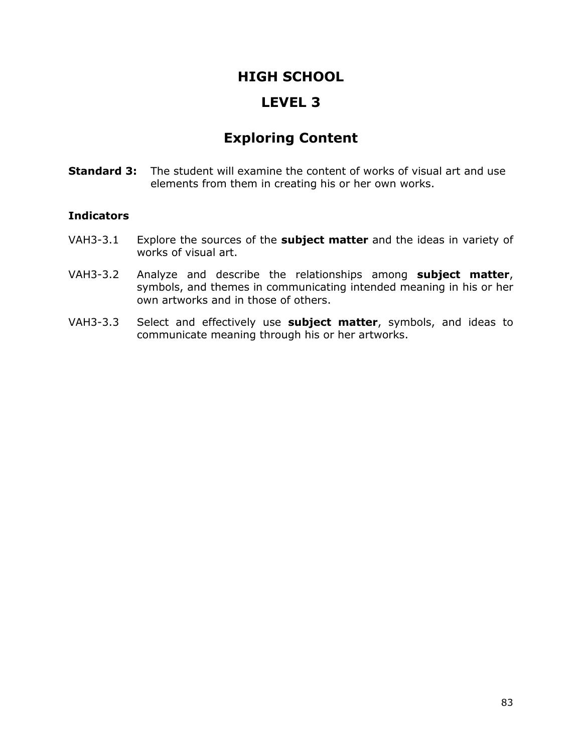# HIGH SCHOOL

# LEVEL 3

## Exploring Content

**Standard 3:** The student will examine the content of works of visual art and use elements from them in creating his or her own works.

**Indicators**

VAH3-3.1 Explore the sources of the **subject matter** and the ideas in variety of works of visual art.

VAH3-3.2 Analyze and describe the relationships among **subject matter**, symbols, and themes in communicating intended meaning in his or her own artworks and in those of others.

VAH3-3.3 Select and effectively use **subject matter**, symbols, and ideas to communicate meaning through his or her artworks.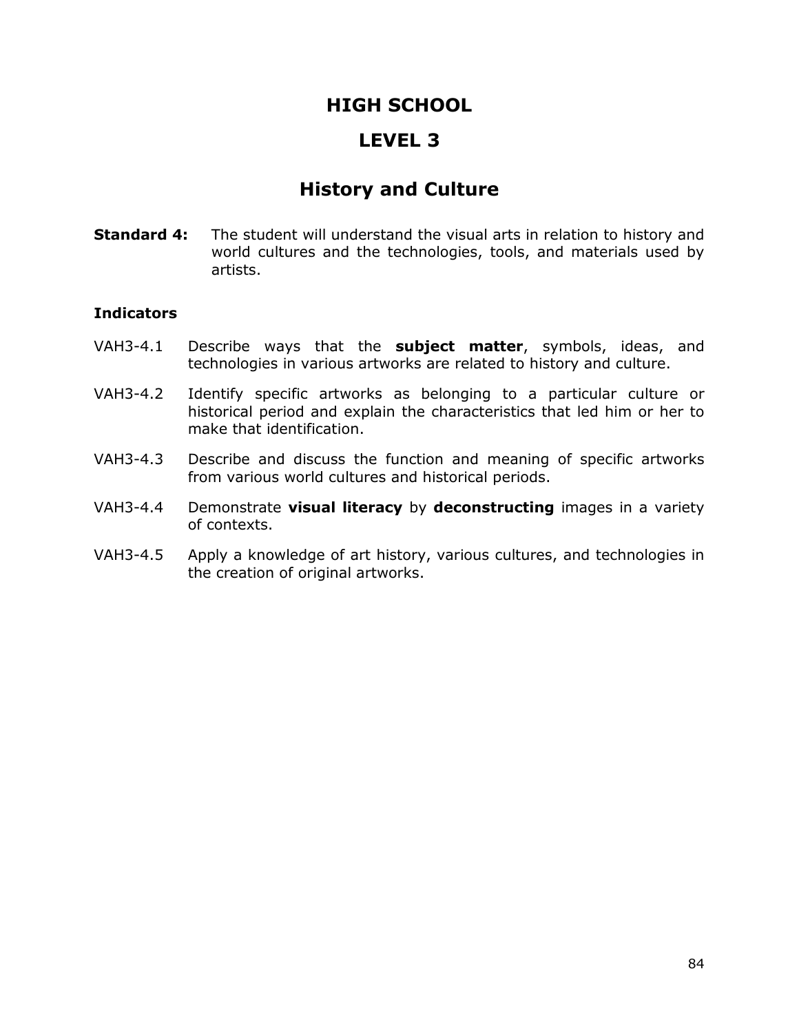# HIGH SCHOOL

# LEVEL 3

## History and Culture

**Standard 4:** The student will understand the visual arts in relation to history and world cultures and the technologies, tools, and materials used by artists.

### Indicators

VAH3-4.1 Describe ways that the **subject matter**, symbols, ideas, and technologies in various artworks are related to history and culture.

VAH3-4.2 Identify specific artworks as belonging to a particular culture or historical period and explain the characteristics that led him or her to make that identification.

VAH3-4.3 Describe and discuss the function and meaning of specific artworks from various world cultures and historical periods.

VAH3-4.4 Demonstrate **visual literacy** by **deconstructing** images in a variety of contexts.

VAH3-4.5 Apply a knowledge of art history, various cultures, and technologies in the creation of original artworks.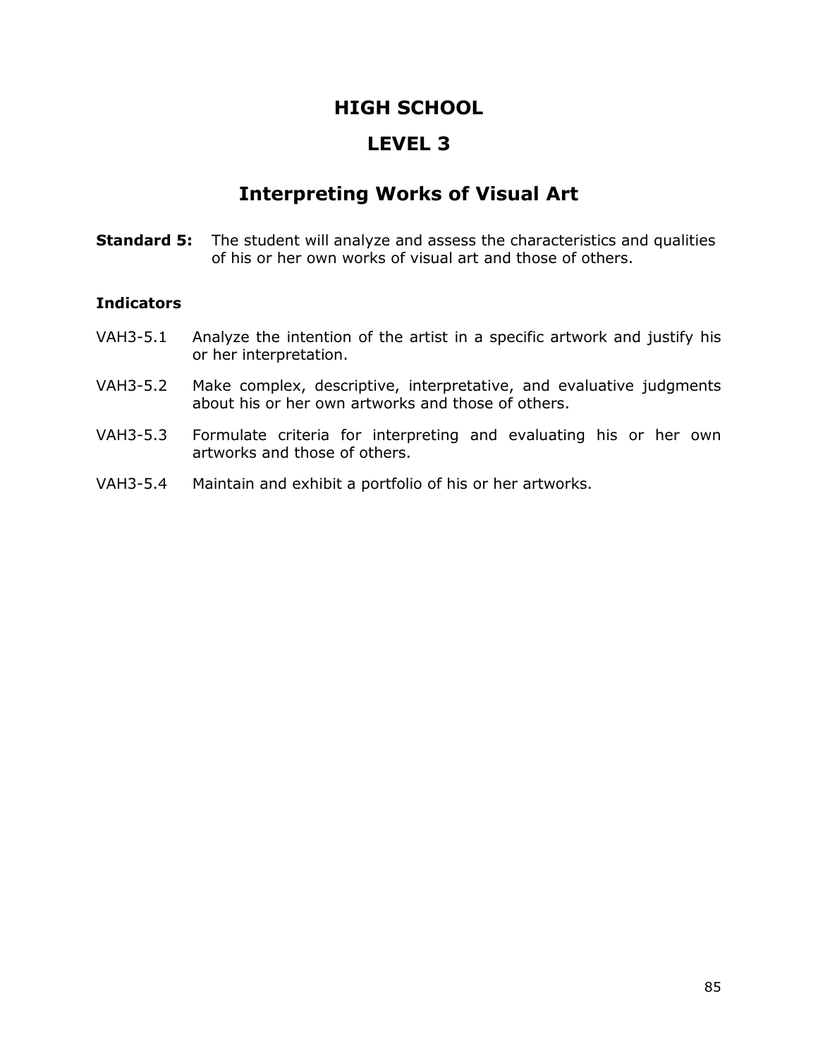# HIGH SCHOOL

# LEVEL 3

## Interpreting Works of Visual Art

**Standard 5:** The student will analyze and assess the characteristics and qualities of his or her own works of visual art and those of others.

**Indicators**

VAH3-5.1 Analyze the intention of the artist in a specific artwork and justify his or her interpretation.

VAH3-5.2 Make complex, descriptive, interpretative, and evaluative judgments about his or her own artworks and those of others.

VAH3-5.3 Formulate criteria for interpreting and evaluating his or her own artworks and those of others.

VAH3-5.4 Maintain and exhibit a portfolio of his or her artworks.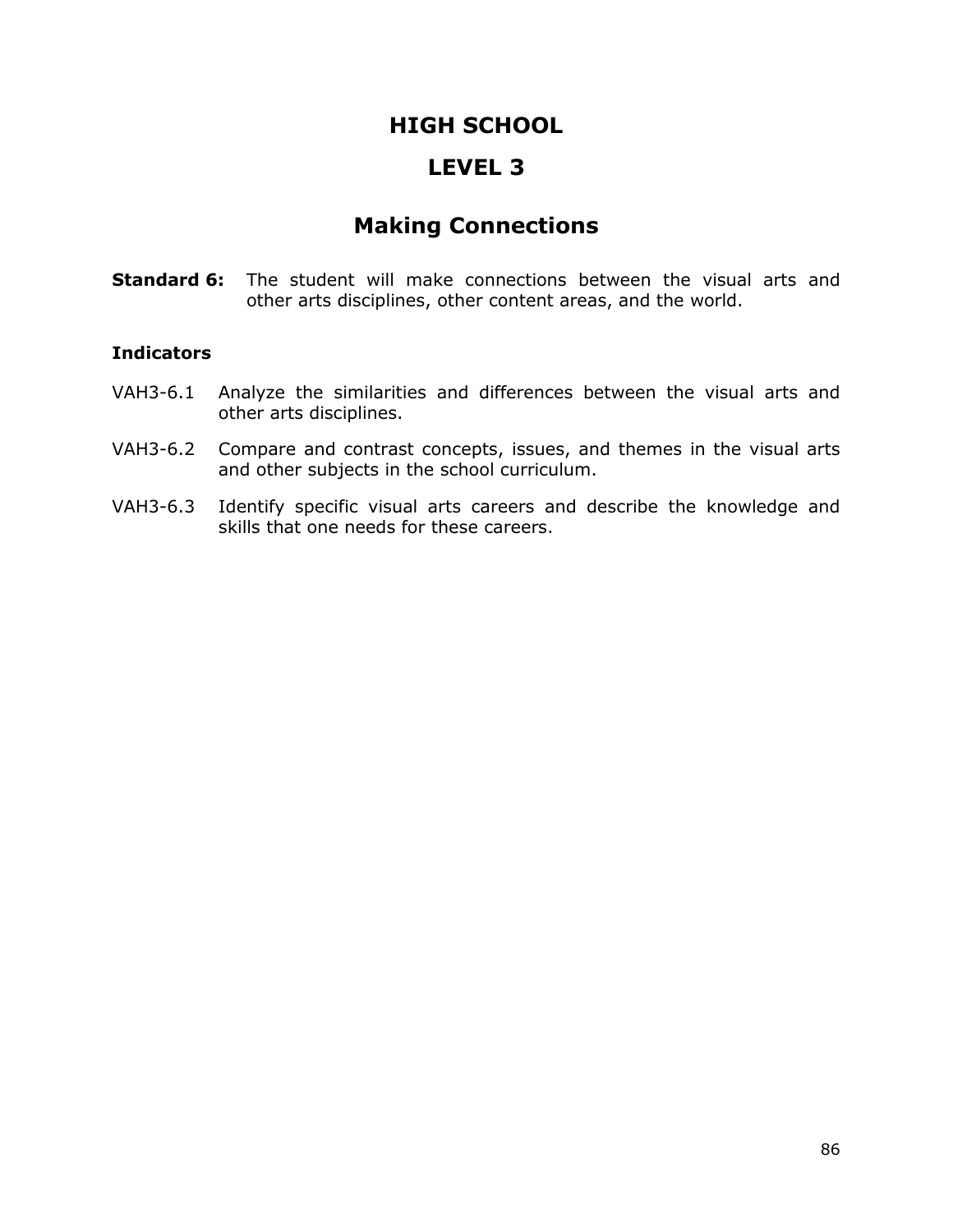# HIGH SCHOOL

# LEVEL 3

## Making Connections

**Standard 6:** The student will make connections between the visual arts and other arts disciplines, other content areas, and the world.

**Indicators**

VAH3-6.1 Analyze the similarities and differences between the visual arts and other arts disciplines.

VAH3-6.2 Compare and contrast concepts, issues, and themes in the visual arts and other subjects in the school curriculum.

VAH3-6.3 Identify specific visual arts careers and describe the knowledge and skills that one needs for these careers.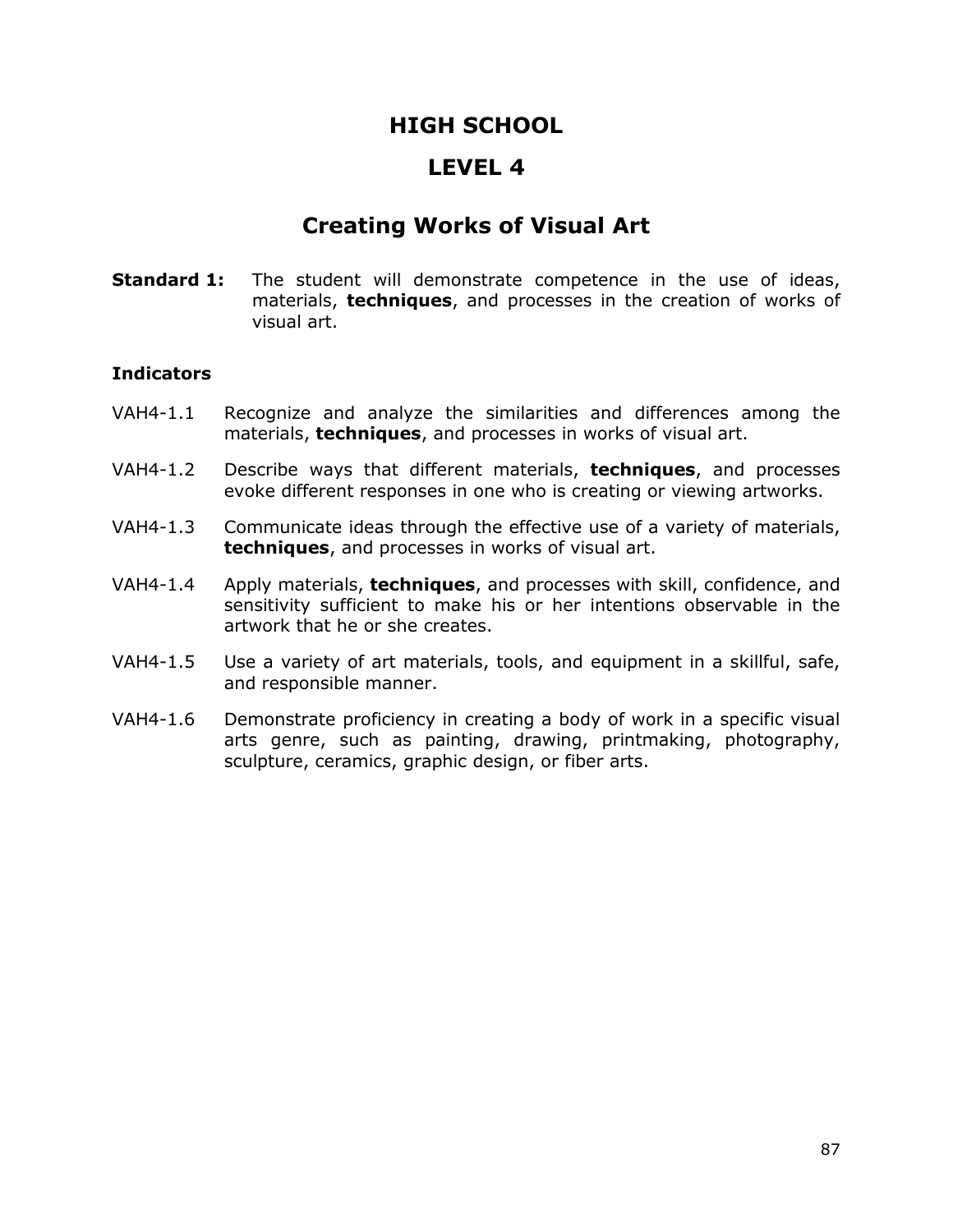# HIGH SCHOOL

# LEVEL 4

## Creating Works of Visual Art

**Standard 1:** The student will demonstrate competence in the use of ideas, materials, **techniques**, and processes in the creation of works of visual art.

### Indicators

VAH4-1.1 Recognize and analyze the similarities and differences among the materials, **techniques**, and processes in works of visual art.

VAH4-1.2 Describe ways that different materials, **techniques**, and processes evoke different responses in one who is creating or viewing artworks.

VAH4-1.3 Communicate ideas through the effective use of a variety of materials, **techniques**, and processes in works of visual art.

VAH4-1.4 Apply materials, **techniques**, and processes with skill, confidence, and sensitivity sufficient to make his or her intentions observable in the artwork that he or she creates.

VAH4-1.5 Use a variety of art materials, tools, and equipment in a skillful, safe, and responsible manner.

VAH4-1.6 Demonstrate proficiency in creating a body of work in a specific visual arts genre, such as painting, drawing, printmaking, photography, sculpture, ceramics, graphic design, or fiber arts.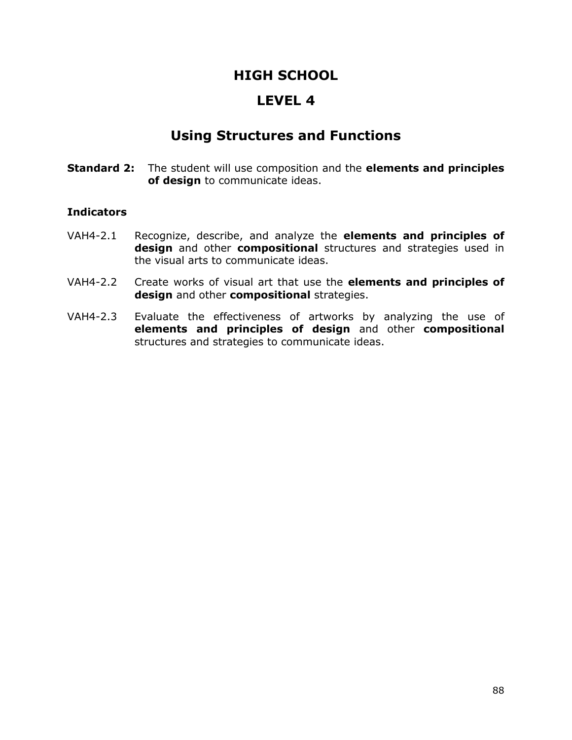# HIGH SCHOOL

# LEVEL 4

## Using Structures and Functions

**Standard 2:** The student will use composition and the **elements and principles of design** to communicate ideas.

**Indicators**

VAH4-2.1 Recognize, describe, and analyze the **elements and principles of design** and other **compositional** structures and strategies used in the visual arts to communicate ideas.

VAH4-2.2 Create works of visual art that use the **elements and principles of design** and other **compositional** strategies.

VAH4-2.3 Evaluate the effectiveness of artworks by analyzing the use of **elements and principles of design** and other **compositional** structures and strategies to communicate ideas.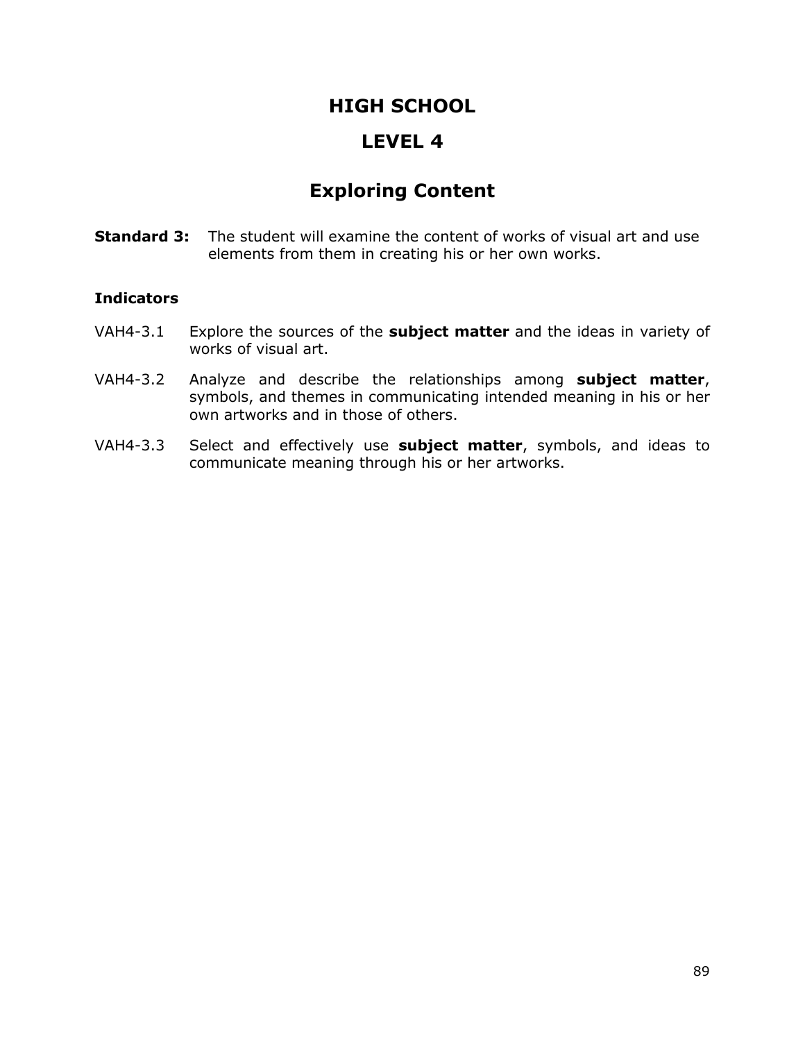# HIGH SCHOOL

# LEVEL 4

## Exploring Content

**Standard 3:** The student will examine the content of works of visual art and use elements from them in creating his or her own works.

**Indicators**

VAH4-3.1 Explore the sources of the **subject matter** and the ideas in variety of works of visual art.

VAH4-3.2 Analyze and describe the relationships among **subject matter**, symbols, and themes in communicating intended meaning in his or her own artworks and in those of others.

VAH4-3.3 Select and effectively use **subject matter**, symbols, and ideas to communicate meaning through his or her artworks.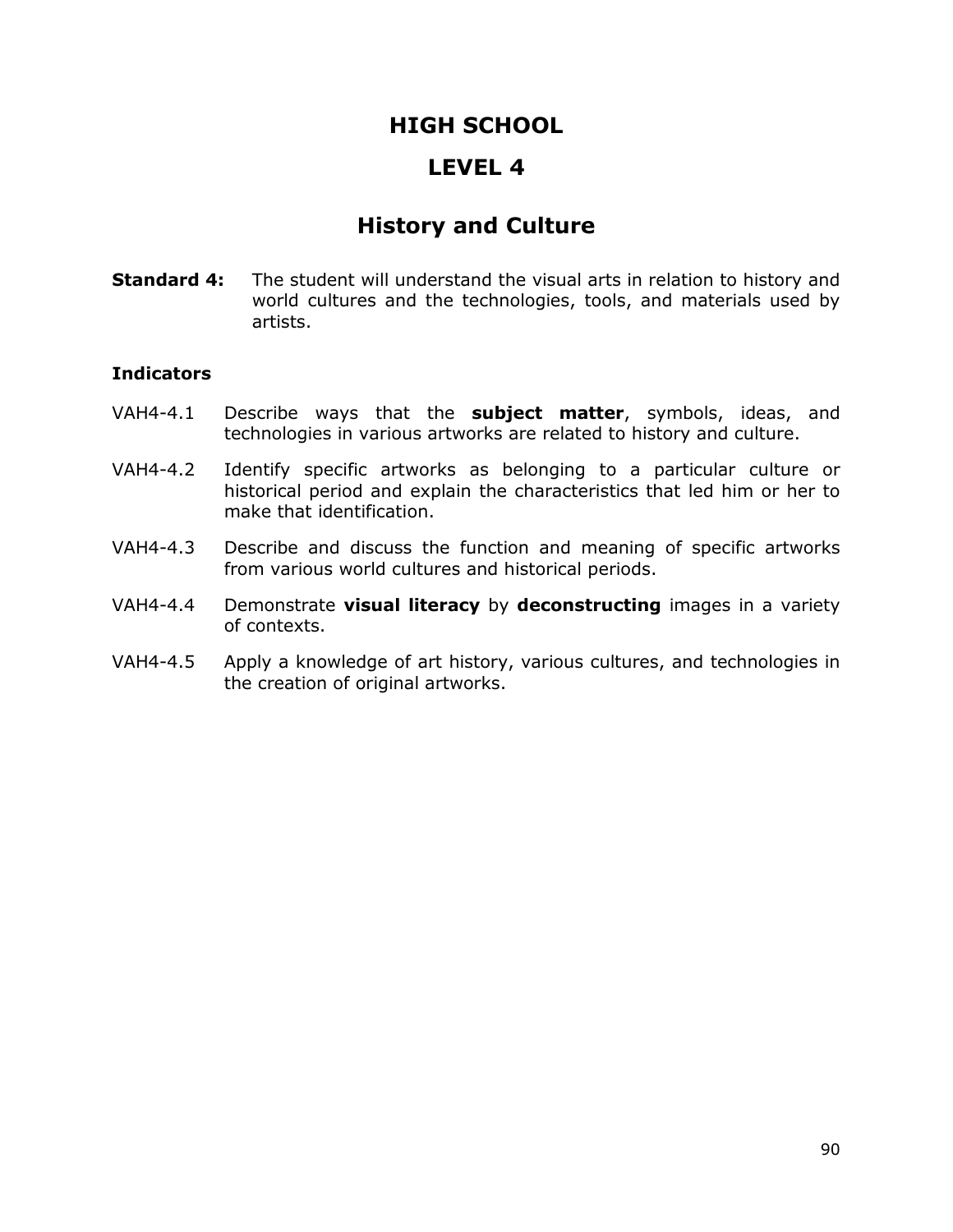# HIGH SCHOOL

# LEVEL 4

## History and Culture

**Standard 4:** The student will understand the visual arts in relation to history and world cultures and the technologies, tools, and materials used by artists.

**Indicators**

VAH4-4.1 Describe ways that the **subject matter**, symbols, ideas, and technologies in various artworks are related to history and culture.

VAH4-4.2 Identify specific artworks as belonging to a particular culture or historical period and explain the characteristics that led him or her to make that identification.

VAH4-4.3 Describe and discuss the function and meaning of specific artworks from various world cultures and historical periods.

VAH4-4.4 Demonstrate **visual literacy** by **deconstructing** images in a variety of contexts.

VAH4-4.5 Apply a knowledge of art history, various cultures, and technologies in the creation of original artworks.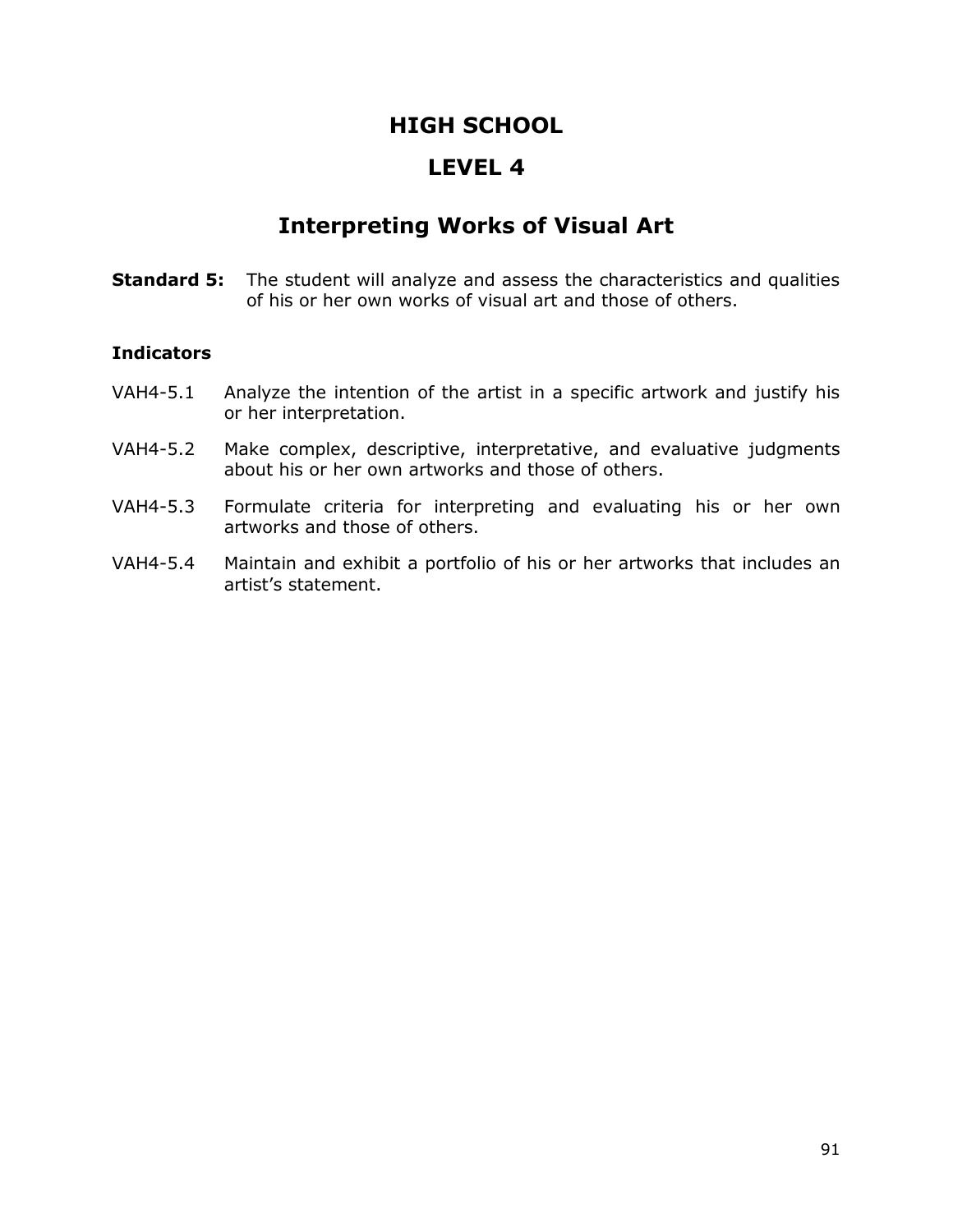# HIGH SCHOOL

# LEVEL 4

## Interpreting Works of Visual Art

**Standard 5:** The student will analyze and assess the characteristics and qualities of his or her own works of visual art and those of others.

### Indicators

VAH4-5.1 Analyze the intention of the artist in a specific artwork and justify his or her interpretation.

VAH4-5.2 Make complex, descriptive, interpretative, and evaluative judgments about his or her own artworks and those of others.

VAH4-5.3 Formulate criteria for interpreting and evaluating his or her own artworks and those of others.

VAH4-5.4 Maintain and exhibit a portfolio of his or her artworks that includes an artist's statement.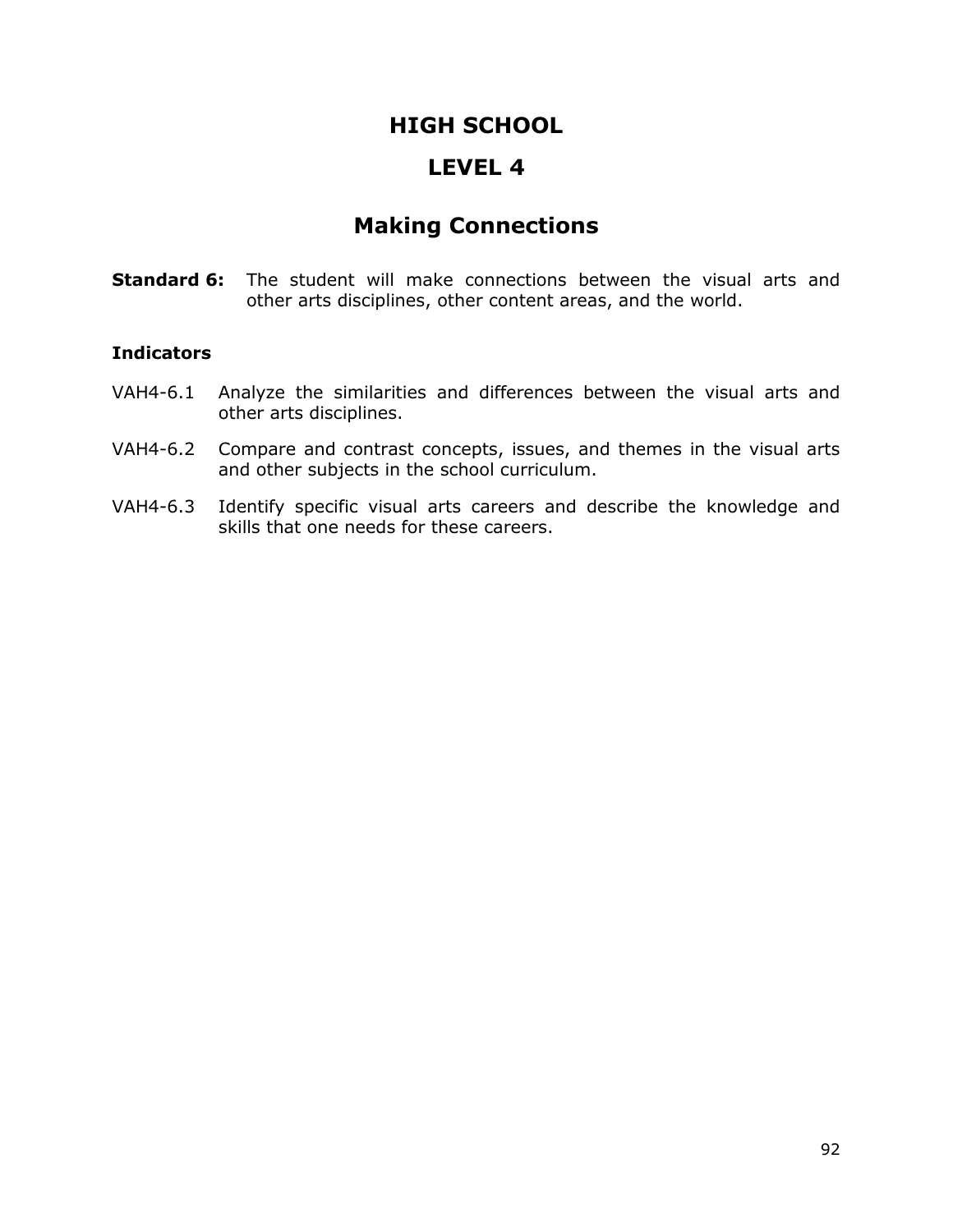# HIGH SCHOOL

# LEVEL 4

## Making Connections

**Standard 6:** The student will make connections between the visual arts and other arts disciplines, other content areas, and the world.

**Indicators**

VAH4-6.1 Analyze the similarities and differences between the visual arts and other arts disciplines.

VAH4-6.2 Compare and contrast concepts, issues, and themes in the visual arts and other subjects in the school curriculum.

VAH4-6.3 Identify specific visual arts careers and describe the knowledge and skills that one needs for these careers.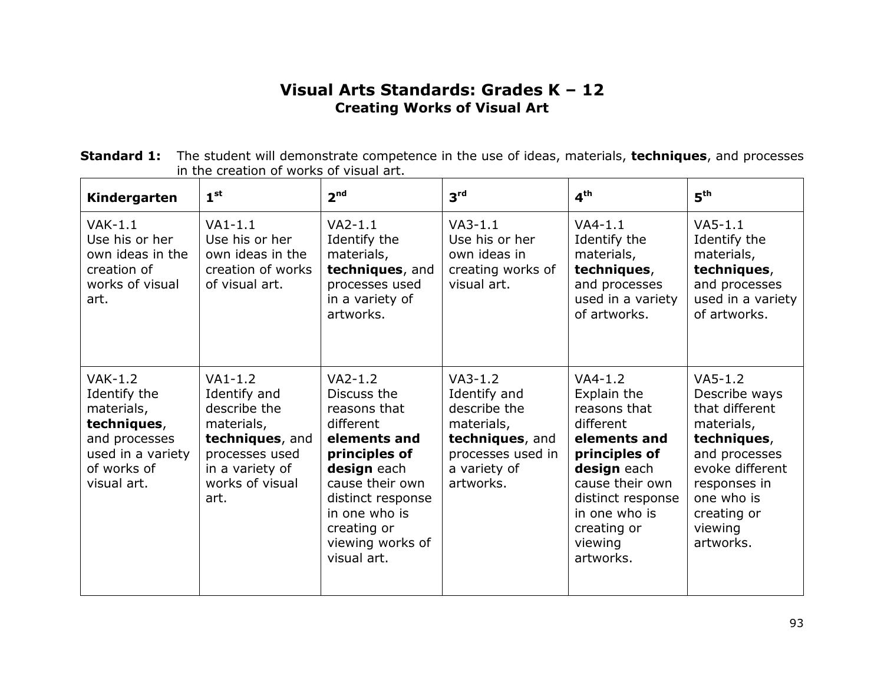# Visual Arts Standards: Grades K – 12

## Creating Works of Visual Art

**Standard 1:** The student will demonstrate competence in the use of ideas, materials, **techniques**, and processes in the creation of works of visual art.

| Kindergarten | 1st | 2nd | 3rd | 4th | 5th |
|---|---|---|---|---|---|
| VAK-1.1 Use his or her own ideas in the creation of works of visual art. | VA1-1.1 Use his or her own ideas in the creation of works of visual art. | VA2-1.1 Identify the materials, **techniques**, and processes used in a variety of artworks. | VA3-1.1 Use his or her own ideas in creating works of visual art. | VA4-1.1 Identify the materials, **techniques**, and processes used in a variety of artworks. | VA5-1.1 Identify the materials, **techniques**, and processes used in a variety of artworks. |
| VAK-1.2 Identify the materials, **techniques**, and processes used in a variety of works of visual art. | VA1-1.2 Identify and describe the materials, **techniques**, and processes used in a variety of works of visual art. | VA2-1.2 Discuss the reasons that different **elements and principles of design** each cause their own distinct response in one who is creating or viewing works of visual art. | VA3-1.2 Identify and describe the materials, **techniques**, and processes used in a variety of artworks. | VA4-1.2 Explain the reasons that different **elements and principles of design** each cause their own distinct response in one who is creating or viewing artworks. | VA5-1.2 Describe ways that different materials, **techniques**, and processes evoke different responses in one who is creating or viewing artworks. |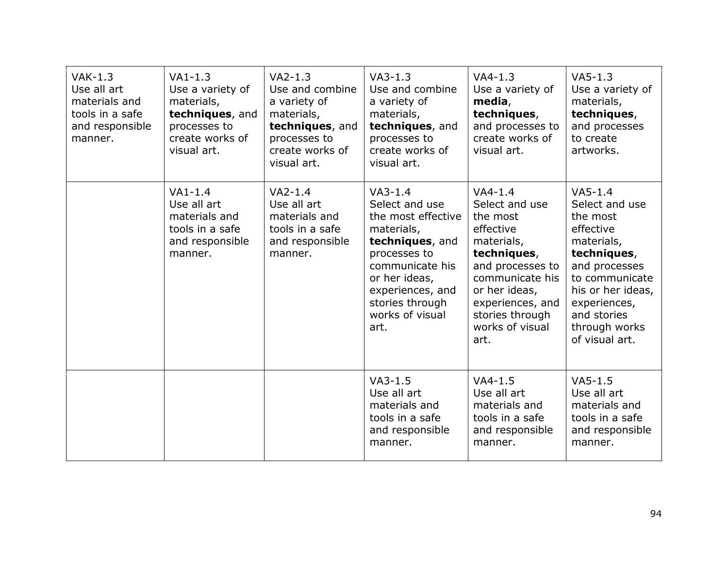| VAK-1.3 Use all art materials and tools in a safe and responsible manner. | VA1-1.3 Use a variety of materials, **techniques**, and processes to create works of visual art. | VA2-1.3 Use and combine a variety of materials, **techniques**, and processes to create works of visual art. | VA3-1.3 Use and combine a variety of materials, **techniques**, and processes to create works of visual art. | VA4-1.3 Use a variety of **media**, **techniques**, and processes to create works of visual art. | VA5-1.3 Use a variety of materials, **techniques**, and processes to create artworks. |
|---|---|---|---|---|---|
| | VA1-1.4 Use all art materials and tools in a safe and responsible manner. | VA2-1.4 Use all art materials and tools in a safe and responsible manner. | VA3-1.4 Select and use the most effective materials, **techniques**, and processes to communicate his or her ideas, experiences, and stories through works of visual art. | VA4-1.4 Select and use the most effective materials, **techniques**, and processes to communicate his or her ideas, experiences, and stories through works of visual art. | VA5-1.4 Select and use the most effective materials, **techniques**, and processes to communicate his or her ideas, experiences, and stories through works of visual art. |
| | | | VA3-1.5 Use all art materials and tools in a safe and responsible manner. | VA4-1.5 Use all art materials and tools in a safe and responsible manner. | VA5-1.5 Use all art materials and tools in a safe and responsible manner. |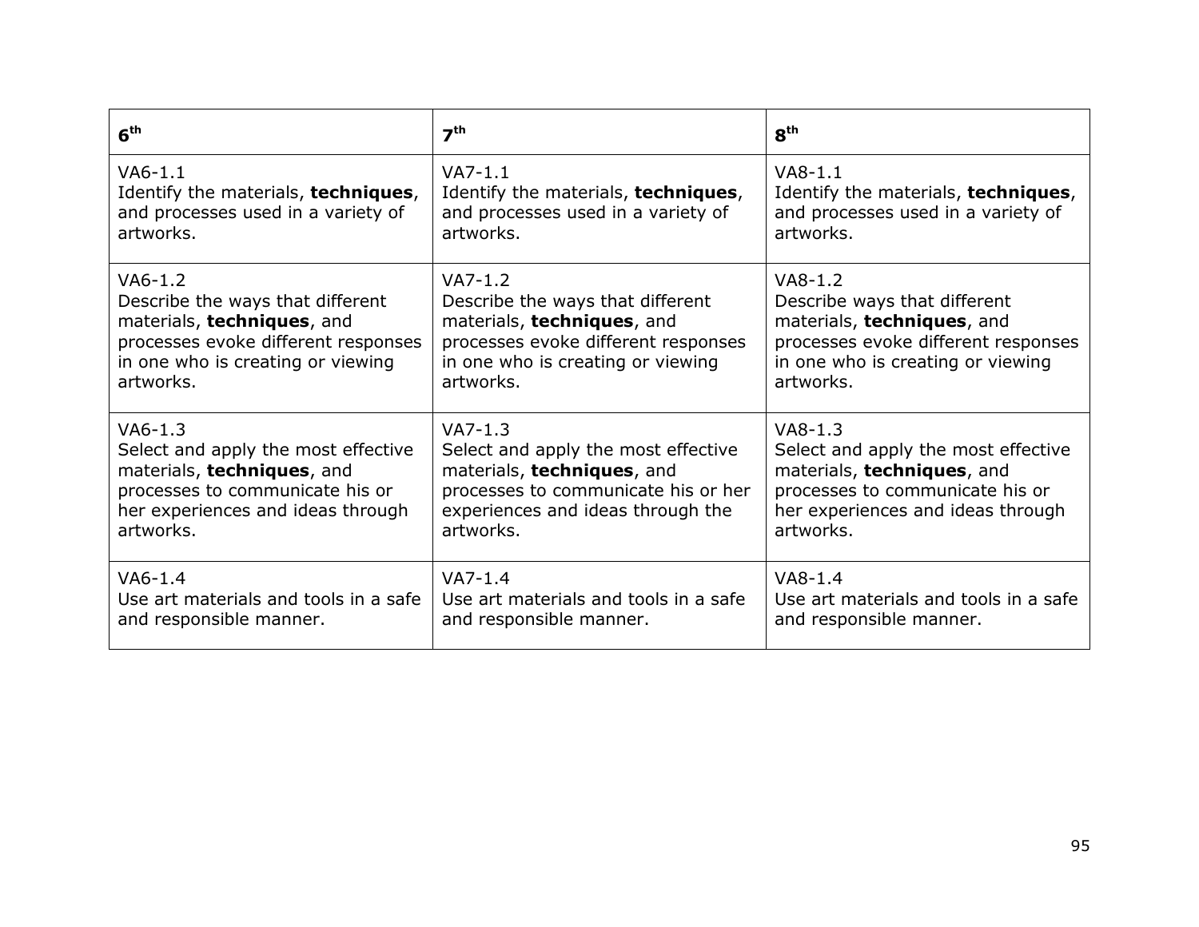| 6th | 7th | 8th |
|---|---|---|
| VA6-1.1<br>Identify the materials, **techniques**, and processes used in a variety of artworks. | VA7-1.1<br>Identify the materials, **techniques**, and processes used in a variety of artworks. | VA8-1.1<br>Identify the materials, **techniques**, and processes used in a variety of artworks. |
| VA6-1.2<br>Describe the ways that different materials, **techniques**, and processes evoke different responses in one who is creating or viewing artworks. | VA7-1.2<br>Describe the ways that different materials, **techniques**, and processes evoke different responses in one who is creating or viewing artworks. | VA8-1.2<br>Describe ways that different materials, **techniques**, and processes evoke different responses in one who is creating or viewing artworks. |
| VA6-1.3<br>Select and apply the most effective materials, **techniques**, and processes to communicate his or her experiences and ideas through artworks. | VA7-1.3<br>Select and apply the most effective materials, **techniques**, and processes to communicate his or her experiences and ideas through the artworks. | VA8-1.3<br>Select and apply the most effective materials, **techniques**, and processes to communicate his or her experiences and ideas through artworks. |
| VA6-1.4<br>Use art materials and tools in a safe and responsible manner. | VA7-1.4<br>Use art materials and tools in a safe and responsible manner. | VA8-1.4<br>Use art materials and tools in a safe and responsible manner. |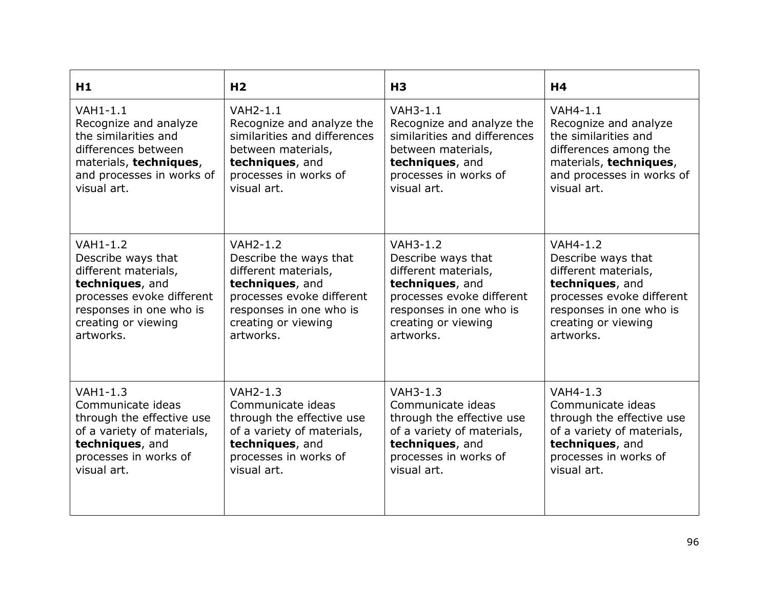| **H1** | **H2** | **H3** | **H4** |
| --- | --- | --- | --- |
| VAH1-1.1 Recognize and analyze the similarities and differences between materials, **techniques**, and processes in works of visual art. | VAH2-1.1 Recognize and analyze the similarities and differences between materials, **techniques**, and processes in works of visual art. | VAH3-1.1 Recognize and analyze the similarities and differences between materials, **techniques**, and processes in works of visual art. | VAH4-1.1 Recognize and analyze the similarities and differences among the materials, **techniques**, and processes in works of visual art. |
| VAH1-1.2 Describe ways that different materials, **techniques**, and processes evoke different responses in one who is creating or viewing artworks. | VAH2-1.2 Describe the ways that different materials, **techniques**, and processes evoke different responses in one who is creating or viewing artworks. | VAH3-1.2 Describe ways that different materials, **techniques**, and processes evoke different responses in one who is creating or viewing artworks. | VAH4-1.2 Describe ways that different materials, **techniques**, and processes evoke different responses in one who is creating or viewing artworks. |
| VAH1-1.3 Communicate ideas through the effective use of a variety of materials, **techniques**, and processes in works of visual art. | VAH2-1.3 Communicate ideas through the effective use of a variety of materials, **techniques**, and processes in works of visual art. | VAH3-1.3 Communicate ideas through the effective use of a variety of materials, **techniques**, and processes in works of visual art. | VAH4-1.3 Communicate ideas through the effective use of a variety of materials, **techniques**, and processes in works of visual art. |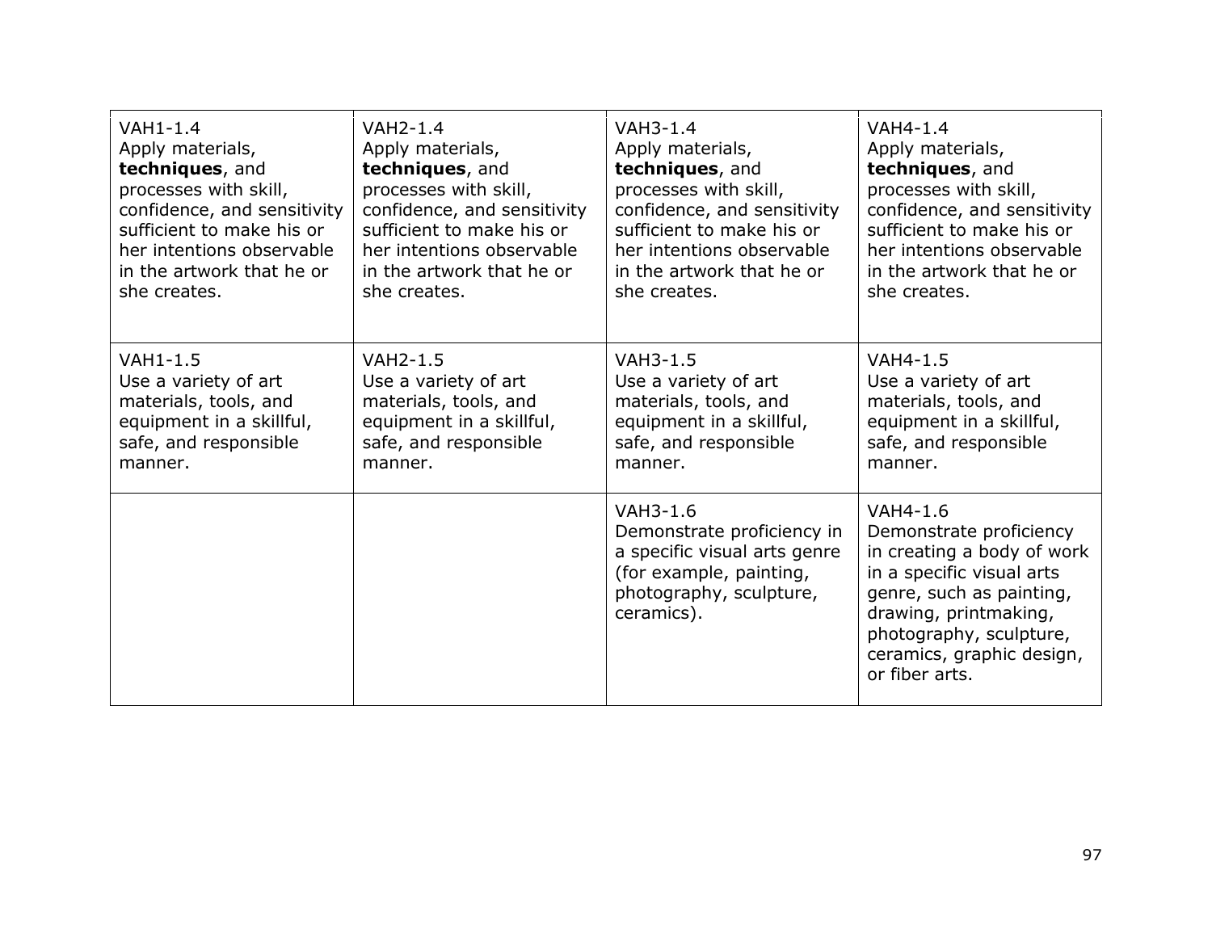| | | | |
|---|---|---|---|
| VAH1-1.4<br>Apply materials, **techniques**, and processes with skill, confidence, and sensitivity sufficient to make his or her intentions observable in the artwork that he or she creates. | VAH2-1.4<br>Apply materials, **techniques**, and processes with skill, confidence, and sensitivity sufficient to make his or her intentions observable in the artwork that he or she creates. | VAH3-1.4<br>Apply materials, **techniques**, and processes with skill, confidence, and sensitivity sufficient to make his or her intentions observable in the artwork that he or she creates. | VAH4-1.4<br>Apply materials, **techniques**, and processes with skill, confidence, and sensitivity sufficient to make his or her intentions observable in the artwork that he or she creates. |
| VAH1-1.5<br>Use a variety of art materials, tools, and equipment in a skillful, safe, and responsible manner. | VAH2-1.5<br>Use a variety of art materials, tools, and equipment in a skillful, safe, and responsible manner. | VAH3-1.5<br>Use a variety of art materials, tools, and equipment in a skillful, safe, and responsible manner. | VAH4-1.5<br>Use a variety of art materials, tools, and equipment in a skillful, safe, and responsible manner. |
| | | VAH3-1.6<br>Demonstrate proficiency in a specific visual arts genre (for example, painting, photography, sculpture, ceramics). | VAH4-1.6<br>Demonstrate proficiency in creating a body of work in a specific visual arts genre, such as painting, drawing, printmaking, photography, sculpture, ceramics, graphic design, or fiber arts. |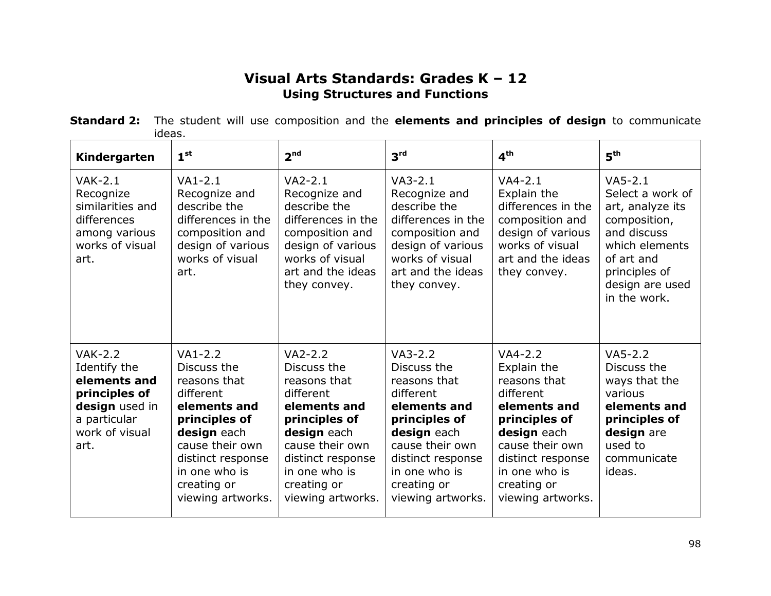# Visual Arts Standards: Grades K – 12

## Using Structures and Functions

**Standard 2:** The student will use composition and the **elements and principles of design** to communicate ideas.

| Kindergarten | 1st | 2nd | 3rd | 4th | 5th |
|---|---|---|---|---|---|
| VAK-2.1 Recognize similarities and differences among various works of visual art. | VA1-2.1 Recognize and describe the differences in the composition and design of various works of visual art. | VA2-2.1 Recognize and describe the differences in the composition and design of various works of visual art and the ideas they convey. | VA3-2.1 Recognize and describe the differences in the composition and design of various works of visual art and the ideas they convey. | VA4-2.1 Explain the differences in the composition and design of various works of visual art and the ideas they convey. | VA5-2.1 Select a work of art, analyze its composition, and discuss which elements of art and principles of design are used in the work. |
| VAK-2.2 Identify the **elements and principles of design** used in a particular work of visual art. | VA1-2.2 Discuss the reasons that different **elements and principles of design** each cause their own distinct response in one who is creating or viewing artworks. | VA2-2.2 Discuss the reasons that different **elements and principles of design** each cause their own distinct response in one who is creating or viewing artworks. | VA3-2.2 Discuss the reasons that different **elements and principles of design** each cause their own distinct response in one who is creating or viewing artworks. | VA4-2.2 Explain the reasons that different **elements and principles of design** each cause their own distinct response in one who is creating or viewing artworks. | VA5-2.2 Discuss the ways that the various **elements and principles of design** are used to communicate ideas. |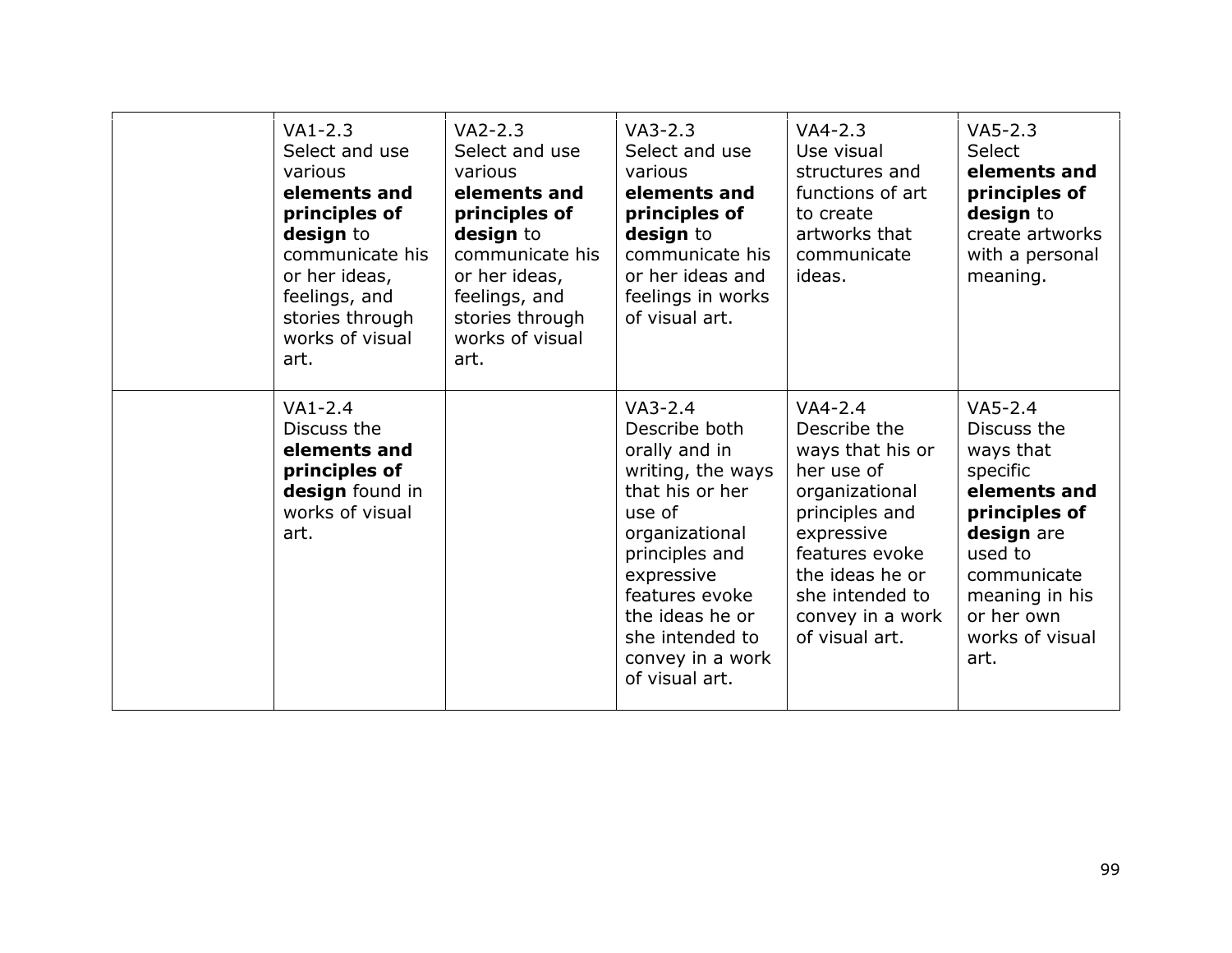| | | | | | |
|---|---|---|---|---|---|
| | VA1-2.3 Select and use various **elements and principles of design** to communicate his or her ideas, feelings, and stories through works of visual art. | VA2-2.3 Select and use various **elements and principles of design** to communicate his or her ideas, feelings, and stories through works of visual art. | VA3-2.3 Select and use various **elements and principles of design** to communicate his or her ideas and feelings in works of visual art. | VA4-2.3 Use visual structures and functions of art to create artworks that communicate ideas. | VA5-2.3 Select **elements and principles of design** to create artworks with a personal meaning. |
| | VA1-2.4 Discuss the **elements and principles of design** found in works of visual art. | | VA3-2.4 Describe both orally and in writing, the ways that his or her use of organizational principles and expressive features evoke the ideas he or she intended to convey in a work of visual art. | VA4-2.4 Describe the ways that his or her use of organizational principles and expressive features evoke the ideas he or she intended to convey in a work of visual art. | VA5-2.4 Discuss the ways that specific **elements and principles of design** are used to communicate meaning in his or her own works of visual art. |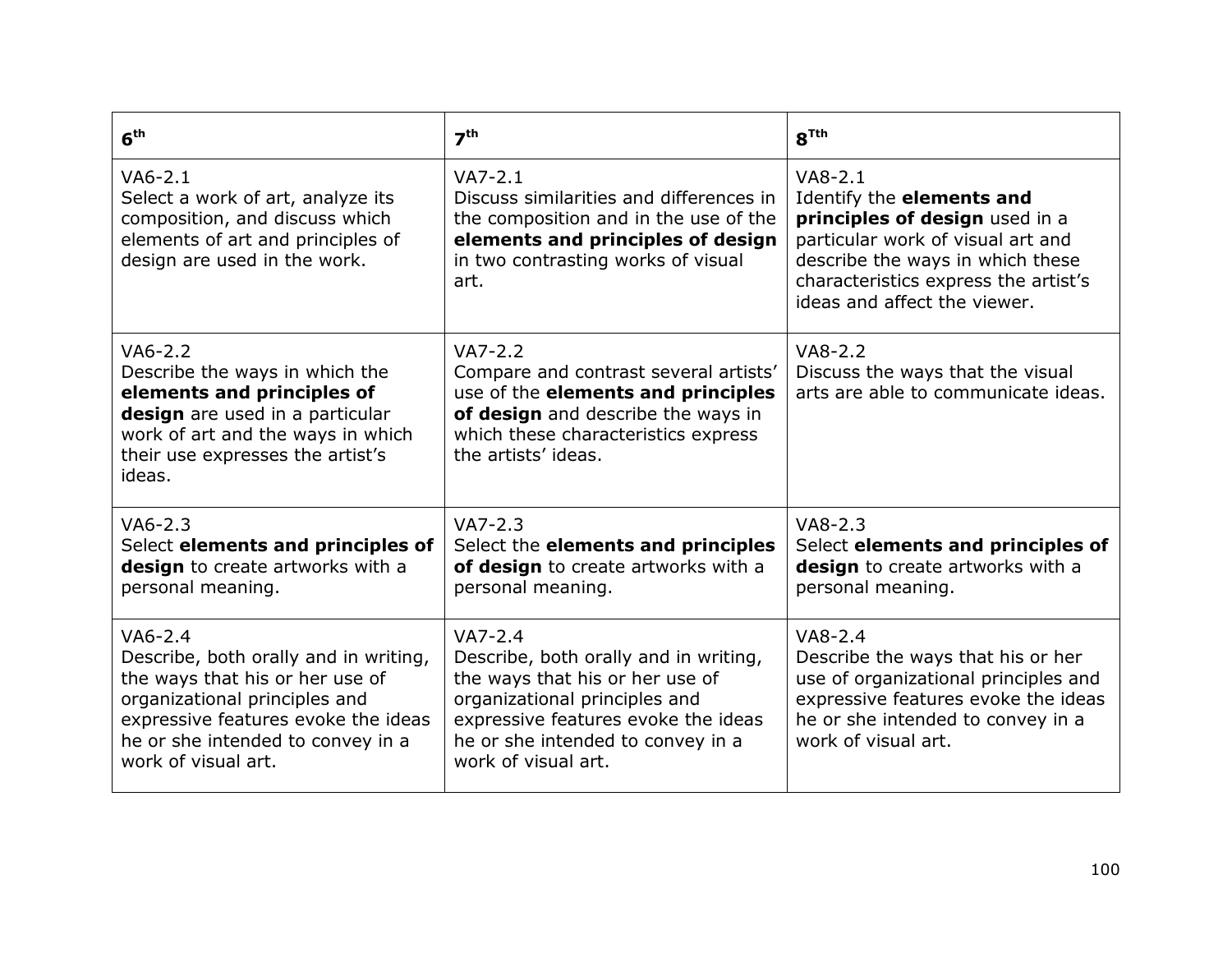| 6th | 7th | 8Tth |
|---|---|---|
| VA6-2.1<br>Select a work of art, analyze its composition, and discuss which elements of art and principles of design are used in the work. | VA7-2.1<br>Discuss similarities and differences in the composition and in the use of the **elements and principles of design** in two contrasting works of visual art. | VA8-2.1<br>Identify the **elements and principles of design** used in a particular work of visual art and describe the ways in which these characteristics express the artist's ideas and affect the viewer. |
| VA6-2.2<br>Describe the ways in which the **elements and principles of design** are used in a particular work of art and the ways in which their use expresses the artist's ideas. | VA7-2.2<br>Compare and contrast several artists' use of the **elements and principles of design** and describe the ways in which these characteristics express the artists' ideas. | VA8-2.2<br>Discuss the ways that the visual arts are able to communicate ideas. |
| VA6-2.3<br>Select **elements and principles of design** to create artworks with a personal meaning. | VA7-2.3<br>Select the **elements and principles of design** to create artworks with a personal meaning. | VA8-2.3<br>Select **elements and principles of design** to create artworks with a personal meaning. |
| VA6-2.4<br>Describe, both orally and in writing, the ways that his or her use of organizational principles and expressive features evoke the ideas he or she intended to convey in a work of visual art. | VA7-2.4<br>Describe, both orally and in writing, the ways that his or her use of organizational principles and expressive features evoke the ideas he or she intended to convey in a work of visual art. | VA8-2.4<br>Describe the ways that his or her use of organizational principles and expressive features evoke the ideas he or she intended to convey in a work of visual art. |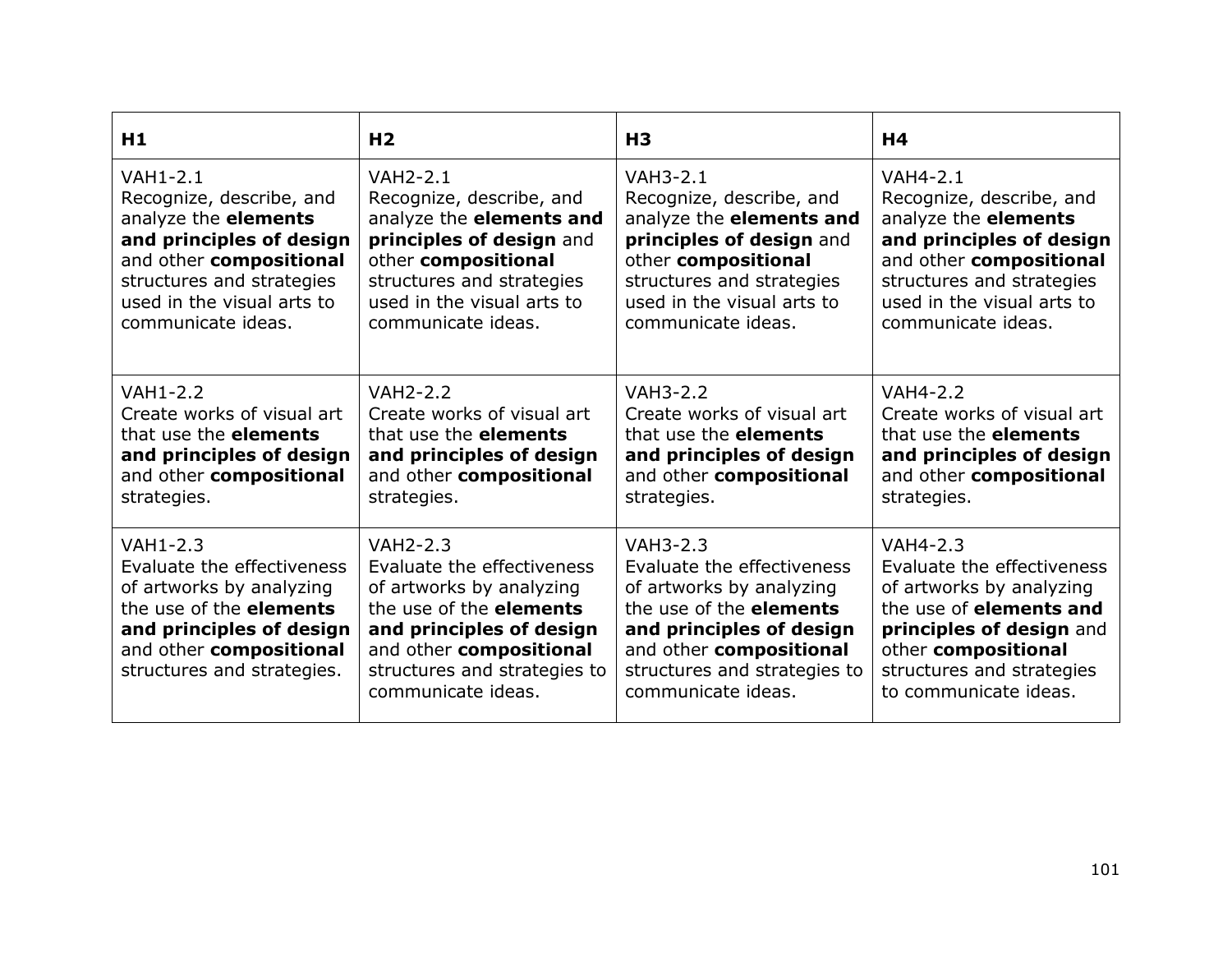| **H1** | **H2** | **H3** | **H4** |
|---|---|---|---|
| VAH1-2.1<br>Recognize, describe, and analyze the **elements and principles of design** and other **compositional** structures and strategies used in the visual arts to communicate ideas. | VAH2-2.1<br>Recognize, describe, and analyze the **elements and principles of design** and other **compositional** structures and strategies used in the visual arts to communicate ideas. | VAH3-2.1<br>Recognize, describe, and analyze the **elements and principles of design** and other **compositional** structures and strategies used in the visual arts to communicate ideas. | VAH4-2.1<br>Recognize, describe, and analyze the **elements and principles of design** and other **compositional** structures and strategies used in the visual arts to communicate ideas. |
| VAH1-2.2<br>Create works of visual art that use the **elements and principles of design** and other **compositional** strategies. | VAH2-2.2<br>Create works of visual art that use the **elements and principles of design** and other **compositional** strategies. | VAH3-2.2<br>Create works of visual art that use the **elements and principles of design** and other **compositional** strategies. | VAH4-2.2<br>Create works of visual art that use the **elements and principles of design** and other **compositional** strategies. |
| VAH1-2.3<br>Evaluate the effectiveness of artworks by analyzing the use of the **elements and principles of design** and other **compositional** structures and strategies. | VAH2-2.3<br>Evaluate the effectiveness of artworks by analyzing the use of the **elements and principles of design** and other **compositional** structures and strategies to communicate ideas. | VAH3-2.3<br>Evaluate the effectiveness of artworks by analyzing the use of the **elements and principles of design** and other **compositional** structures and strategies to communicate ideas. | VAH4-2.3<br>Evaluate the effectiveness of artworks by analyzing the use of **elements and principles of design** and other **compositional** structures and strategies to communicate ideas. |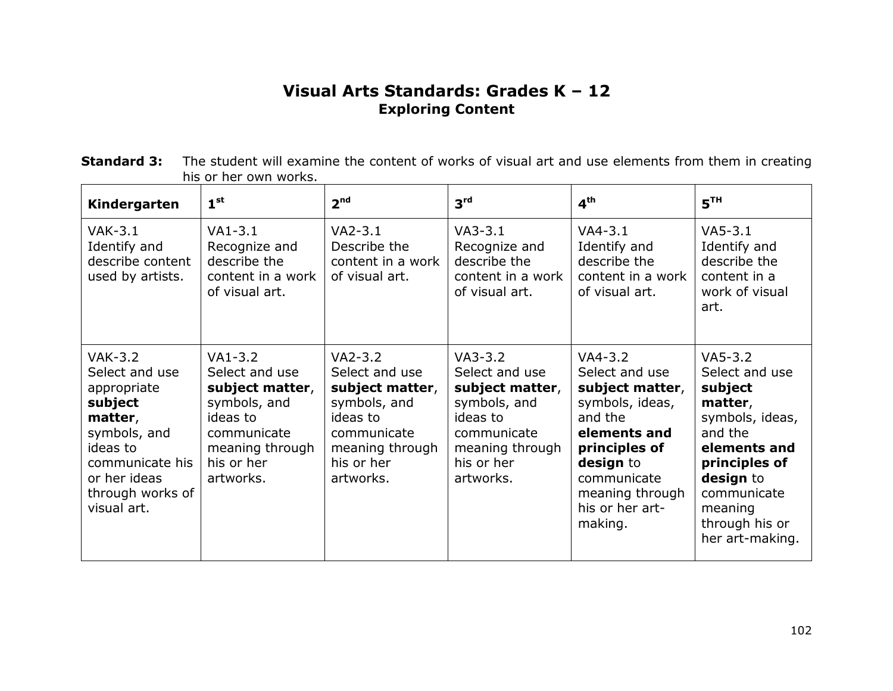# Visual Arts Standards: Grades K – 12

## Exploring Content

**Standard 3:** The student will examine the content of works of visual art and use elements from them in creating his or her own works.

| Kindergarten | 1st | 2nd | 3rd | 4th | 5TH |
|---|---|---|---|---|---|
| VAK-3.1 Identify and describe content used by artists. | VA1-3.1 Recognize and describe the content in a work of visual art. | VA2-3.1 Describe the content in a work of visual art. | VA3-3.1 Recognize and describe the content in a work of visual art. | VA4-3.1 Identify and describe the content in a work of visual art. | VA5-3.1 Identify and describe the content in a work of visual art. |
| VAK-3.2 Select and use appropriate **subject matter**, symbols, and ideas to communicate his or her ideas through works of visual art. | VA1-3.2 Select and use **subject matter**, symbols, and ideas to communicate meaning through his or her artworks. | VA2-3.2 Select and use **subject matter**, symbols, and ideas to communicate meaning through his or her artworks. | VA3-3.2 Select and use **subject matter**, symbols, and ideas to communicate meaning through his or her artworks. | VA4-3.2 Select and use **subject matter**, symbols, ideas, and the **elements and principles of design** to communicate meaning through his or her art-making. | VA5-3.2 Select and use **subject matter**, symbols, ideas, and the **elements and principles of design** to communicate meaning through his or her art-making. |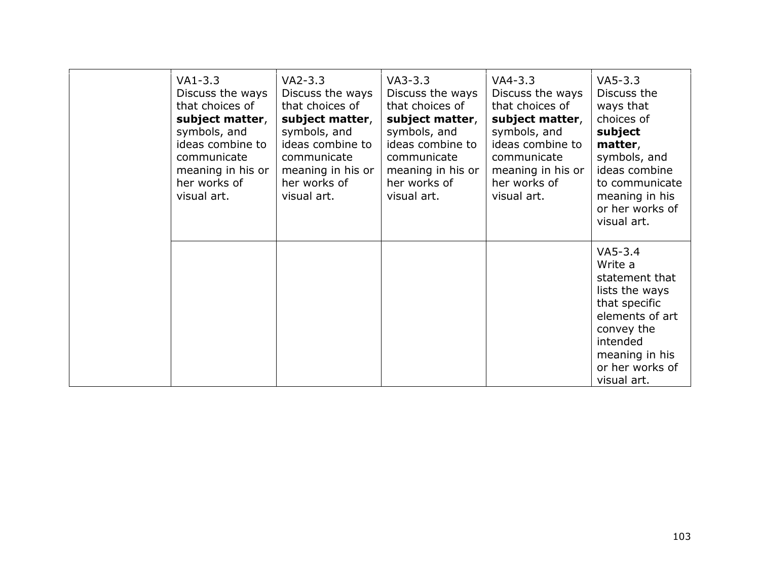| | | | | | |
|---|---|---|---|---|---|
| | VA1-3.3 Discuss the ways that choices of **subject matter**, symbols, and ideas combine to communicate meaning in his or her works of visual art. | VA2-3.3 Discuss the ways that choices of **subject matter**, symbols, and ideas combine to communicate meaning in his or her works of visual art. | VA3-3.3 Discuss the ways that choices of **subject matter**, symbols, and ideas combine to communicate meaning in his or her works of visual art. | VA4-3.3 Discuss the ways that choices of **subject matter**, symbols, and ideas combine to communicate meaning in his or her works of visual art. | VA5-3.3 Discuss the ways that choices of **subject matter**, symbols, and ideas combine to communicate meaning in his or her works of visual art. |
| | | | | | VA5-3.4 Write a statement that lists the ways that specific elements of art convey the intended meaning in his or her works of visual art. |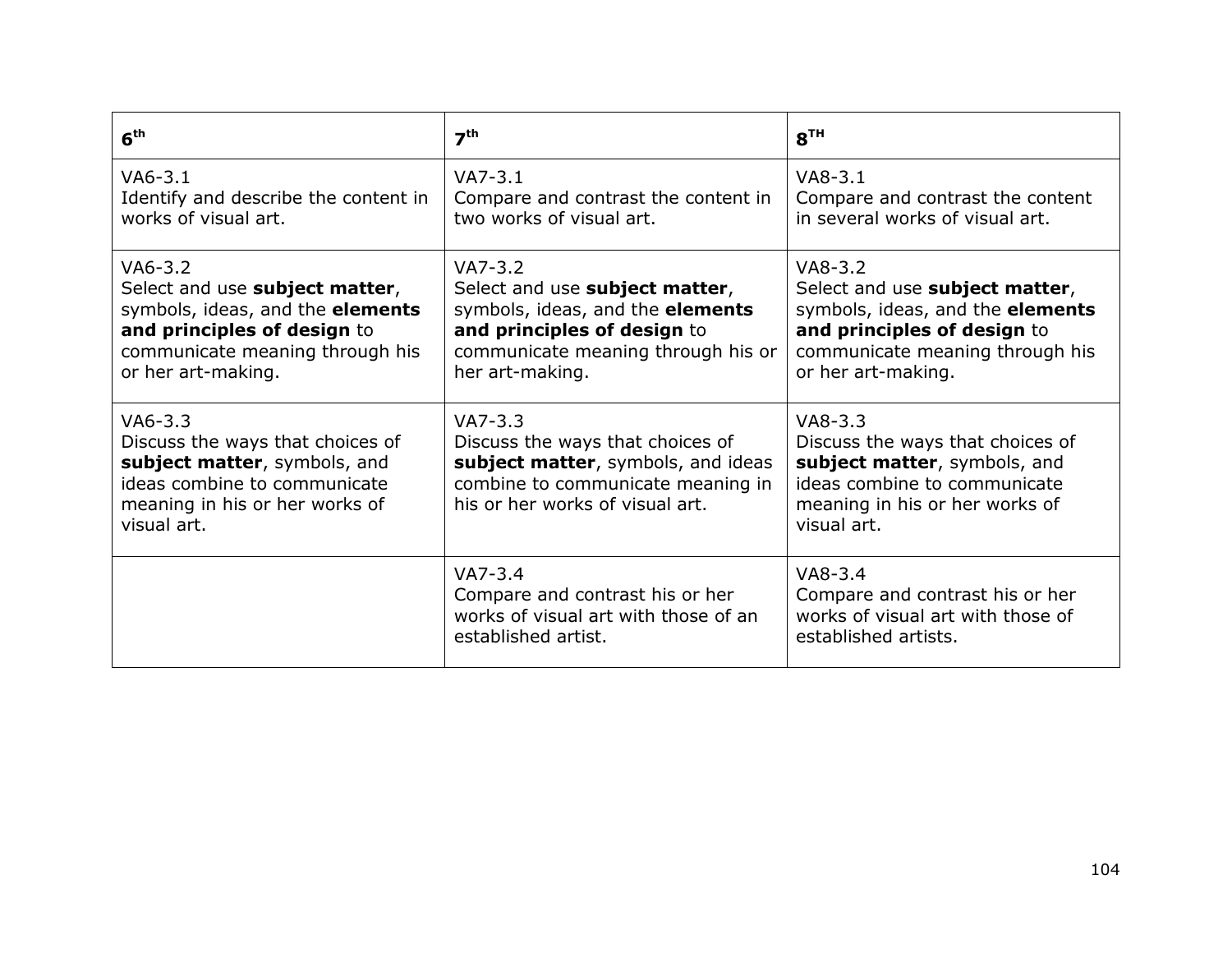| 6th | 7th | 8TH |
|---|---|---|
| VA6-3.1<br>Identify and describe the content in works of visual art. | VA7-3.1<br>Compare and contrast the content in two works of visual art. | VA8-3.1<br>Compare and contrast the content in several works of visual art. |
| VA6-3.2<br>Select and use **subject matter**, symbols, ideas, and the **elements and principles of design** to communicate meaning through his or her art-making. | VA7-3.2<br>Select and use **subject matter**, symbols, ideas, and the **elements and principles of design** to communicate meaning through his or her art-making. | VA8-3.2<br>Select and use **subject matter**, symbols, ideas, and the **elements and principles of design** to communicate meaning through his or her art-making. |
| VA6-3.3<br>Discuss the ways that choices of **subject matter**, symbols, and ideas combine to communicate meaning in his or her works of visual art. | VA7-3.3<br>Discuss the ways that choices of **subject matter**, symbols, and ideas combine to communicate meaning in his or her works of visual art. | VA8-3.3<br>Discuss the ways that choices of **subject matter**, symbols, and ideas combine to communicate meaning in his or her works of visual art. |
| | VA7-3.4<br>Compare and contrast his or her works of visual art with those of an established artist. | VA8-3.4<br>Compare and contrast his or her works of visual art with those of established artists. |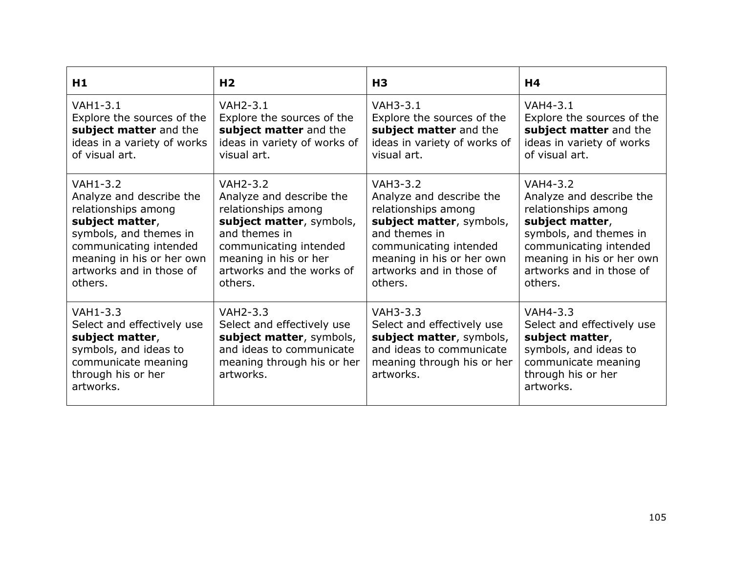| **H1** | **H2** | **H3** | **H4** |
|---|---|---|---|
| VAH1-3.1 Explore the sources of the **subject matter** and the ideas in a variety of works of visual art. | VAH2-3.1 Explore the sources of the **subject matter** and the ideas in variety of works of visual art. | VAH3-3.1 Explore the sources of the **subject matter** and the ideas in variety of works of visual art. | VAH4-3.1 Explore the sources of the **subject matter** and the ideas in variety of works of visual art. |
| VAH1-3.2 Analyze and describe the relationships among **subject matter**, symbols, and themes in communicating intended meaning in his or her own artworks and in those of others. | VAH2-3.2 Analyze and describe the relationships among **subject matter**, symbols, and themes in communicating intended meaning in his or her artworks and the works of others. | VAH3-3.2 Analyze and describe the relationships among **subject matter**, symbols, and themes in communicating intended meaning in his or her own artworks and in those of others. | VAH4-3.2 Analyze and describe the relationships among **subject matter**, symbols, and themes in communicating intended meaning in his or her own artworks and in those of others. |
| VAH1-3.3 Select and effectively use **subject matter**, symbols, and ideas to communicate meaning through his or her artworks. | VAH2-3.3 Select and effectively use **subject matter**, symbols, and ideas to communicate meaning through his or her artworks. | VAH3-3.3 Select and effectively use **subject matter**, symbols, and ideas to communicate meaning through his or her artworks. | VAH4-3.3 Select and effectively use **subject matter**, symbols, and ideas to communicate meaning through his or her artworks. |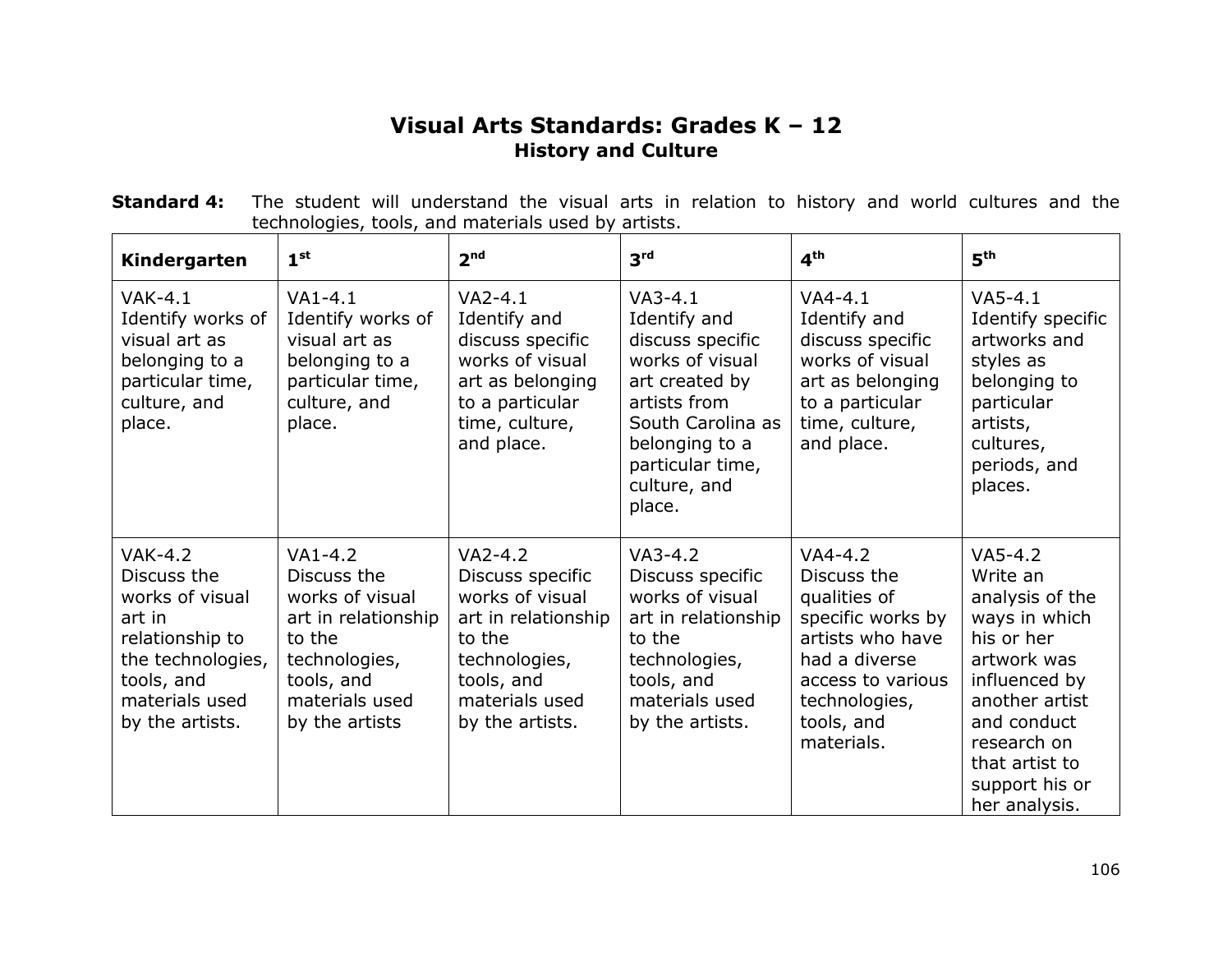# Visual Arts Standards: Grades K – 12

## History and Culture

**Standard 4:** The student will understand the visual arts in relation to history and world cultures and the technologies, tools, and materials used by artists.

| Kindergarten | 1st | 2nd | 3rd | 4th | 5th |
|---|---|---|---|---|---|
| VAK-4.1 Identify works of visual art as belonging to a particular time, culture, and place. | VA1-4.1 Identify works of visual art as belonging to a particular time, culture, and place. | VA2-4.1 Identify and discuss specific works of visual art as belonging to a particular time, culture, and place. | VA3-4.1 Identify and discuss specific works of visual art created by artists from South Carolina as belonging to a particular time, culture, and place. | VA4-4.1 Identify and discuss specific works of visual art as belonging to a particular time, culture, and place. | VA5-4.1 Identify specific artworks and styles as belonging to particular artists, cultures, periods, and places. |
| VAK-4.2 Discuss the works of visual art in relationship to the technologies, tools, and materials used by the artists. | VA1-4.2 Discuss the works of visual art in relationship to the technologies, tools, and materials used by the artists | VA2-4.2 Discuss specific works of visual art in relationship to the technologies, tools, and materials used by the artists. | VA3-4.2 Discuss specific works of visual art in relationship to the technologies, tools, and materials used by the artists. | VA4-4.2 Discuss the qualities of specific works by artists who have had a diverse access to various technologies, tools, and materials. | VA5-4.2 Write an analysis of the ways in which his or her artwork was influenced by another artist and conduct research on that artist to support his or her analysis. |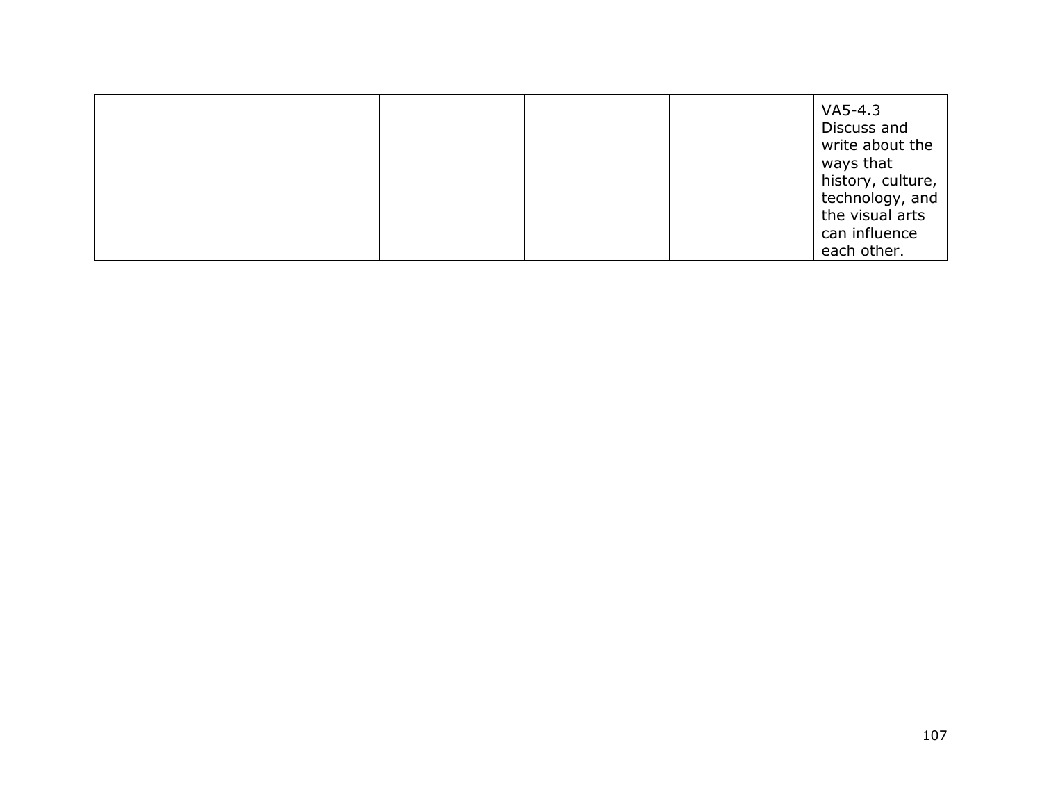| | | | | | |
|---|---|---|---|---|---|
| | | | | | VA5-4.3 Discuss and write about the ways that history, culture, technology, and the visual arts can influence each other. |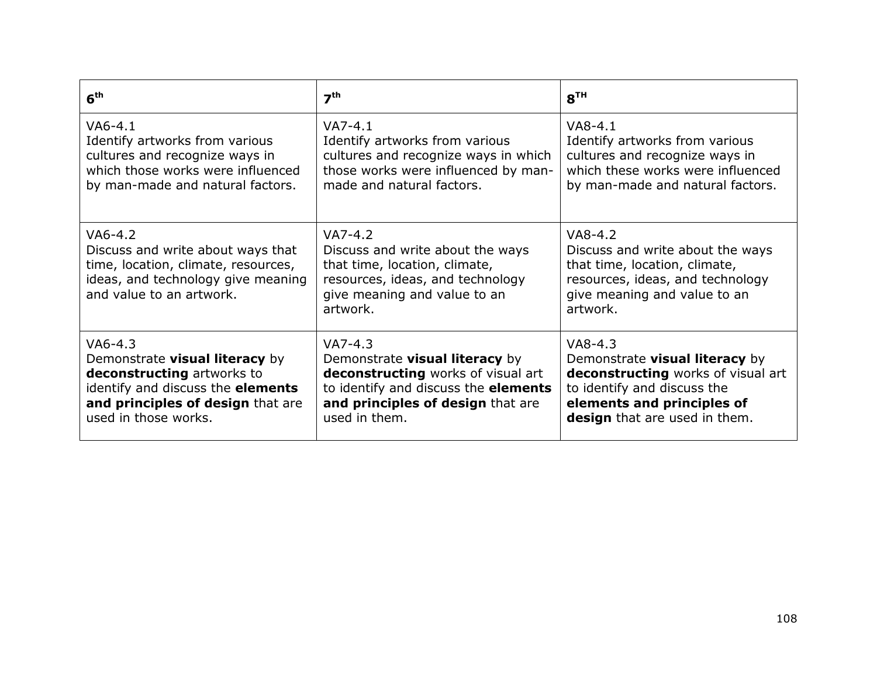| 6th | 7th | 8TH |
|---|---|---|
| VA6-4.1<br>Identify artworks from various cultures and recognize ways in which those works were influenced by man-made and natural factors. | VA7-4.1<br>Identify artworks from various cultures and recognize ways in which those works were influenced by man-made and natural factors. | VA8-4.1<br>Identify artworks from various cultures and recognize ways in which these works were influenced by man-made and natural factors. |
| VA6-4.2<br>Discuss and write about ways that time, location, climate, resources, ideas, and technology give meaning and value to an artwork. | VA7-4.2<br>Discuss and write about the ways that time, location, climate, resources, ideas, and technology give meaning and value to an artwork. | VA8-4.2<br>Discuss and write about the ways that time, location, climate, resources, ideas, and technology give meaning and value to an artwork. |
| VA6-4.3<br>Demonstrate **visual literacy** by **deconstructing** artworks to identify and discuss the **elements and principles of design** that are used in those works. | VA7-4.3<br>Demonstrate **visual literacy** by **deconstructing** works of visual art to identify and discuss the **elements and principles of design** that are used in them. | VA8-4.3<br>Demonstrate **visual literacy** by **deconstructing** works of visual art to identify and discuss the **elements and principles of design** that are used in them. |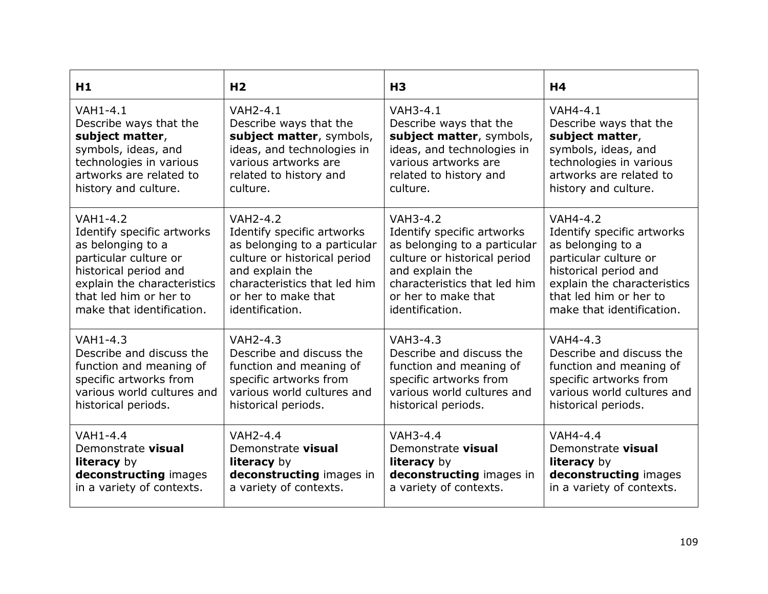| H1 | H2 | H3 | H4 |
|---|---|---|---|
| VAH1-4.1 Describe ways that the **subject matter**, symbols, ideas, and technologies in various artworks are related to history and culture. | VAH2-4.1 Describe ways that the **subject matter**, symbols, ideas, and technologies in various artworks are related to history and culture. | VAH3-4.1 Describe ways that the **subject matter**, symbols, ideas, and technologies in various artworks are related to history and culture. | VAH4-4.1 Describe ways that the **subject matter**, symbols, ideas, and technologies in various artworks are related to history and culture. |
| VAH1-4.2 Identify specific artworks as belonging to a particular culture or historical period and explain the characteristics that led him or her to make that identification. | VAH2-4.2 Identify specific artworks as belonging to a particular culture or historical period and explain the characteristics that led him or her to make that identification. | VAH3-4.2 Identify specific artworks as belonging to a particular culture or historical period and explain the characteristics that led him or her to make that identification. | VAH4-4.2 Identify specific artworks as belonging to a particular culture or historical period and explain the characteristics that led him or her to make that identification. |
| VAH1-4.3 Describe and discuss the function and meaning of specific artworks from various world cultures and historical periods. | VAH2-4.3 Describe and discuss the function and meaning of specific artworks from various world cultures and historical periods. | VAH3-4.3 Describe and discuss the function and meaning of specific artworks from various world cultures and historical periods. | VAH4-4.3 Describe and discuss the function and meaning of specific artworks from various world cultures and historical periods. |
| VAH1-4.4 Demonstrate **visual literacy** by **deconstructing** images in a variety of contexts. | VAH2-4.4 Demonstrate **visual literacy** by **deconstructing** images in a variety of contexts. | VAH3-4.4 Demonstrate **visual literacy** by **deconstructing** images in a variety of contexts. | VAH4-4.4 Demonstrate **visual literacy** by **deconstructing** images in a variety of contexts. |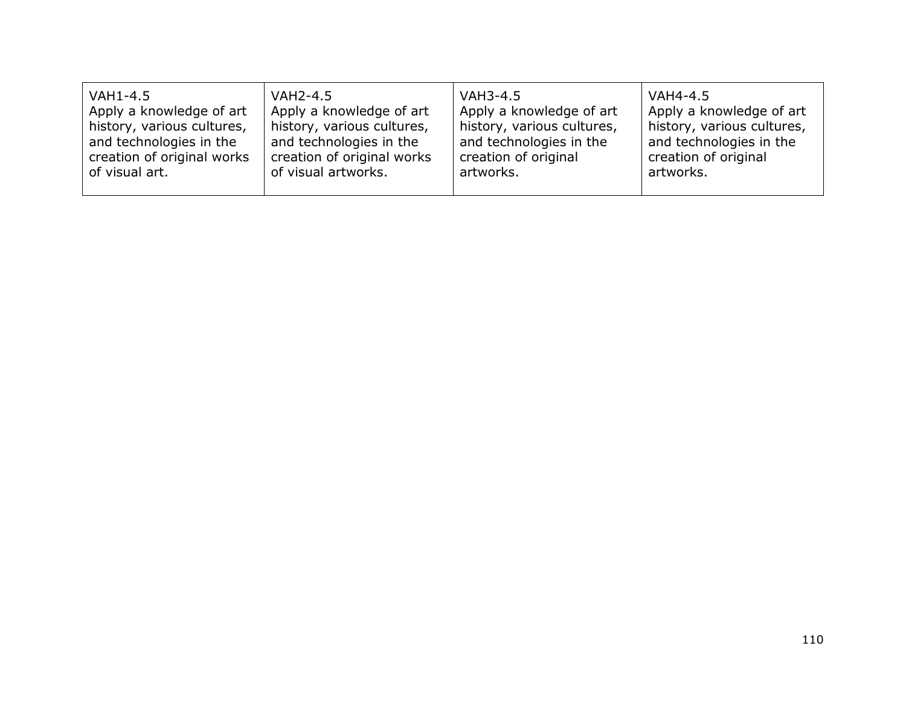| VAH1-4.5 Apply a knowledge of art history, various cultures, and technologies in the creation of original works of visual art. | VAH2-4.5 Apply a knowledge of art history, various cultures, and technologies in the creation of original works of visual artworks. | VAH3-4.5 Apply a knowledge of art history, various cultures, and technologies in the creation of original artworks. | VAH4-4.5 Apply a knowledge of art history, various cultures, and technologies in the creation of original artworks. |
|---|---|---|---|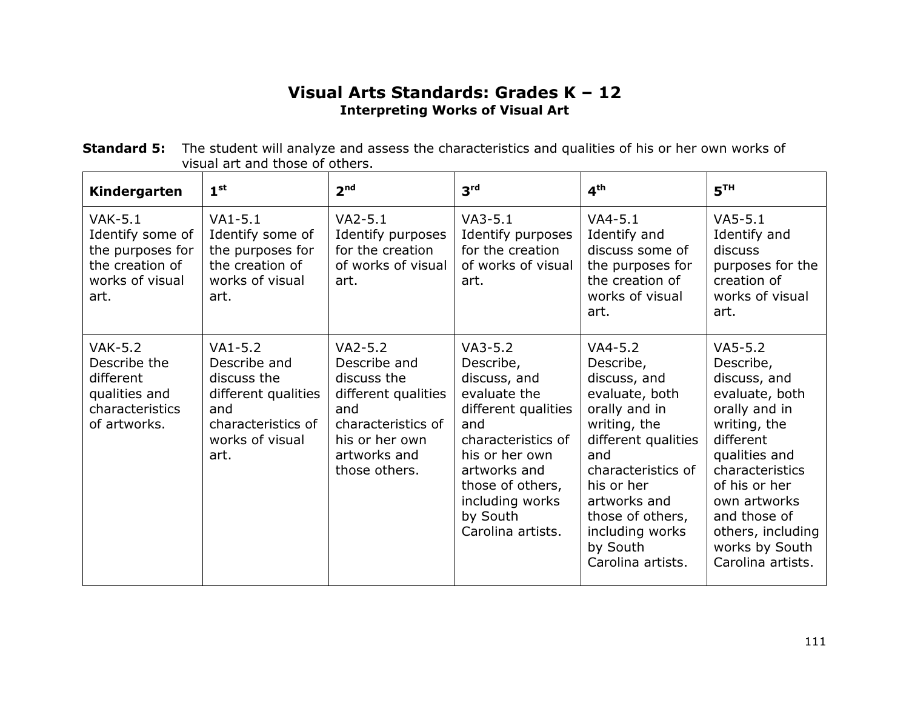# Visual Arts Standards: Grades K – 12

## Interpreting Works of Visual Art

**Standard 5:** The student will analyze and assess the characteristics and qualities of his or her own works of visual art and those of others.

| Kindergarten | 1st | 2nd | 3rd | 4th | 5TH |
|---|---|---|---|---|---|
| VAK-5.1 Identify some of the purposes for the creation of works of visual art. | VA1-5.1 Identify some of the purposes for the creation of works of visual art. | VA2-5.1 Identify purposes for the creation of works of visual art. | VA3-5.1 Identify purposes for the creation of works of visual art. | VA4-5.1 Identify and discuss some of the purposes for the creation of works of visual art. | VA5-5.1 Identify and discuss purposes for the creation of works of visual art. |
| VAK-5.2 Describe the different qualities and characteristics of artworks. | VA1-5.2 Describe and discuss the different qualities and characteristics of works of visual art. | VA2-5.2 Describe and discuss the different qualities and characteristics of his or her own artworks and those others. | VA3-5.2 Describe, discuss, and evaluate the different qualities and characteristics of his or her own artworks and those of others, including works by South Carolina artists. | VA4-5.2 Describe, discuss, and evaluate, both orally and in writing, the different qualities and characteristics of his or her artworks and those of others, including works by South Carolina artists. | VA5-5.2 Describe, discuss, and evaluate, both orally and in writing, the different qualities and characteristics of his or her own artworks and those of others, including works by South Carolina artists. |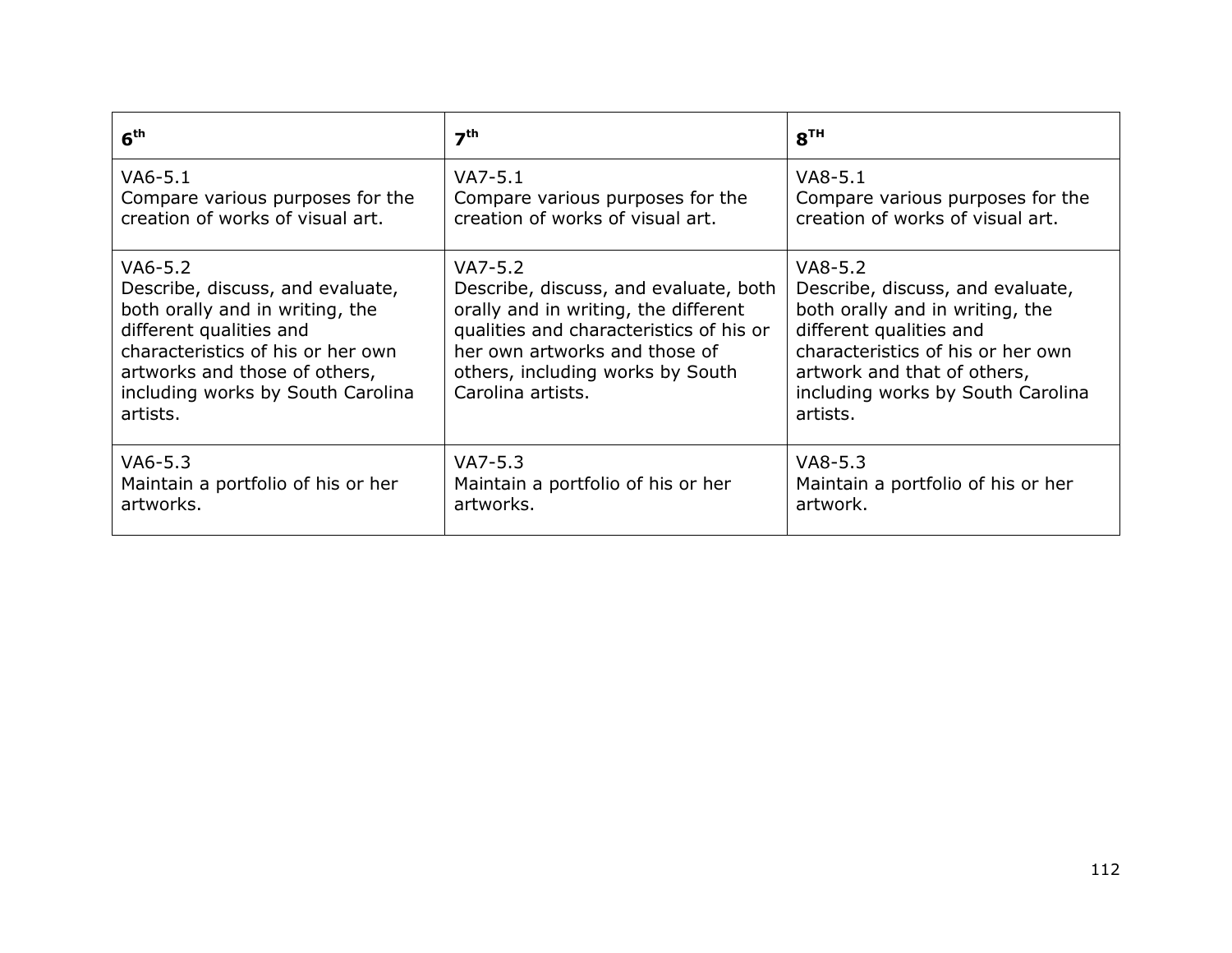| 6[th] | 7[th] | 8[TH] |
| --- | --- | --- |
| VA6-5.1<br>Compare various purposes for the creation of works of visual art. | VA7-5.1<br>Compare various purposes for the creation of works of visual art. | VA8-5.1<br>Compare various purposes for the creation of works of visual art. |
| VA6-5.2<br>Describe, discuss, and evaluate, both orally and in writing, the different qualities and characteristics of his or her own artworks and those of others, including works by South Carolina artists. | VA7-5.2<br>Describe, discuss, and evaluate, both orally and in writing, the different qualities and characteristics of his or her own artworks and those of others, including works by South Carolina artists. | VA8-5.2<br>Describe, discuss, and evaluate, both orally and in writing, the different qualities and characteristics of his or her own artwork and that of others, including works by South Carolina artists. |
| VA6-5.3<br>Maintain a portfolio of his or her artworks. | VA7-5.3<br>Maintain a portfolio of his or her artworks. | VA8-5.3<br>Maintain a portfolio of his or her artwork. |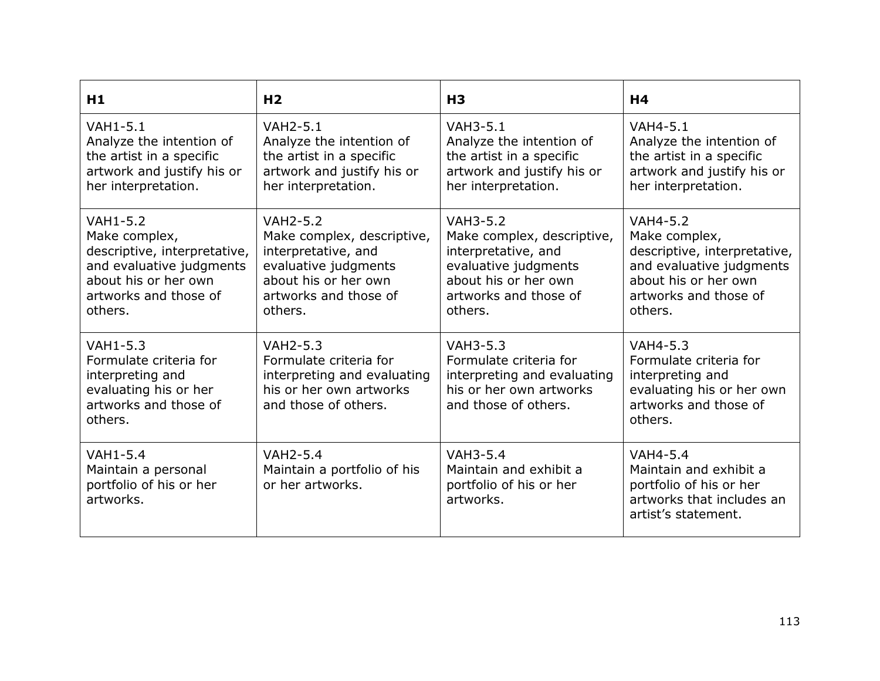| H1 | H2 | H3 | H4 |
|---|---|---|---|
| VAH1-5.1<br>Analyze the intention of the artist in a specific artwork and justify his or her interpretation. | VAH2-5.1<br>Analyze the intention of the artist in a specific artwork and justify his or her interpretation. | VAH3-5.1<br>Analyze the intention of the artist in a specific artwork and justify his or her interpretation. | VAH4-5.1<br>Analyze the intention of the artist in a specific artwork and justify his or her interpretation. |
| VAH1-5.2<br>Make complex, descriptive, interpretative, and evaluative judgments about his or her own artworks and those of others. | VAH2-5.2<br>Make complex, descriptive, interpretative, and evaluative judgments about his or her own artworks and those of others. | VAH3-5.2<br>Make complex, descriptive, interpretative, and evaluative judgments about his or her own artworks and those of others. | VAH4-5.2<br>Make complex, descriptive, interpretative, and evaluative judgments about his or her own artworks and those of others. |
| VAH1-5.3<br>Formulate criteria for interpreting and evaluating his or her artworks and those of others. | VAH2-5.3<br>Formulate criteria for interpreting and evaluating his or her own artworks and those of others. | VAH3-5.3<br>Formulate criteria for interpreting and evaluating his or her own artworks and those of others. | VAH4-5.3<br>Formulate criteria for interpreting and evaluating his or her own artworks and those of others. |
| VAH1-5.4<br>Maintain a personal portfolio of his or her artworks. | VAH2-5.4<br>Maintain a portfolio of his or her artworks. | VAH3-5.4<br>Maintain and exhibit a portfolio of his or her artworks. | VAH4-5.4<br>Maintain and exhibit a portfolio of his or her artworks that includes an artist's statement. |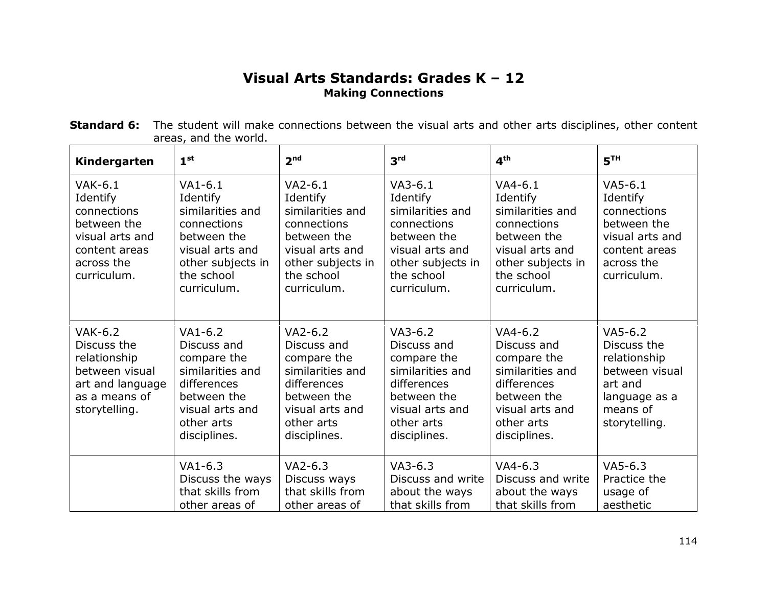# Visual Arts Standards: Grades K – 12

## Making Connections

**Standard 6:** The student will make connections between the visual arts and other arts disciplines, other content areas, and the world.

| Kindergarten | 1st | 2nd | 3rd | 4th | 5TH |
|---|---|---|---|---|---|
| VAK-6.1 Identify connections between the visual arts and content areas across the curriculum. | VA1-6.1 Identify similarities and connections between the visual arts and other subjects in the school curriculum. | VA2-6.1 Identify similarities and connections between the visual arts and other subjects in the school curriculum. | VA3-6.1 Identify similarities and connections between the visual arts and other subjects in the school curriculum. | VA4-6.1 Identify similarities and connections between the visual arts and other subjects in the school curriculum. | VA5-6.1 Identify connections between the visual arts and content areas across the curriculum. |
| VAK-6.2 Discuss the relationship between visual art and language as a means of storytelling. | VA1-6.2 Discuss and compare the similarities and differences between the visual arts and other arts disciplines. | VA2-6.2 Discuss and compare the similarities and differences between the visual arts and other arts disciplines. | VA3-6.2 Discuss and compare the similarities and differences between the visual arts and other arts disciplines. | VA4-6.2 Discuss and compare the similarities and differences between the visual arts and other arts disciplines. | VA5-6.2 Discuss the relationship between visual art and language as a means of storytelling. |
| | VA1-6.3 Discuss the ways that skills from other areas of | VA2-6.3 Discuss ways that skills from other areas of | VA3-6.3 Discuss and write about the ways that skills from | VA4-6.3 Discuss and write about the ways that skills from | VA5-6.3 Practice the usage of aesthetic |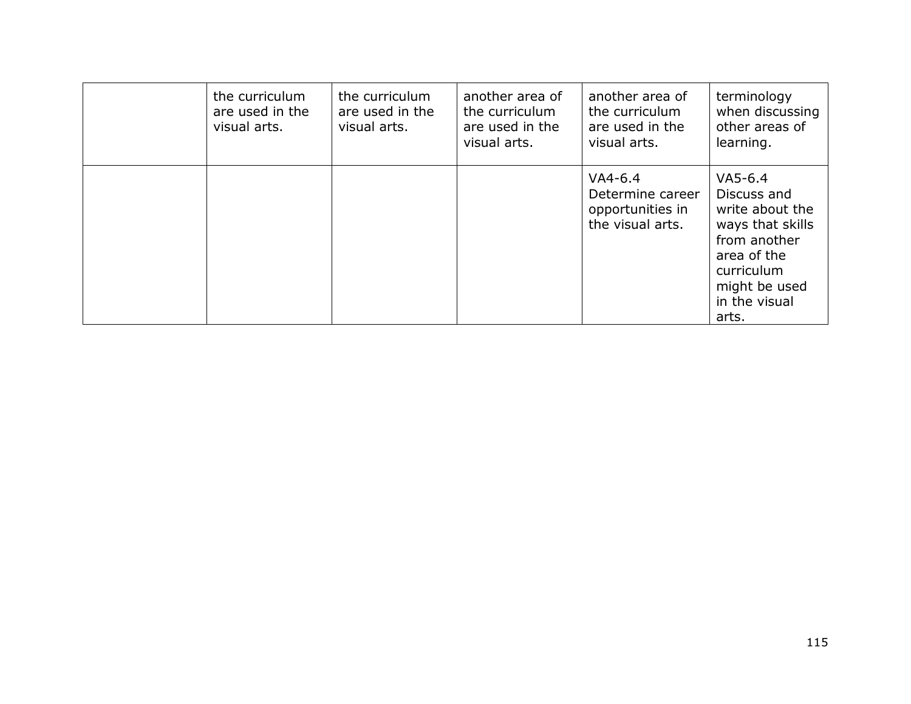| | | | | | |
|---|---|---|---|---|---|
| | the curriculum are used in the visual arts. | the curriculum are used in the visual arts. | another area of the curriculum are used in the visual arts. | another area of the curriculum are used in the visual arts. | terminology when discussing other areas of learning. |
| | | | | VA4-6.4 Determine career opportunities in the visual arts. | VA5-6.4 Discuss and write about the ways that skills from another area of the curriculum might be used in the visual arts. |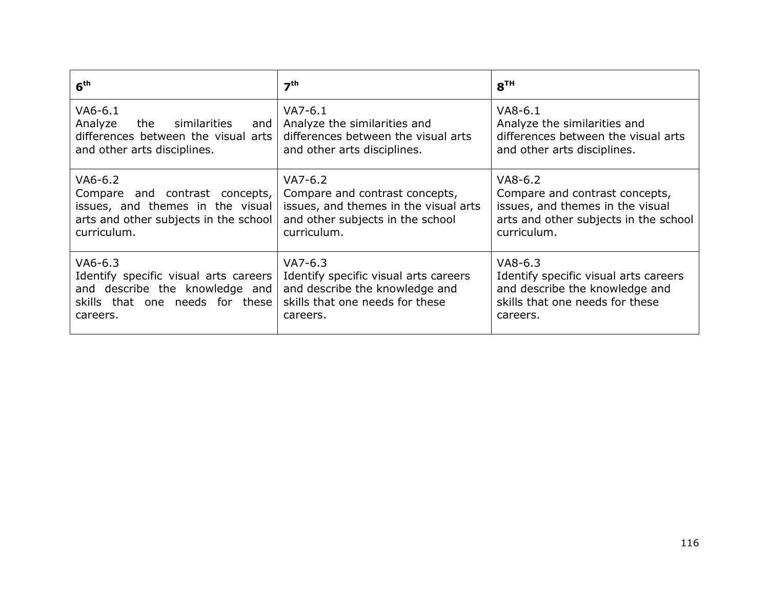| 6th | 7th | 8TH |
| --- | --- | --- |
| VA6-6.1<br>Analyze the similarities and differences between the visual arts and other arts disciplines. | VA7-6.1<br>Analyze the similarities and differences between the visual arts and other arts disciplines. | VA8-6.1<br>Analyze the similarities and differences between the visual arts and other arts disciplines. |
| VA6-6.2<br>Compare and contrast concepts, issues, and themes in the visual arts and other subjects in the school curriculum. | VA7-6.2<br>Compare and contrast concepts, issues, and themes in the visual arts and other subjects in the school curriculum. | VA8-6.2<br>Compare and contrast concepts, issues, and themes in the visual arts and other subjects in the school curriculum. |
| VA6-6.3<br>Identify specific visual arts careers and describe the knowledge and skills that one needs for these careers. | VA7-6.3<br>Identify specific visual arts careers and describe the knowledge and skills that one needs for these careers. | VA8-6.3<br>Identify specific visual arts careers and describe the knowledge and skills that one needs for these careers. |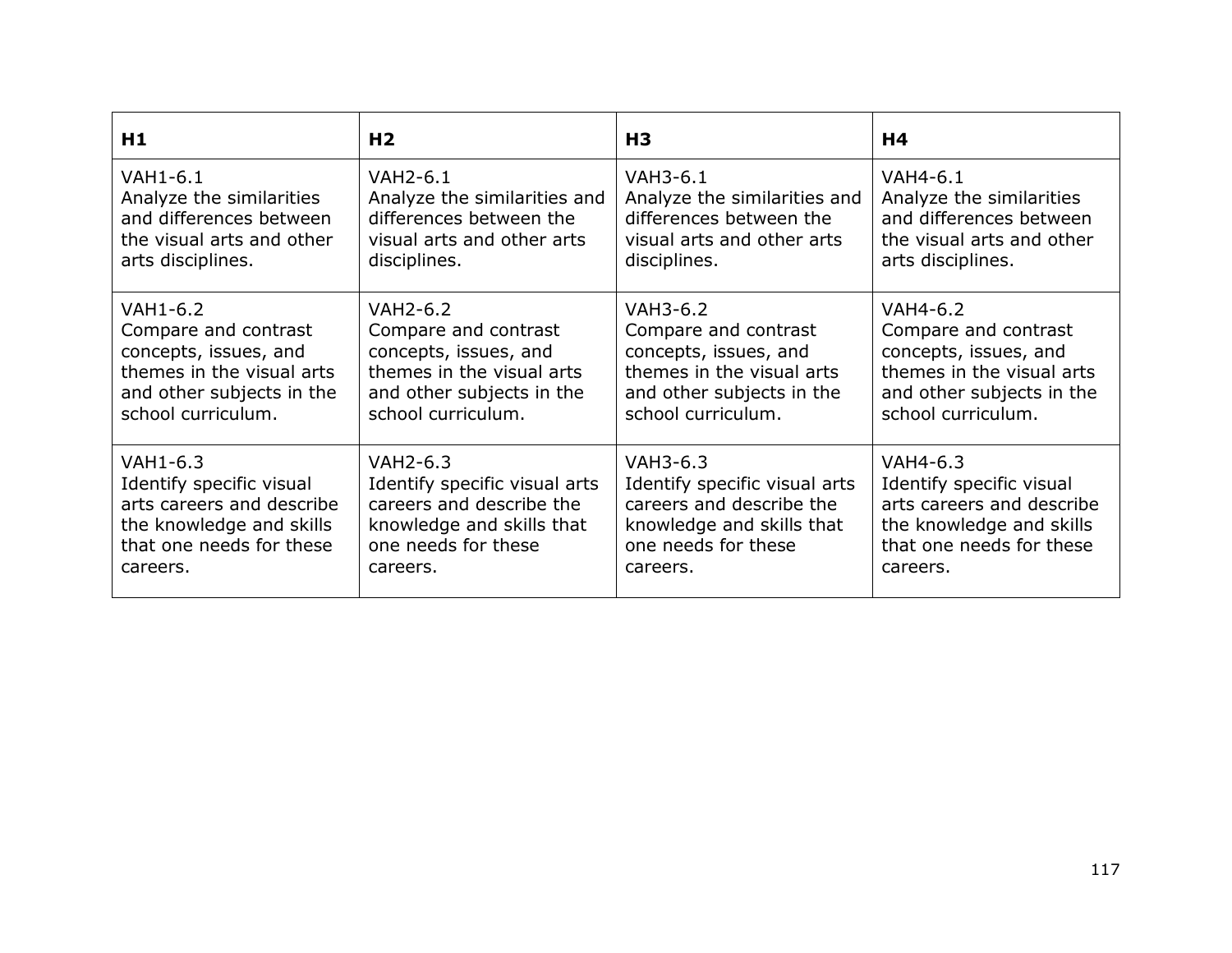| **H1** | **H2** | **H3** | **H4** |
|---|---|---|---|
| VAH1-6.1 Analyze the similarities and differences between the visual arts and other arts disciplines. | VAH2-6.1 Analyze the similarities and differences between the visual arts and other arts disciplines. | VAH3-6.1 Analyze the similarities and differences between the visual arts and other arts disciplines. | VAH4-6.1 Analyze the similarities and differences between the visual arts and other arts disciplines. |
| VAH1-6.2 Compare and contrast concepts, issues, and themes in the visual arts and other subjects in the school curriculum. | VAH2-6.2 Compare and contrast concepts, issues, and themes in the visual arts and other subjects in the school curriculum. | VAH3-6.2 Compare and contrast concepts, issues, and themes in the visual arts and other subjects in the school curriculum. | VAH4-6.2 Compare and contrast concepts, issues, and themes in the visual arts and other subjects in the school curriculum. |
| VAH1-6.3 Identify specific visual arts careers and describe the knowledge and skills that one needs for these careers. | VAH2-6.3 Identify specific visual arts careers and describe the knowledge and skills that one needs for these careers. | VAH3-6.3 Identify specific visual arts careers and describe the knowledge and skills that one needs for these careers. | VAH4-6.3 Identify specific visual arts careers and describe the knowledge and skills that one needs for these careers. |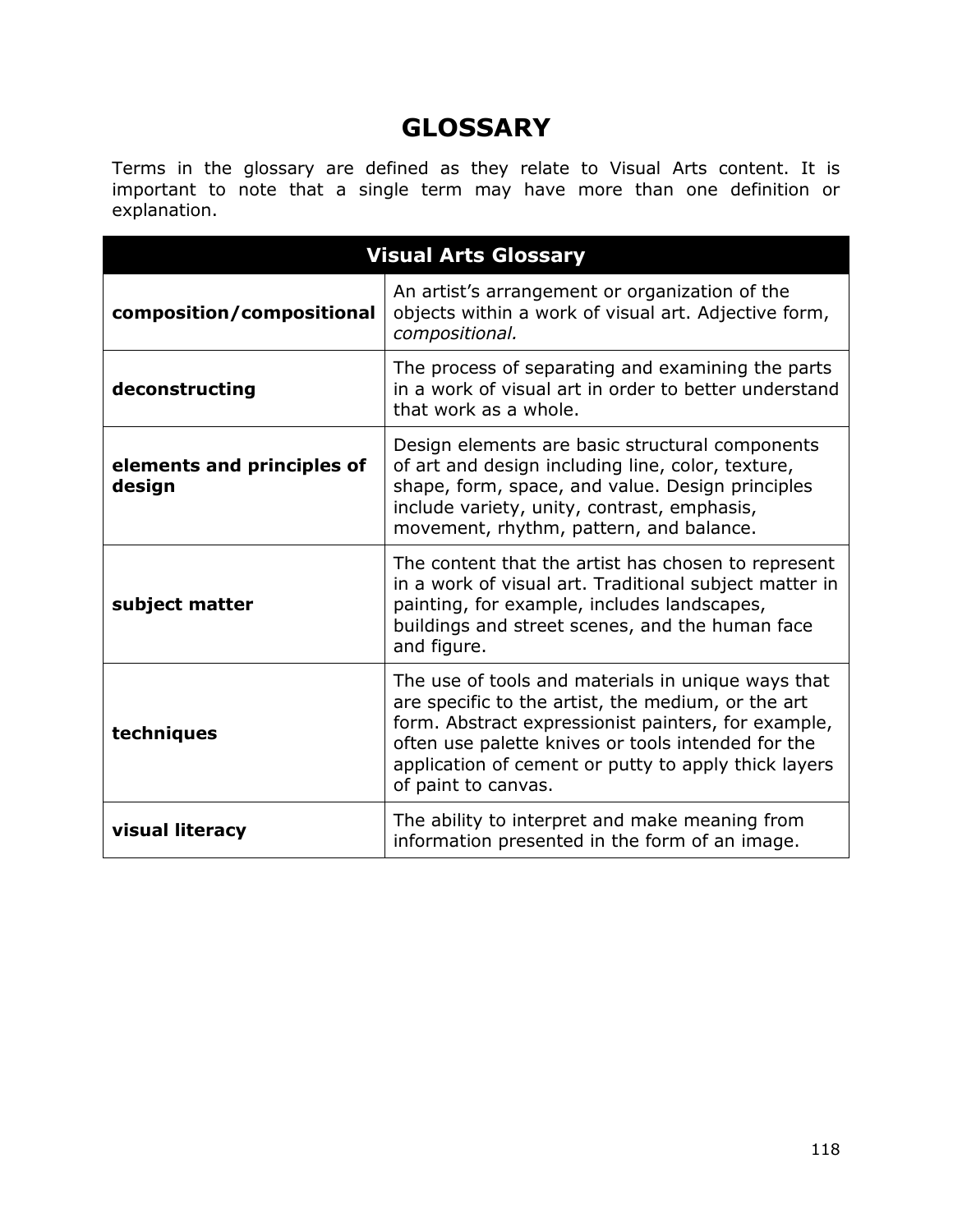# GLOSSARY

Terms in the glossary are defined as they relate to Visual Arts content. It is important to note that a single term may have more than one definition or explanation.

| Visual Arts Glossary | |
|---|---|
| **composition/compositional** | An artist's arrangement or organization of the objects within a work of visual art. Adjective form, *compositional.* |
| **deconstructing** | The process of separating and examining the parts in a work of visual art in order to better understand that work as a whole. |
| **elements and principles of design** | Design elements are basic structural components of art and design including line, color, texture, shape, form, space, and value. Design principles include variety, unity, contrast, emphasis, movement, rhythm, pattern, and balance. |
| **subject matter** | The content that the artist has chosen to represent in a work of visual art. Traditional subject matter in painting, for example, includes landscapes, buildings and street scenes, and the human face and figure. |
| **techniques** | The use of tools and materials in unique ways that are specific to the artist, the medium, or the art form. Abstract expressionist painters, for example, often use palette knives or tools intended for the application of cement or putty to apply thick layers of paint to canvas. |
| **visual literacy** | The ability to interpret and make meaning from information presented in the form of an image. |